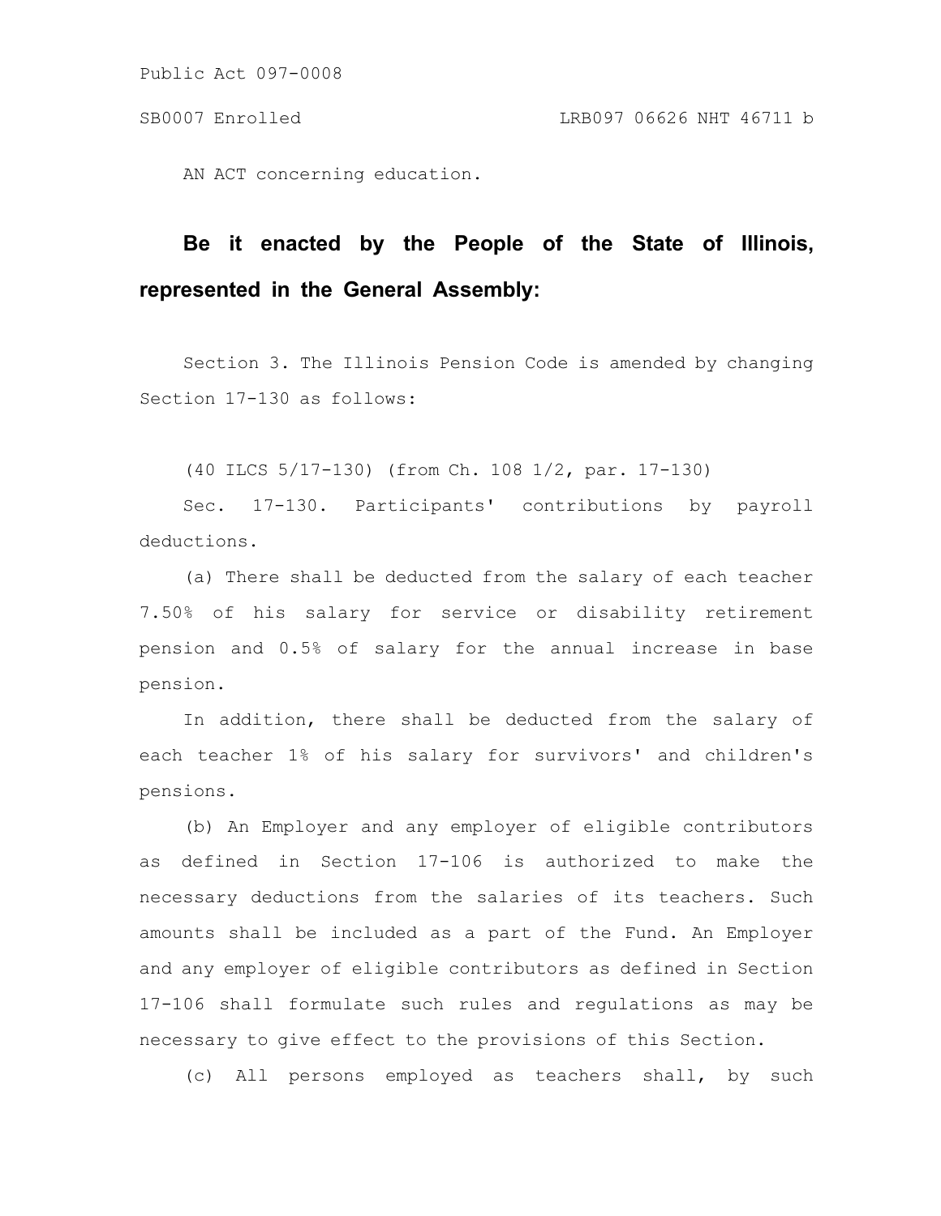Public Act 097-0008

SB0007 Enrolled LRB097 06626 NHT 46711 b

AN ACT concerning education.

**Be it enacted by the People of the State of Illinois, represented in the General Assembly:**

Section 3. The Illinois Pension Code is amended by changing Section 17-130 as follows:

(40 ILCS 5/17-130) (from Ch. 108 1/2, par. 17-130)

Sec. 17-130. Participants' contributions by payroll deductions.

(a) There shall be deducted from the salary of each teacher 7.50% of his salary for service or disability retirement pension and 0.5% of salary for the annual increase in base pension.

In addition, there shall be deducted from the salary of each teacher 1% of his salary for survivors' and children's pensions.

(b) An Employer and any employer of eligible contributors as defined in Section 17-106 is authorized to make the necessary deductions from the salaries of its teachers. Such amounts shall be included as a part of the Fund. An Employer and any employer of eligible contributors as defined in Section 17-106 shall formulate such rules and regulations as may be necessary to give effect to the provisions of this Section.

(c) All persons employed as teachers shall, by such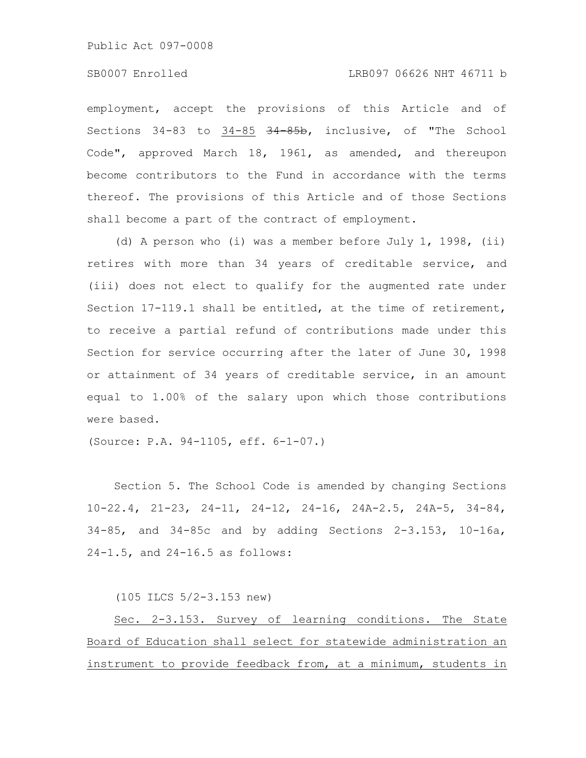employment, accept the provisions of this Article and of Sections 34-83 to <u>34-85</u> ~~34-85b~~, inclusive, of "The School Code", approved March 18, 1961, as amended, and thereupon become contributors to the Fund in accordance with the terms thereof. The provisions of this Article and of those Sections shall become a part of the contract of employment.

(d) A person who (i) was a member before July 1, 1998, (ii) retires with more than 34 years of creditable service, and (iii) does not elect to qualify for the augmented rate under Section 17-119.1 shall be entitled, at the time of retirement, to receive a partial refund of contributions made under this Section for service occurring after the later of June 30, 1998 or attainment of 34 years of creditable service, in an amount equal to 1.00% of the salary upon which those contributions were based.

(Source: P.A. 94-1105, eff. 6-1-07.)

Section 5. The School Code is amended by changing Sections 10-22.4, 21-23, 24-11, 24-12, 24-16, 24A-2.5, 24A-5, 34-84, 34-85, and 34-85c and by adding Sections 2-3.153, 10-16a, 24-1.5, and 24-16.5 as follows:

(105 ILCS 5/2-3.153 new)

<u>Sec. 2-3.153. Survey of learning conditions. The State Board of Education shall select for statewide administration an instrument to provide feedback from, at a minimum, students in</u>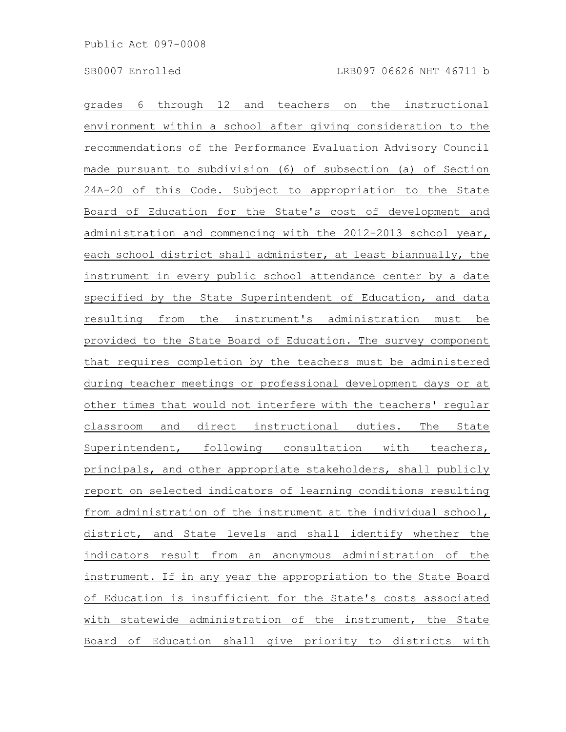grades 6 through 12 and teachers on the instructional environment within a school after giving consideration to the recommendations of the Performance Evaluation Advisory Council made pursuant to subdivision (6) of subsection (a) of Section 24A-20 of this Code. Subject to appropriation to the State Board of Education for the State's cost of development and administration and commencing with the 2012-2013 school year, each school district shall administer, at least biannually, the instrument in every public school attendance center by a date specified by the State Superintendent of Education, and data resulting from the instrument's administration must be provided to the State Board of Education. The survey component that requires completion by the teachers must be administered during teacher meetings or professional development days or at other times that would not interfere with the teachers' regular classroom and direct instructional duties. The State Superintendent, following consultation with teachers, principals, and other appropriate stakeholders, shall publicly report on selected indicators of learning conditions resulting from administration of the instrument at the individual school, district, and State levels and shall identify whether the indicators result from an anonymous administration of the instrument. If in any year the appropriation to the State Board of Education is insufficient for the State's costs associated with statewide administration of the instrument, the State Board of Education shall give priority to districts with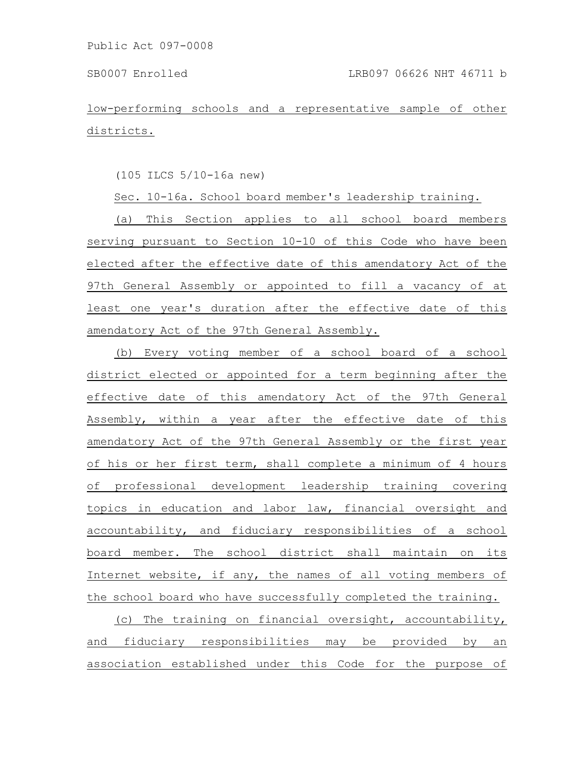low-performing schools and a representative sample of other districts.

(105 ILCS 5/10-16a new)

Sec. 10-16a. School board member's leadership training.

(a) This Section applies to all school board members serving pursuant to Section 10-10 of this Code who have been elected after the effective date of this amendatory Act of the 97th General Assembly or appointed to fill a vacancy of at least one year's duration after the effective date of this amendatory Act of the 97th General Assembly.

(b) Every voting member of a school board of a school district elected or appointed for a term beginning after the effective date of this amendatory Act of the 97th General Assembly, within a year after the effective date of this amendatory Act of the 97th General Assembly or the first year of his or her first term, shall complete a minimum of 4 hours of professional development leadership training covering topics in education and labor law, financial oversight and accountability, and fiduciary responsibilities of a school board member. The school district shall maintain on its Internet website, if any, the names of all voting members of the school board who have successfully completed the training.

(c) The training on financial oversight, accountability, and fiduciary responsibilities may be provided by an association established under this Code for the purpose of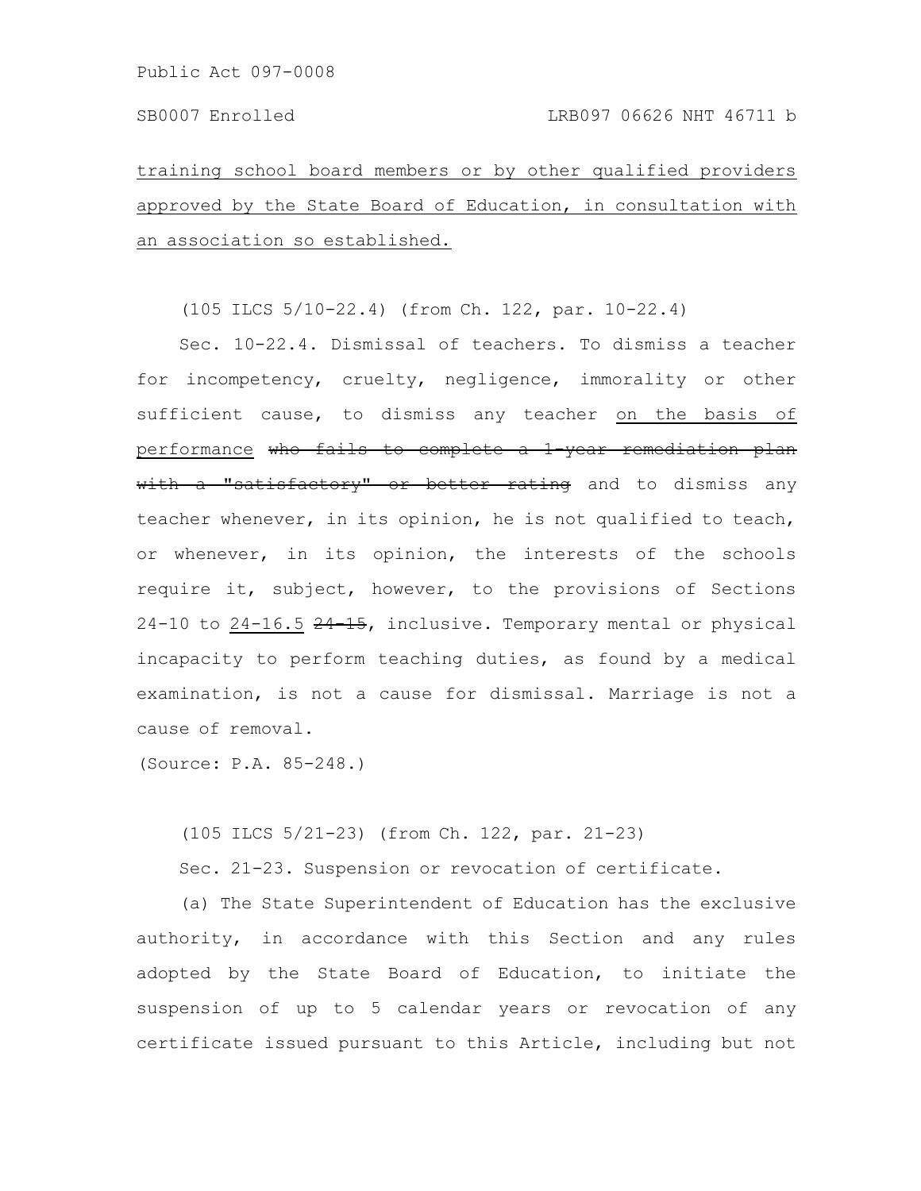training school board members or by other qualified providers approved by the State Board of Education, in consultation with an association so established.

(105 ILCS 5/10-22.4) (from Ch. 122, par. 10-22.4)

Sec. 10-22.4. Dismissal of teachers. To dismiss a teacher for incompetency, cruelty, negligence, immorality or other sufficient cause, to dismiss any teacher on the basis of performance ~~who fails to complete a 1-year remediation plan with a "satisfactory" or better rating~~ and to dismiss any teacher whenever, in its opinion, he is not qualified to teach, or whenever, in its opinion, the interests of the schools require it, subject, however, to the provisions of Sections 24-10 to 24-16.5 ~~24-15~~, inclusive. Temporary mental or physical incapacity to perform teaching duties, as found by a medical examination, is not a cause for dismissal. Marriage is not a cause of removal.

(Source: P.A. 85-248.)

(105 ILCS 5/21-23) (from Ch. 122, par. 21-23)

Sec. 21-23. Suspension or revocation of certificate.

(a) The State Superintendent of Education has the exclusive authority, in accordance with this Section and any rules adopted by the State Board of Education, to initiate the suspension of up to 5 calendar years or revocation of any certificate issued pursuant to this Article, including but not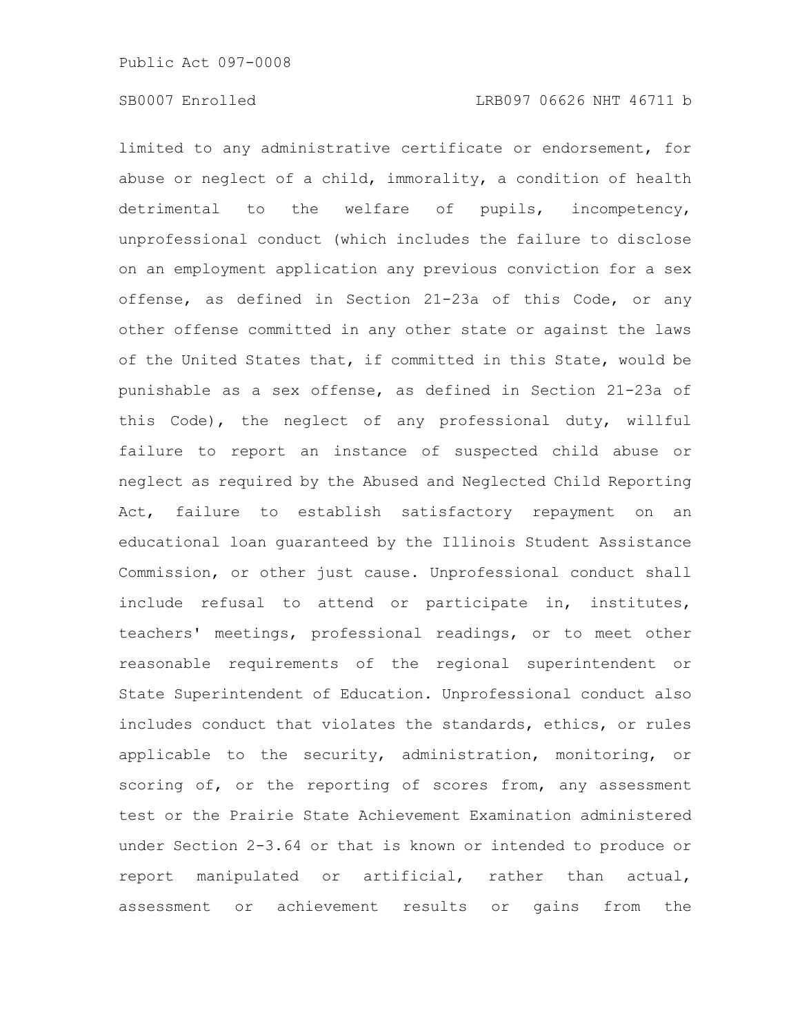limited to any administrative certificate or endorsement, for abuse or neglect of a child, immorality, a condition of health detrimental to the welfare of pupils, incompetency, unprofessional conduct (which includes the failure to disclose on an employment application any previous conviction for a sex offense, as defined in Section 21-23a of this Code, or any other offense committed in any other state or against the laws of the United States that, if committed in this State, would be punishable as a sex offense, as defined in Section 21-23a of this Code), the neglect of any professional duty, willful failure to report an instance of suspected child abuse or neglect as required by the Abused and Neglected Child Reporting Act, failure to establish satisfactory repayment on an educational loan guaranteed by the Illinois Student Assistance Commission, or other just cause. Unprofessional conduct shall include refusal to attend or participate in, institutes, teachers' meetings, professional readings, or to meet other reasonable requirements of the regional superintendent or State Superintendent of Education. Unprofessional conduct also includes conduct that violates the standards, ethics, or rules applicable to the security, administration, monitoring, or scoring of, or the reporting of scores from, any assessment test or the Prairie State Achievement Examination administered under Section 2-3.64 or that is known or intended to produce or report manipulated or artificial, rather than actual, assessment or achievement results or gains from the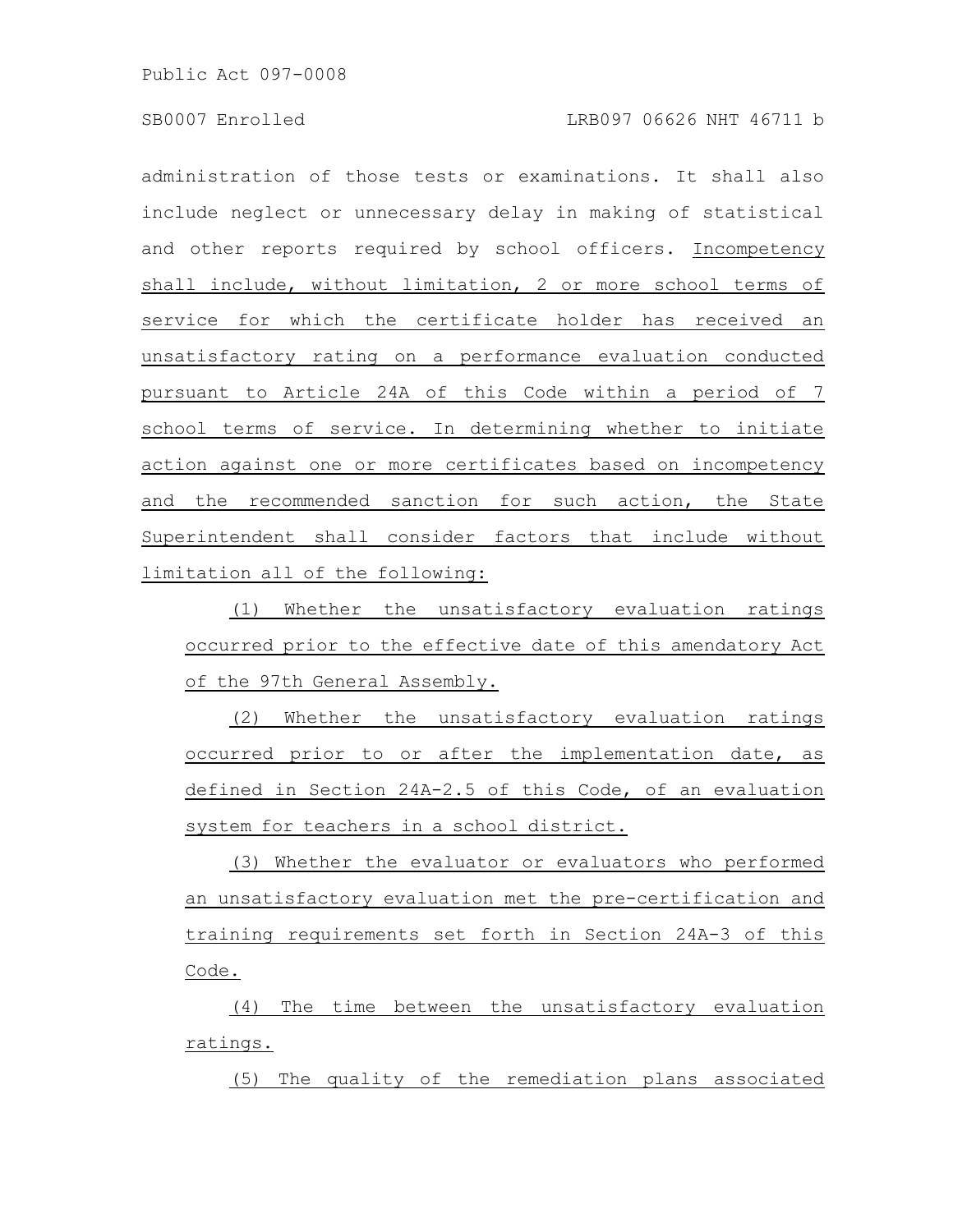administration of those tests or examinations. It shall also include neglect or unnecessary delay in making of statistical and other reports required by school officers. Incompetency shall include, without limitation, 2 or more school terms of service for which the certificate holder has received an unsatisfactory rating on a performance evaluation conducted pursuant to Article 24A of this Code within a period of 7 school terms of service. In determining whether to initiate action against one or more certificates based on incompetency and the recommended sanction for such action, the State Superintendent shall consider factors that include without limitation all of the following:

(1) Whether the unsatisfactory evaluation ratings occurred prior to the effective date of this amendatory Act of the 97th General Assembly.

(2) Whether the unsatisfactory evaluation ratings occurred prior to or after the implementation date, as defined in Section 24A-2.5 of this Code, of an evaluation system for teachers in a school district.

(3) Whether the evaluator or evaluators who performed an unsatisfactory evaluation met the pre-certification and training requirements set forth in Section 24A-3 of this Code.

(4) The time between the unsatisfactory evaluation ratings.

(5) The quality of the remediation plans associated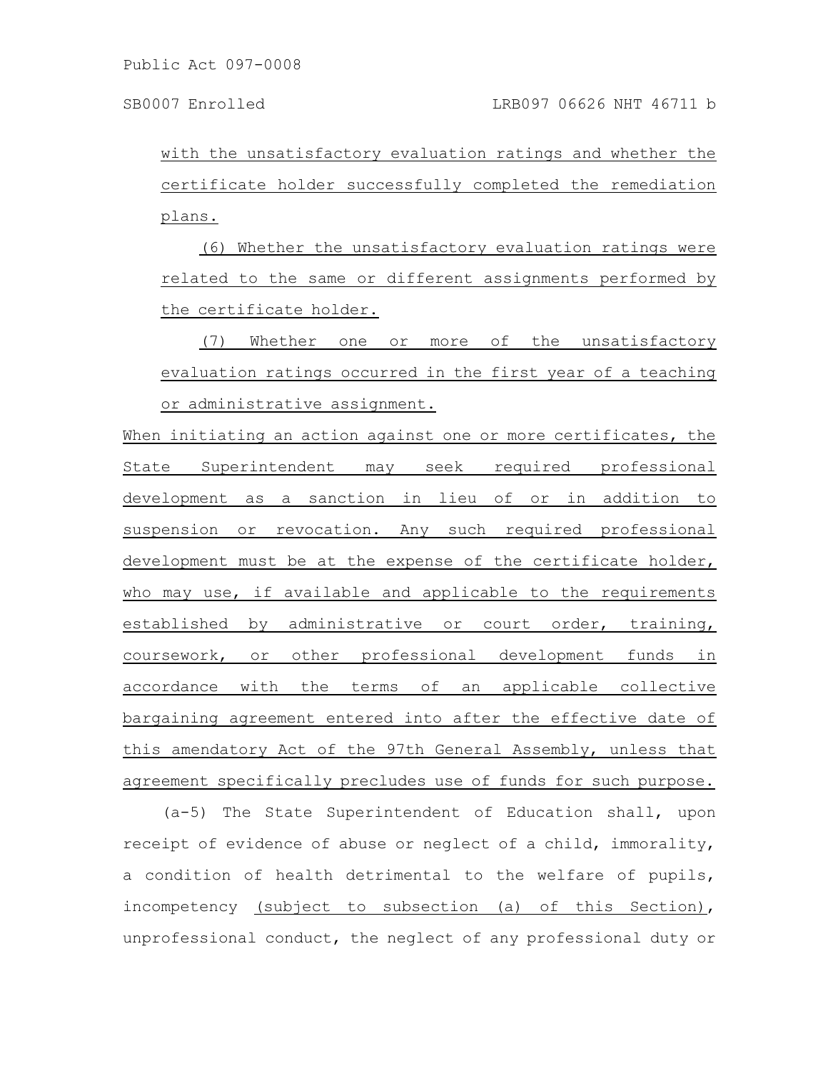with the unsatisfactory evaluation ratings and whether the certificate holder successfully completed the remediation plans.

(6) Whether the unsatisfactory evaluation ratings were related to the same or different assignments performed by the certificate holder.

(7) Whether one or more of the unsatisfactory evaluation ratings occurred in the first year of a teaching or administrative assignment.

When initiating an action against one or more certificates, the State Superintendent may seek required professional development as a sanction in lieu of or in addition to suspension or revocation. Any such required professional development must be at the expense of the certificate holder, who may use, if available and applicable to the requirements established by administrative or court order, training, coursework, or other professional development funds in accordance with the terms of an applicable collective bargaining agreement entered into after the effective date of this amendatory Act of the 97th General Assembly, unless that agreement specifically precludes use of funds for such purpose.

(a-5) The State Superintendent of Education shall, upon receipt of evidence of abuse or neglect of a child, immorality, a condition of health detrimental to the welfare of pupils, incompetency (subject to subsection (a) of this Section), unprofessional conduct, the neglect of any professional duty or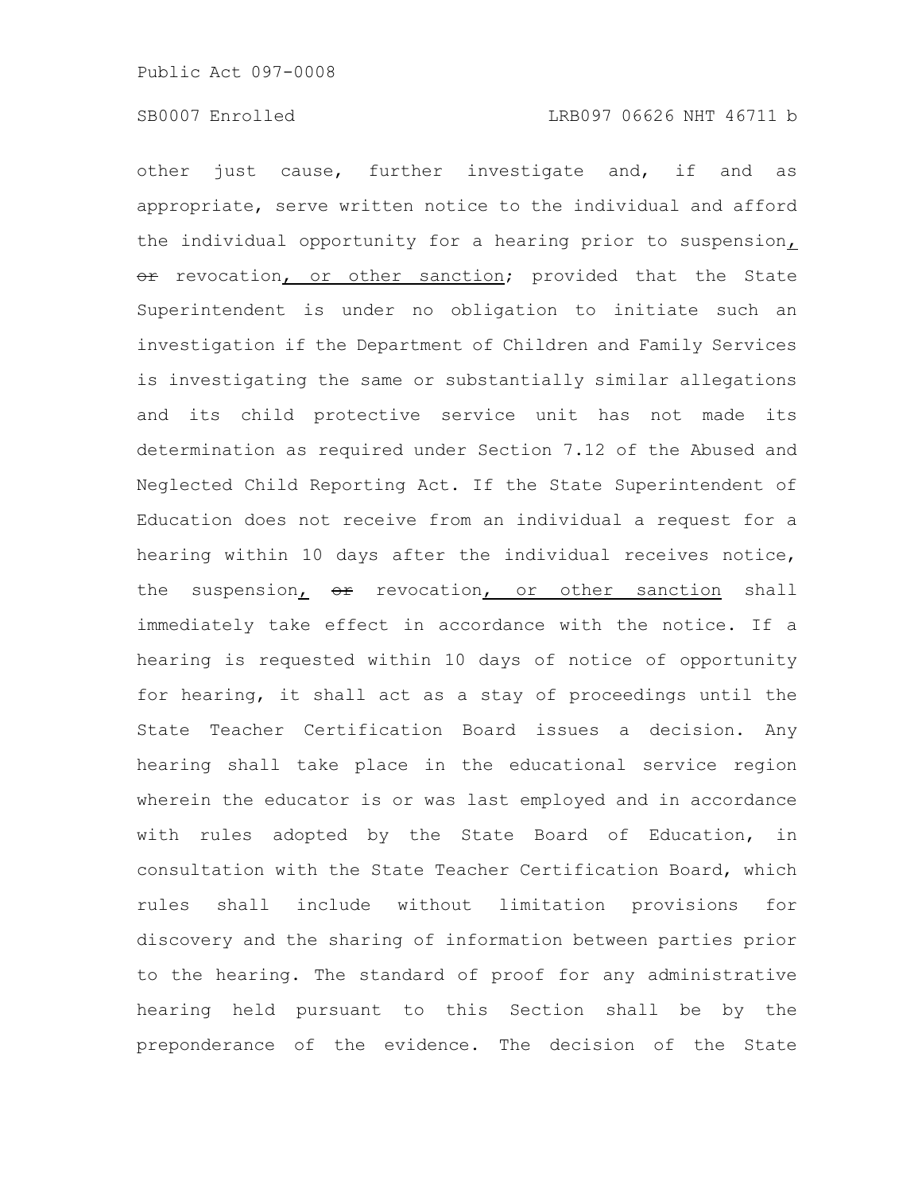other just cause, further investigate and, if and as appropriate, serve written notice to the individual and afford the individual opportunity for a hearing prior to suspension, ~~or~~ revocation, or other sanction; provided that the State Superintendent is under no obligation to initiate such an investigation if the Department of Children and Family Services is investigating the same or substantially similar allegations and its child protective service unit has not made its determination as required under Section 7.12 of the Abused and Neglected Child Reporting Act. If the State Superintendent of Education does not receive from an individual a request for a hearing within 10 days after the individual receives notice, the suspension, ~~or~~ revocation, or other sanction shall immediately take effect in accordance with the notice. If a hearing is requested within 10 days of notice of opportunity for hearing, it shall act as a stay of proceedings until the State Teacher Certification Board issues a decision. Any hearing shall take place in the educational service region wherein the educator is or was last employed and in accordance with rules adopted by the State Board of Education, in consultation with the State Teacher Certification Board, which rules shall include without limitation provisions for discovery and the sharing of information between parties prior to the hearing. The standard of proof for any administrative hearing held pursuant to this Section shall be by the preponderance of the evidence. The decision of the State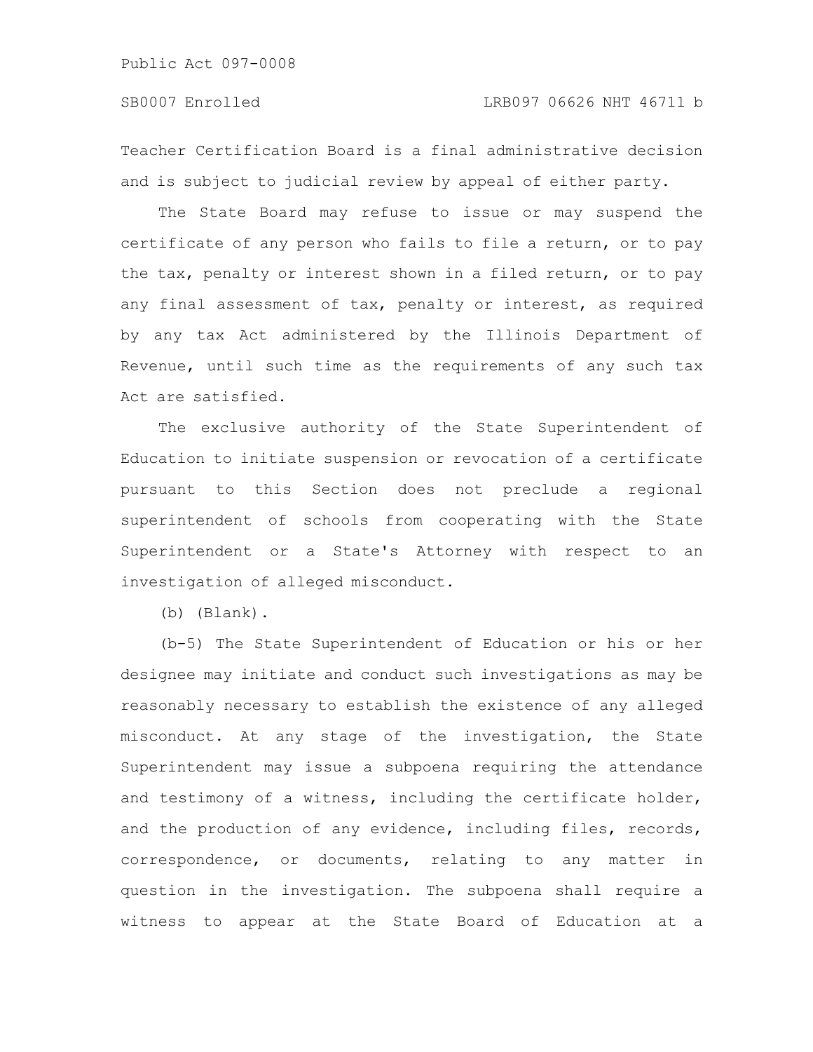Teacher Certification Board is a final administrative decision and is subject to judicial review by appeal of either party.

The State Board may refuse to issue or may suspend the certificate of any person who fails to file a return, or to pay the tax, penalty or interest shown in a filed return, or to pay any final assessment of tax, penalty or interest, as required by any tax Act administered by the Illinois Department of Revenue, until such time as the requirements of any such tax Act are satisfied.

The exclusive authority of the State Superintendent of Education to initiate suspension or revocation of a certificate pursuant to this Section does not preclude a regional superintendent of schools from cooperating with the State Superintendent or a State's Attorney with respect to an investigation of alleged misconduct.

(b) (Blank).

(b-5) The State Superintendent of Education or his or her designee may initiate and conduct such investigations as may be reasonably necessary to establish the existence of any alleged misconduct. At any stage of the investigation, the State Superintendent may issue a subpoena requiring the attendance and testimony of a witness, including the certificate holder, and the production of any evidence, including files, records, correspondence, or documents, relating to any matter in question in the investigation. The subpoena shall require a witness to appear at the State Board of Education at a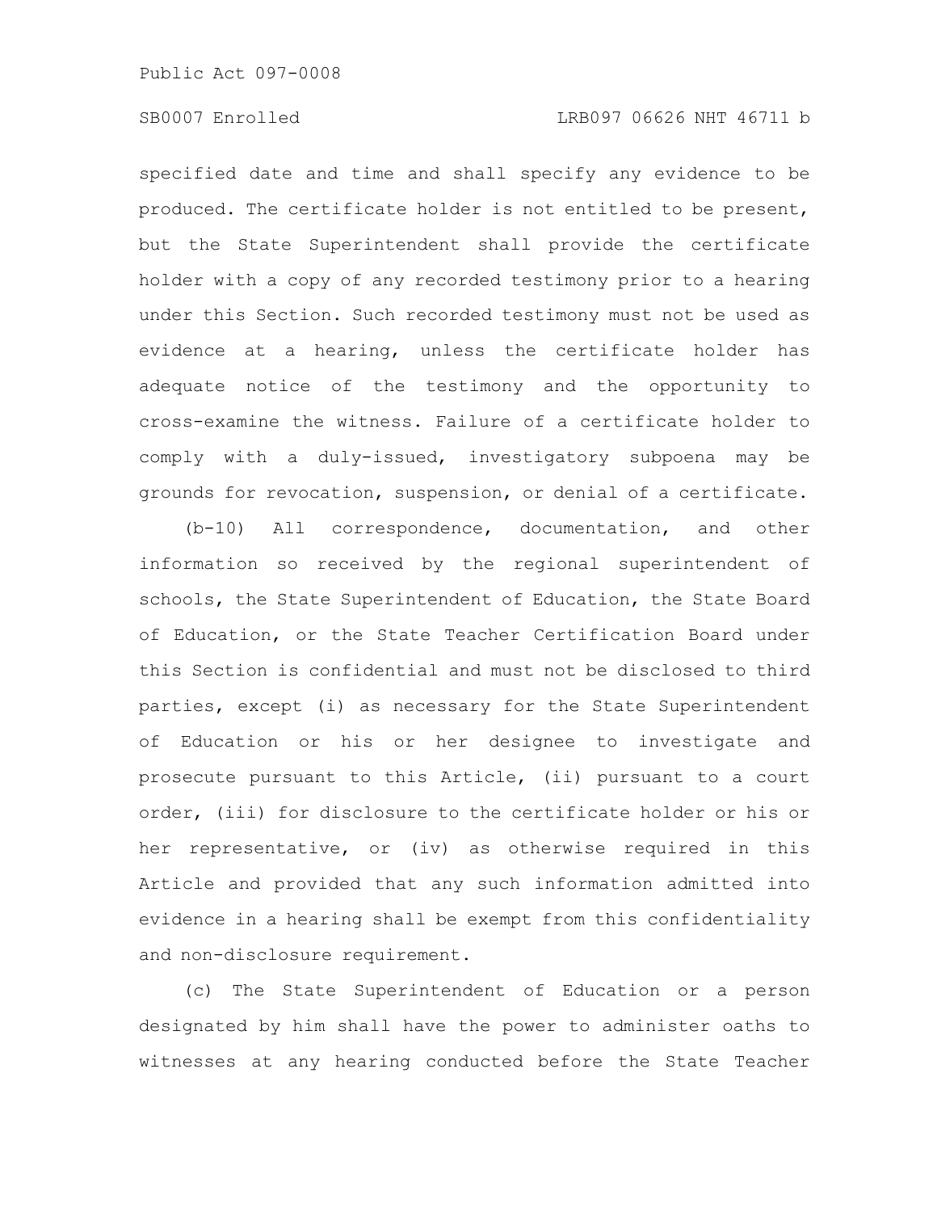specified date and time and shall specify any evidence to be produced. The certificate holder is not entitled to be present, but the State Superintendent shall provide the certificate holder with a copy of any recorded testimony prior to a hearing under this Section. Such recorded testimony must not be used as evidence at a hearing, unless the certificate holder has adequate notice of the testimony and the opportunity to cross-examine the witness. Failure of a certificate holder to comply with a duly-issued, investigatory subpoena may be grounds for revocation, suspension, or denial of a certificate.

(b-10) All correspondence, documentation, and other information so received by the regional superintendent of schools, the State Superintendent of Education, the State Board of Education, or the State Teacher Certification Board under this Section is confidential and must not be disclosed to third parties, except (i) as necessary for the State Superintendent of Education or his or her designee to investigate and prosecute pursuant to this Article, (ii) pursuant to a court order, (iii) for disclosure to the certificate holder or his or her representative, or (iv) as otherwise required in this Article and provided that any such information admitted into evidence in a hearing shall be exempt from this confidentiality and non-disclosure requirement.

(c) The State Superintendent of Education or a person designated by him shall have the power to administer oaths to witnesses at any hearing conducted before the State Teacher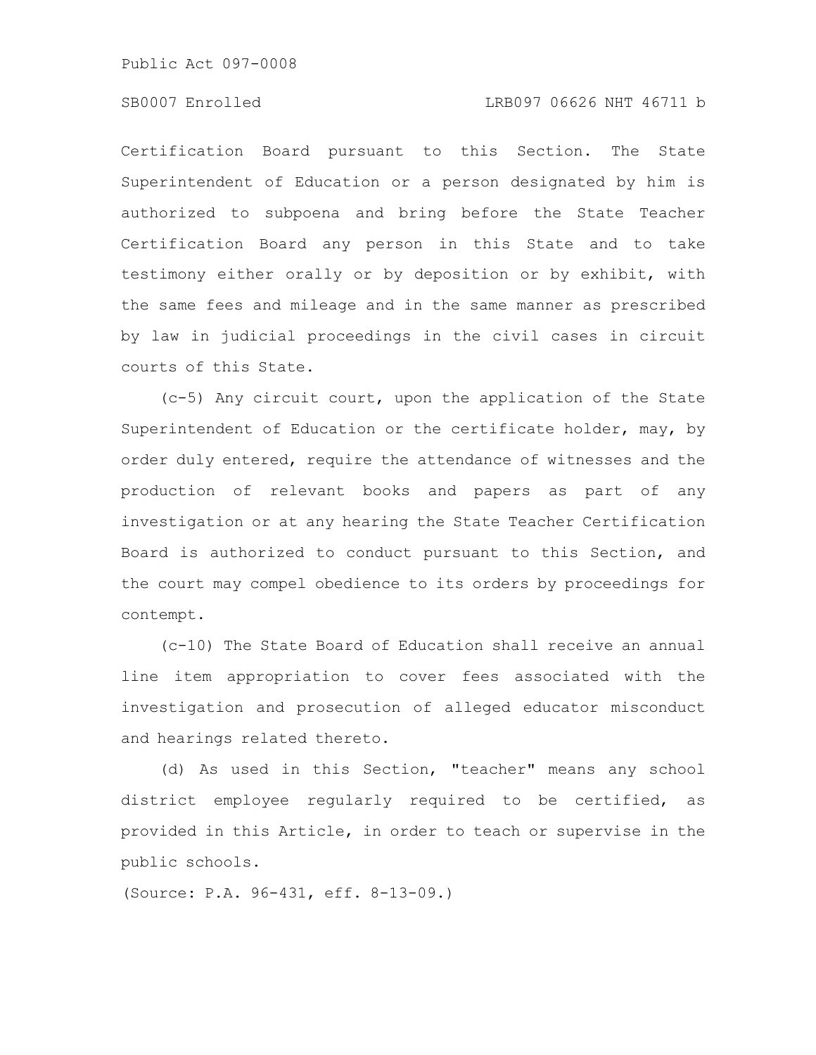Certification Board pursuant to this Section. The State Superintendent of Education or a person designated by him is authorized to subpoena and bring before the State Teacher Certification Board any person in this State and to take testimony either orally or by deposition or by exhibit, with the same fees and mileage and in the same manner as prescribed by law in judicial proceedings in the civil cases in circuit courts of this State.

(c-5) Any circuit court, upon the application of the State Superintendent of Education or the certificate holder, may, by order duly entered, require the attendance of witnesses and the production of relevant books and papers as part of any investigation or at any hearing the State Teacher Certification Board is authorized to conduct pursuant to this Section, and the court may compel obedience to its orders by proceedings for contempt.

(c-10) The State Board of Education shall receive an annual line item appropriation to cover fees associated with the investigation and prosecution of alleged educator misconduct and hearings related thereto.

(d) As used in this Section, "teacher" means any school district employee regularly required to be certified, as provided in this Article, in order to teach or supervise in the public schools.

(Source: P.A. 96-431, eff. 8-13-09.)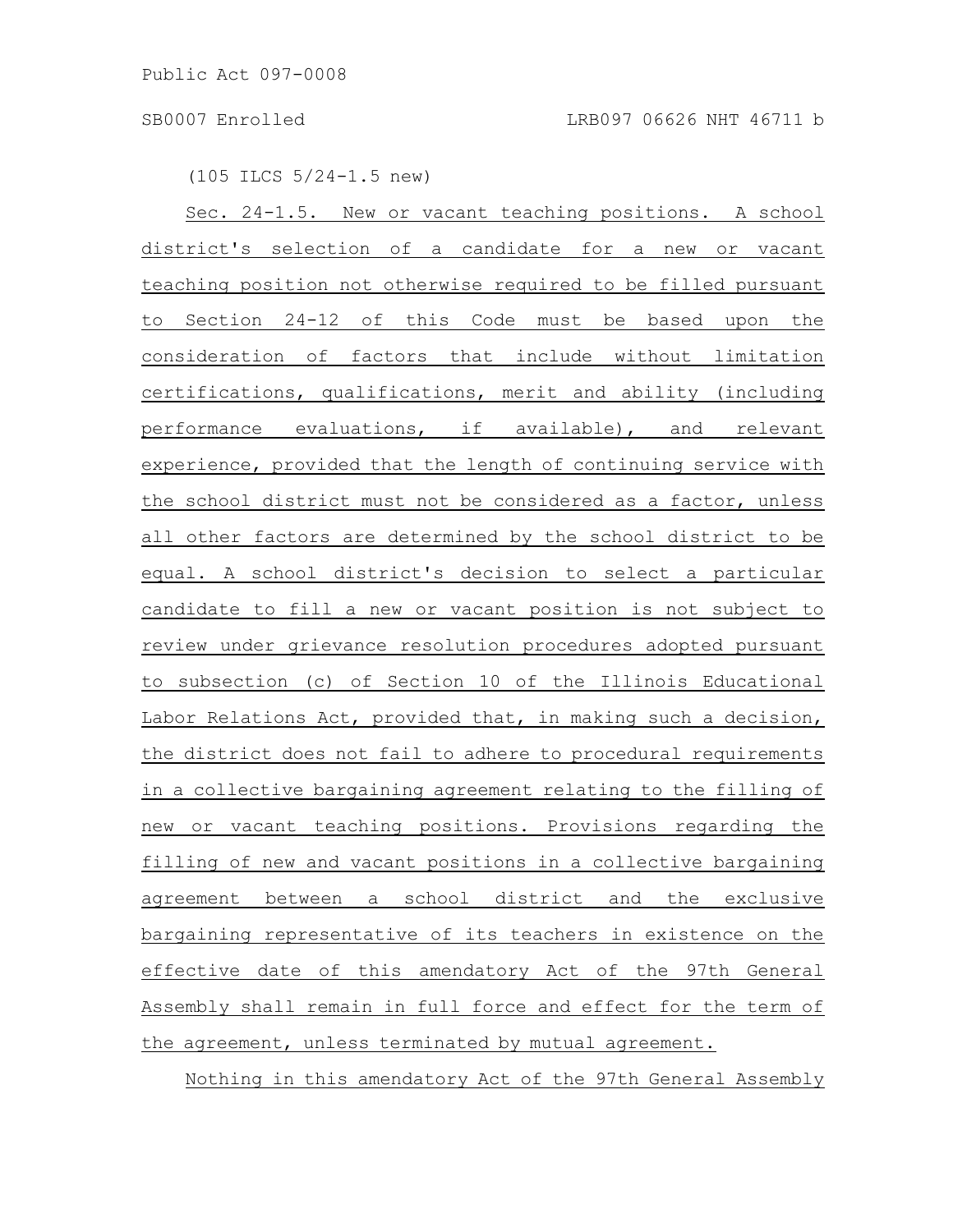(105 ILCS 5/24-1.5 new)

Sec. 24-1.5. New or vacant teaching positions. A school district's selection of a candidate for a new or vacant teaching position not otherwise required to be filled pursuant to Section 24-12 of this Code must be based upon the consideration of factors that include without limitation certifications, qualifications, merit and ability (including performance evaluations, if available), and relevant experience, provided that the length of continuing service with the school district must not be considered as a factor, unless all other factors are determined by the school district to be equal. A school district's decision to select a particular candidate to fill a new or vacant position is not subject to review under grievance resolution procedures adopted pursuant to subsection (c) of Section 10 of the Illinois Educational Labor Relations Act, provided that, in making such a decision, the district does not fail to adhere to procedural requirements in a collective bargaining agreement relating to the filling of new or vacant teaching positions. Provisions regarding the filling of new and vacant positions in a collective bargaining agreement between a school district and the exclusive bargaining representative of its teachers in existence on the effective date of this amendatory Act of the 97th General Assembly shall remain in full force and effect for the term of the agreement, unless terminated by mutual agreement.

Nothing in this amendatory Act of the 97th General Assembly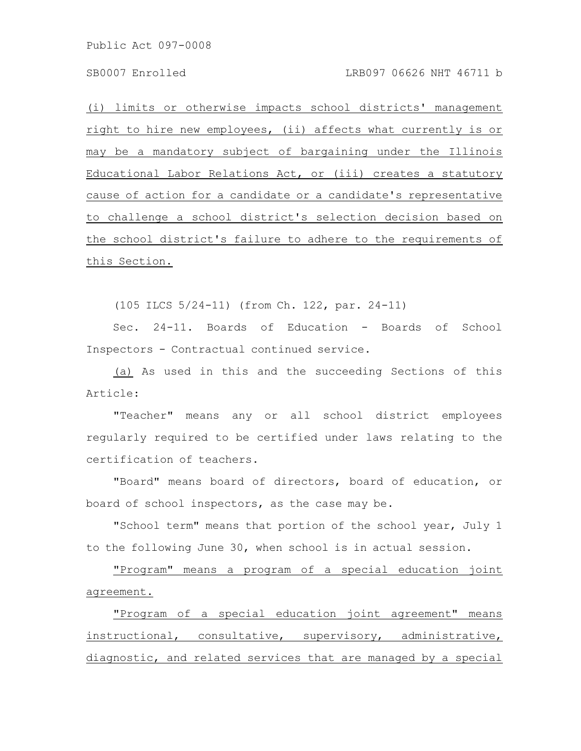(i) limits or otherwise impacts school districts' management right to hire new employees, (ii) affects what currently is or may be a mandatory subject of bargaining under the Illinois Educational Labor Relations Act, or (iii) creates a statutory cause of action for a candidate or a candidate's representative to challenge a school district's selection decision based on the school district's failure to adhere to the requirements of this Section.

(105 ILCS 5/24-11) (from Ch. 122, par. 24-11)

Sec. 24-11. Boards of Education - Boards of School Inspectors - Contractual continued service.

(a) As used in this and the succeeding Sections of this Article:

"Teacher" means any or all school district employees regularly required to be certified under laws relating to the certification of teachers.

"Board" means board of directors, board of education, or board of school inspectors, as the case may be.

"School term" means that portion of the school year, July 1 to the following June 30, when school is in actual session.

"Program" means a program of a special education joint agreement.

"Program of a special education joint agreement" means instructional, consultative, supervisory, administrative, diagnostic, and related services that are managed by a special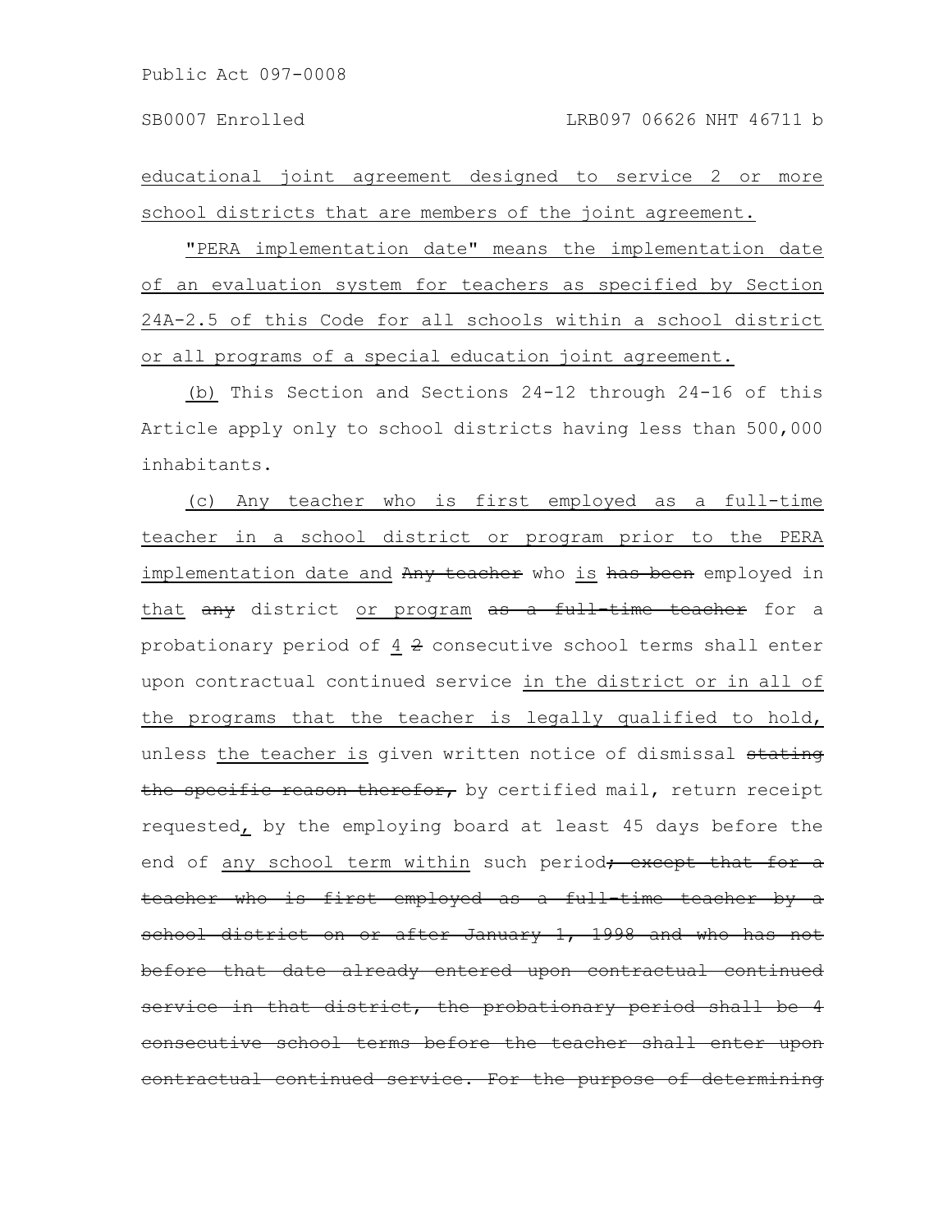educational joint agreement designed to service 2 or more school districts that are members of the joint agreement.

"PERA implementation date" means the implementation date of an evaluation system for teachers as specified by Section 24A-2.5 of this Code for all schools within a school district or all programs of a special education joint agreement.

(b) This Section and Sections 24-12 through 24-16 of this Article apply only to school districts having less than 500,000 inhabitants.

(c) Any teacher who is first employed as a full-time teacher in a school district or program prior to the PERA implementation date and ~~Any teacher~~ who is ~~has been~~ employed in that ~~any~~ district or program ~~as a full-time teacher~~ for a probationary period of 4 ~~2~~ consecutive school terms shall enter upon contractual continued service in the district or in all of the programs that the teacher is legally qualified to hold, unless the teacher is given written notice of dismissal ~~stating the specific reason therefor,~~ by certified mail, return receipt requested, by the employing board at least 45 days before the end of any school term within such period~~; except that for a teacher who is first employed as a full-time teacher by a school district on or after January 1, 1998 and who has not before that date already entered upon contractual continued service in that district, the probationary period shall be 4 consecutive school terms before the teacher shall enter upon contractual continued service. For the purpose of determining~~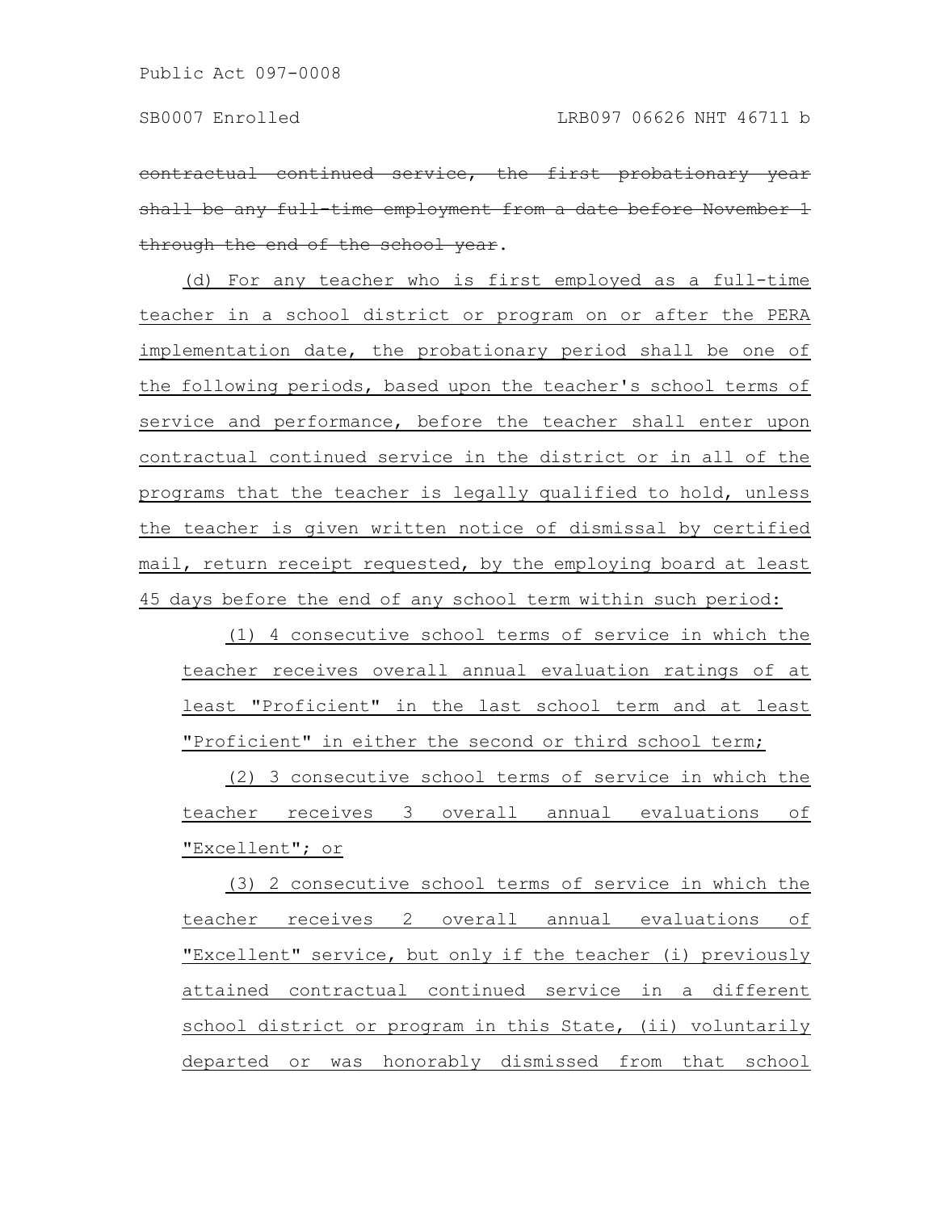~~contractual continued service, the first probationary year shall be any full-time employment from a date before November 1 through the end of the school year~~.

(d) For any teacher who is first employed as a full-time teacher in a school district or program on or after the PERA implementation date, the probationary period shall be one of the following periods, based upon the teacher's school terms of service and performance, before the teacher shall enter upon contractual continued service in the district or in all of the programs that the teacher is legally qualified to hold, unless the teacher is given written notice of dismissal by certified mail, return receipt requested, by the employing board at least 45 days before the end of any school term within such period:

(1) 4 consecutive school terms of service in which the teacher receives overall annual evaluation ratings of at least "Proficient" in the last school term and at least "Proficient" in either the second or third school term;

(2) 3 consecutive school terms of service in which the teacher receives 3 overall annual evaluations of "Excellent"; or

(3) 2 consecutive school terms of service in which the teacher receives 2 overall annual evaluations of "Excellent" service, but only if the teacher (i) previously attained contractual continued service in a different school district or program in this State, (ii) voluntarily departed or was honorably dismissed from that school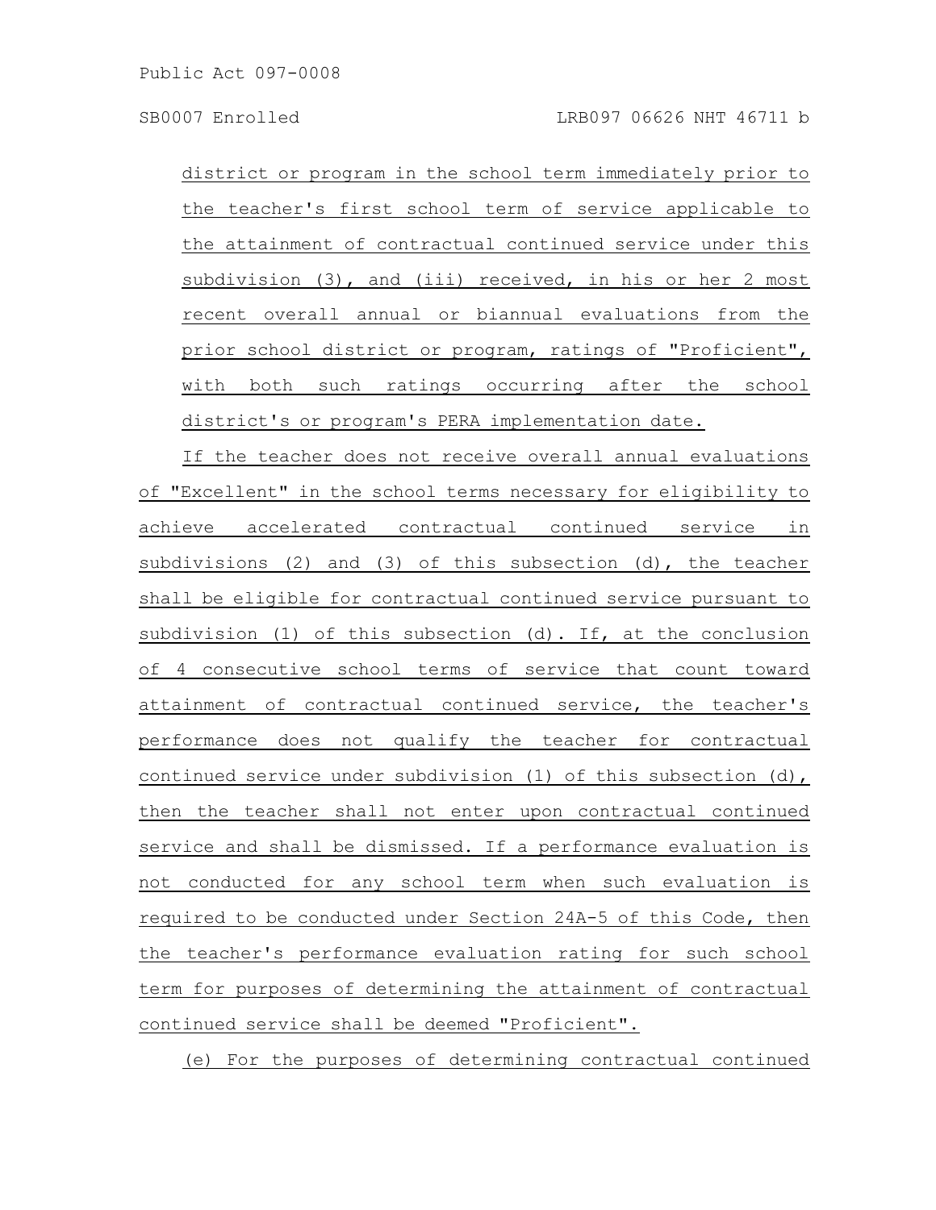district or program in the school term immediately prior to the teacher's first school term of service applicable to the attainment of contractual continued service under this subdivision (3), and (iii) received, in his or her 2 most recent overall annual or biannual evaluations from the prior school district or program, ratings of "Proficient", with both such ratings occurring after the school district's or program's PERA implementation date.

If the teacher does not receive overall annual evaluations of "Excellent" in the school terms necessary for eligibility to achieve accelerated contractual continued service in subdivisions (2) and (3) of this subsection (d), the teacher shall be eligible for contractual continued service pursuant to subdivision (1) of this subsection (d). If, at the conclusion of 4 consecutive school terms of service that count toward attainment of contractual continued service, the teacher's performance does not qualify the teacher for contractual continued service under subdivision (1) of this subsection (d), then the teacher shall not enter upon contractual continued service and shall be dismissed. If a performance evaluation is not conducted for any school term when such evaluation is required to be conducted under Section 24A-5 of this Code, then the teacher's performance evaluation rating for such school term for purposes of determining the attainment of contractual continued service shall be deemed "Proficient".

(e) For the purposes of determining contractual continued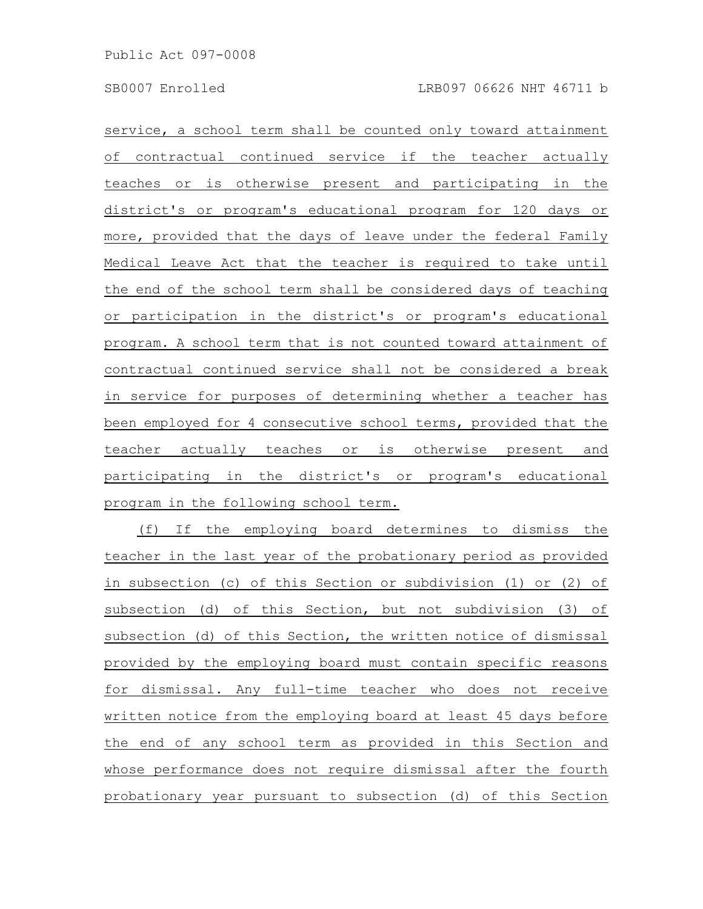service, a school term shall be counted only toward attainment of contractual continued service if the teacher actually teaches or is otherwise present and participating in the district's or program's educational program for 120 days or more, provided that the days of leave under the federal Family Medical Leave Act that the teacher is required to take until the end of the school term shall be considered days of teaching or participation in the district's or program's educational program. A school term that is not counted toward attainment of contractual continued service shall not be considered a break in service for purposes of determining whether a teacher has been employed for 4 consecutive school terms, provided that the teacher actually teaches or is otherwise present and participating in the district's or program's educational program in the following school term.

(f) If the employing board determines to dismiss the teacher in the last year of the probationary period as provided in subsection (c) of this Section or subdivision (1) or (2) of subsection (d) of this Section, but not subdivision (3) of subsection (d) of this Section, the written notice of dismissal provided by the employing board must contain specific reasons for dismissal. Any full-time teacher who does not receive written notice from the employing board at least 45 days before the end of any school term as provided in this Section and whose performance does not require dismissal after the fourth probationary year pursuant to subsection (d) of this Section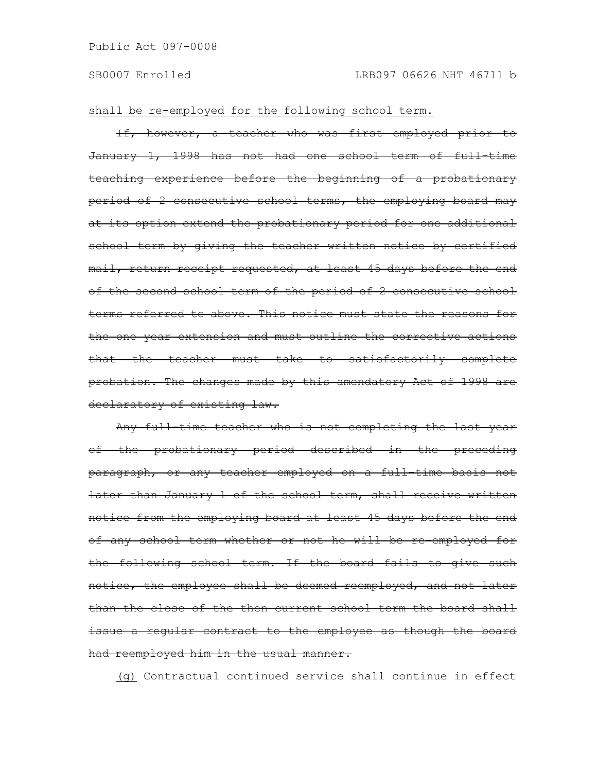<u>shall be re-employed for the following school term.</u>

~~If, however, a teacher who was first employed prior to January 1, 1998 has not had one school term of full-time teaching experience before the beginning of a probationary period of 2 consecutive school terms, the employing board may at its option extend the probationary period for one additional school term by giving the teacher written notice by certified mail, return receipt requested, at least 45 days before the end of the second school term of the period of 2 consecutive school terms referred to above. This notice must state the reasons for the one year extension and must outline the corrective actions that the teacher must take to satisfactorily complete probation. The changes made by this amendatory Act of 1998 are declaratory of existing law.~~

~~Any full-time teacher who is not completing the last year of the probationary period described in the preceding paragraph, or any teacher employed on a full-time basis not later than January 1 of the school term, shall receive written notice from the employing board at least 45 days before the end of any school term whether or not he will be re-employed for the following school term. If the board fails to give such notice, the employee shall be deemed reemployed, and not later than the close of the then current school term the board shall issue a regular contract to the employee as though the board had reemployed him in the usual manner.~~

<u>(g)</u> Contractual continued service shall continue in effect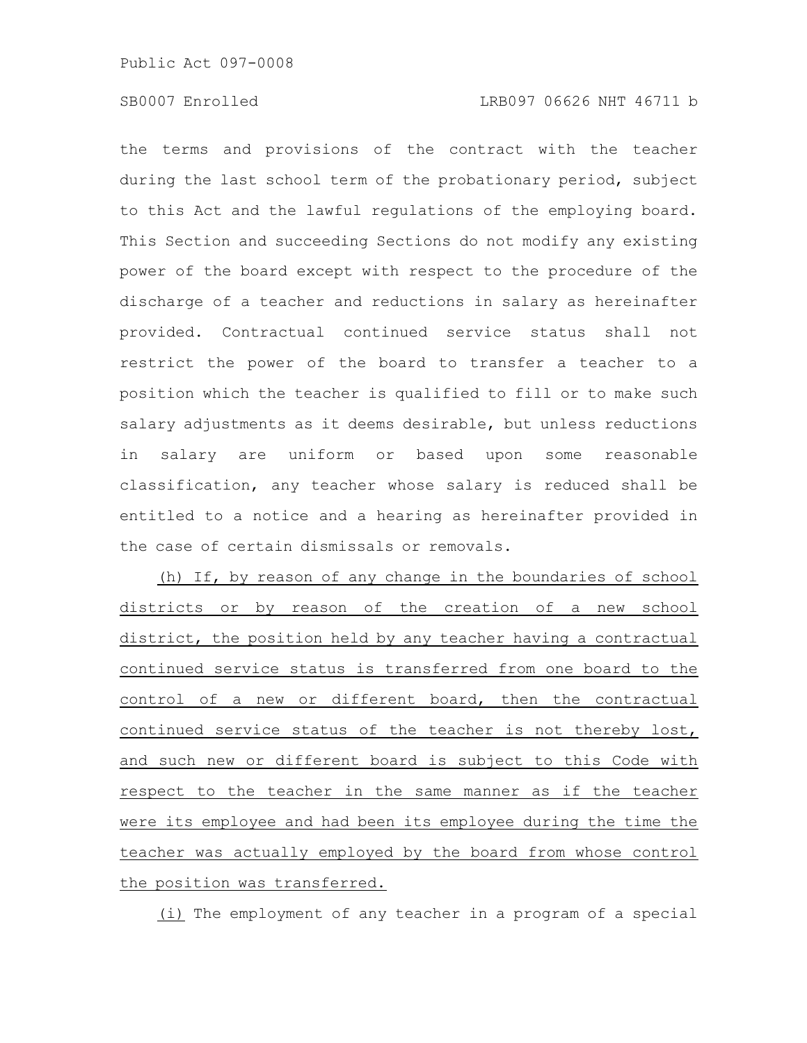the terms and provisions of the contract with the teacher during the last school term of the probationary period, subject to this Act and the lawful regulations of the employing board. This Section and succeeding Sections do not modify any existing power of the board except with respect to the procedure of the discharge of a teacher and reductions in salary as hereinafter provided. Contractual continued service status shall not restrict the power of the board to transfer a teacher to a position which the teacher is qualified to fill or to make such salary adjustments as it deems desirable, but unless reductions in salary are uniform or based upon some reasonable classification, any teacher whose salary is reduced shall be entitled to a notice and a hearing as hereinafter provided in the case of certain dismissals or removals.

(h) If, by reason of any change in the boundaries of school districts or by reason of the creation of a new school district, the position held by any teacher having a contractual continued service status is transferred from one board to the control of a new or different board, then the contractual continued service status of the teacher is not thereby lost, and such new or different board is subject to this Code with respect to the teacher in the same manner as if the teacher were its employee and had been its employee during the time the teacher was actually employed by the board from whose control the position was transferred.

(i) The employment of any teacher in a program of a special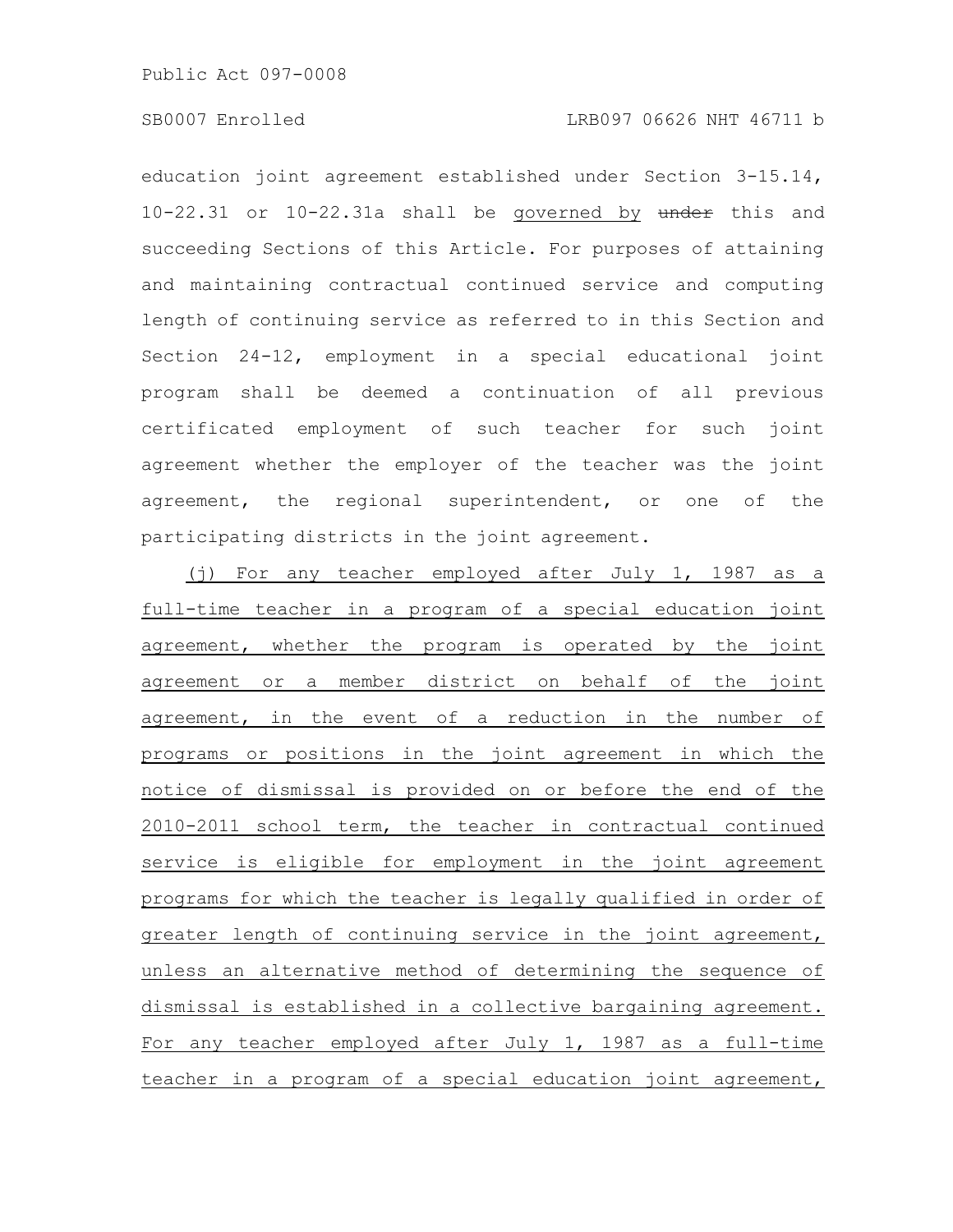education joint agreement established under Section 3-15.14, 10-22.31 or 10-22.31a shall be governed by ~~under~~ this and succeeding Sections of this Article. For purposes of attaining and maintaining contractual continued service and computing length of continuing service as referred to in this Section and Section 24-12, employment in a special educational joint program shall be deemed a continuation of all previous certificated employment of such teacher for such joint agreement whether the employer of the teacher was the joint agreement, the regional superintendent, or one of the participating districts in the joint agreement.

(j) For any teacher employed after July 1, 1987 as a full-time teacher in a program of a special education joint agreement, whether the program is operated by the joint agreement or a member district on behalf of the joint agreement, in the event of a reduction in the number of programs or positions in the joint agreement in which the notice of dismissal is provided on or before the end of the 2010-2011 school term, the teacher in contractual continued service is eligible for employment in the joint agreement programs for which the teacher is legally qualified in order of greater length of continuing service in the joint agreement, unless an alternative method of determining the sequence of dismissal is established in a collective bargaining agreement. For any teacher employed after July 1, 1987 as a full-time teacher in a program of a special education joint agreement,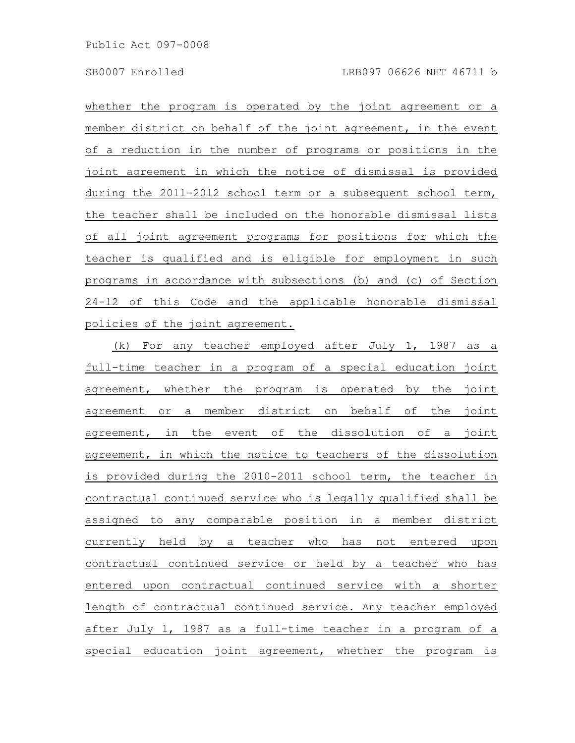whether the program is operated by the joint agreement or a member district on behalf of the joint agreement, in the event of a reduction in the number of programs or positions in the joint agreement in which the notice of dismissal is provided during the 2011-2012 school term or a subsequent school term, the teacher shall be included on the honorable dismissal lists of all joint agreement programs for positions for which the teacher is qualified and is eligible for employment in such programs in accordance with subsections (b) and (c) of Section 24-12 of this Code and the applicable honorable dismissal policies of the joint agreement.

(k) For any teacher employed after July 1, 1987 as a full-time teacher in a program of a special education joint agreement, whether the program is operated by the joint agreement or a member district on behalf of the joint agreement, in the event of the dissolution of a joint agreement, in which the notice to teachers of the dissolution is provided during the 2010-2011 school term, the teacher in contractual continued service who is legally qualified shall be assigned to any comparable position in a member district currently held by a teacher who has not entered upon contractual continued service or held by a teacher who has entered upon contractual continued service with a shorter length of contractual continued service. Any teacher employed after July 1, 1987 as a full-time teacher in a program of a special education joint agreement, whether the program is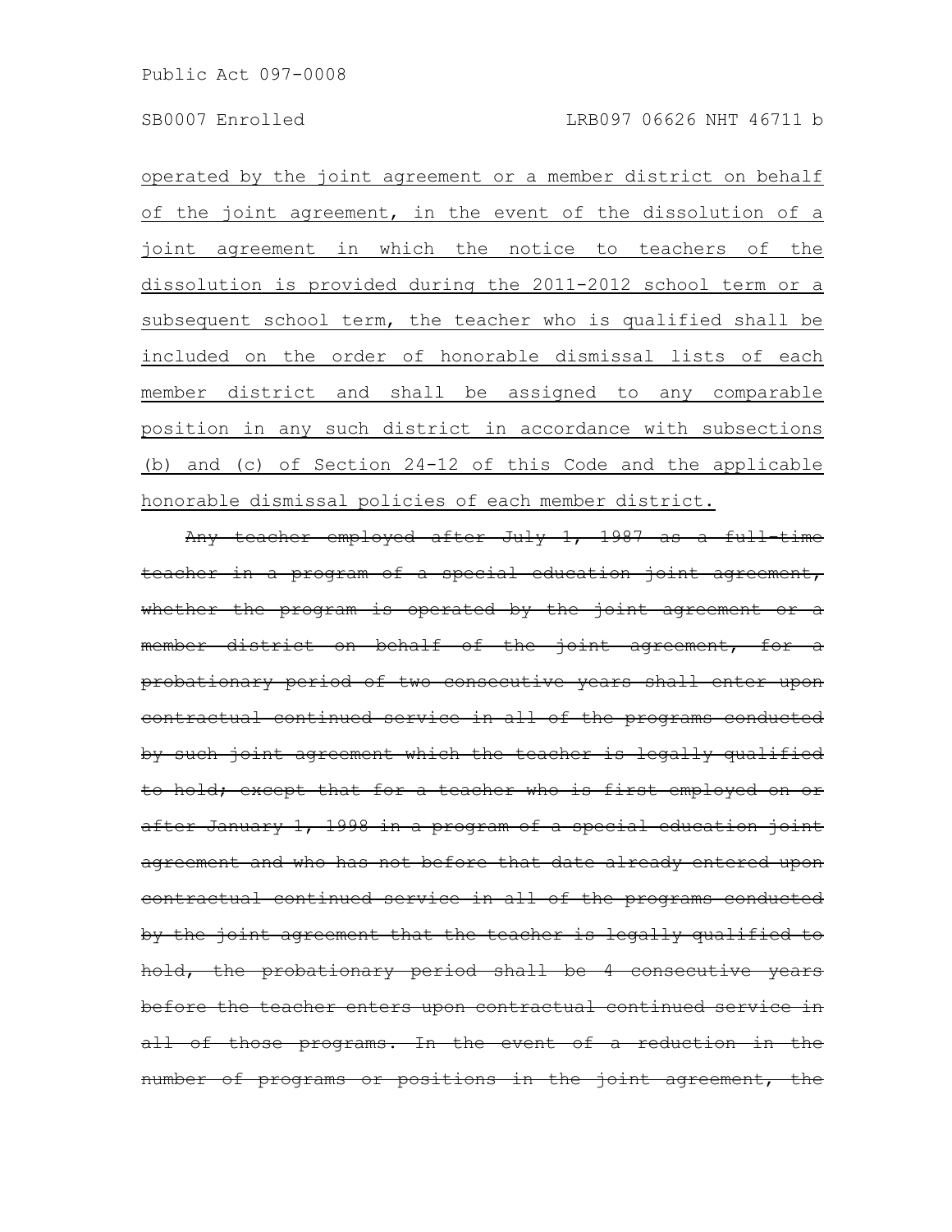<u>operated by the joint agreement or a member district on behalf of the joint agreement, in the event of the dissolution of a joint agreement in which the notice to teachers of the dissolution is provided during the 2011-2012 school term or a subsequent school term, the teacher who is qualified shall be included on the order of honorable dismissal lists of each member district and shall be assigned to any comparable position in any such district in accordance with subsections (b) and (c) of Section 24-12 of this Code and the applicable honorable dismissal policies of each member district.</u>

~~Any teacher employed after July 1, 1987 as a full-time teacher in a program of a special education joint agreement, whether the program is operated by the joint agreement or a member district on behalf of the joint agreement, for a probationary period of two consecutive years shall enter upon contractual continued service in all of the programs conducted by such joint agreement which the teacher is legally qualified to hold; except that for a teacher who is first employed on or after January 1, 1998 in a program of a special education joint agreement and who has not before that date already entered upon contractual continued service in all of the programs conducted by the joint agreement that the teacher is legally qualified to hold, the probationary period shall be 4 consecutive years before the teacher enters upon contractual continued service in all of those programs. In the event of a reduction in the number of programs or positions in the joint agreement, the~~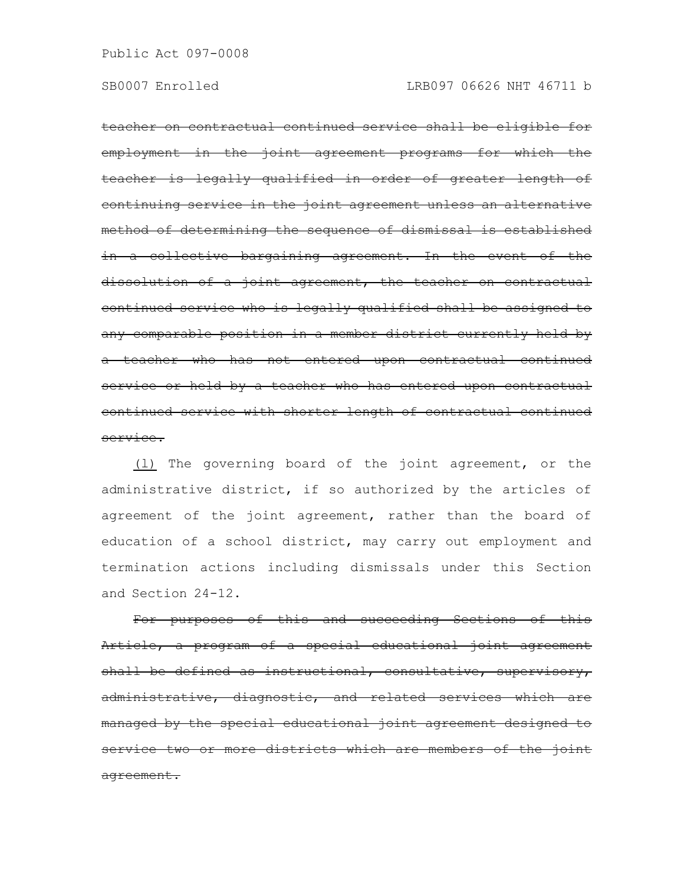~~teacher on contractual continued service shall be eligible for employment in the joint agreement programs for which the teacher is legally qualified in order of greater length of continuing service in the joint agreement unless an alternative method of determining the sequence of dismissal is established in a collective bargaining agreement. In the event of the dissolution of a joint agreement, the teacher on contractual continued service who is legally qualified shall be assigned to any comparable position in a member district currently held by a teacher who has not entered upon contractual continued service or held by a teacher who has entered upon contractual continued service with shorter length of contractual continued service.~~

<u>(l)</u> The governing board of the joint agreement, or the administrative district, if so authorized by the articles of agreement of the joint agreement, rather than the board of education of a school district, may carry out employment and termination actions including dismissals under this Section and Section 24-12.

~~For purposes of this and succeeding Sections of this Article, a program of a special educational joint agreement shall be defined as instructional, consultative, supervisory, administrative, diagnostic, and related services which are managed by the special educational joint agreement designed to service two or more districts which are members of the joint agreement.~~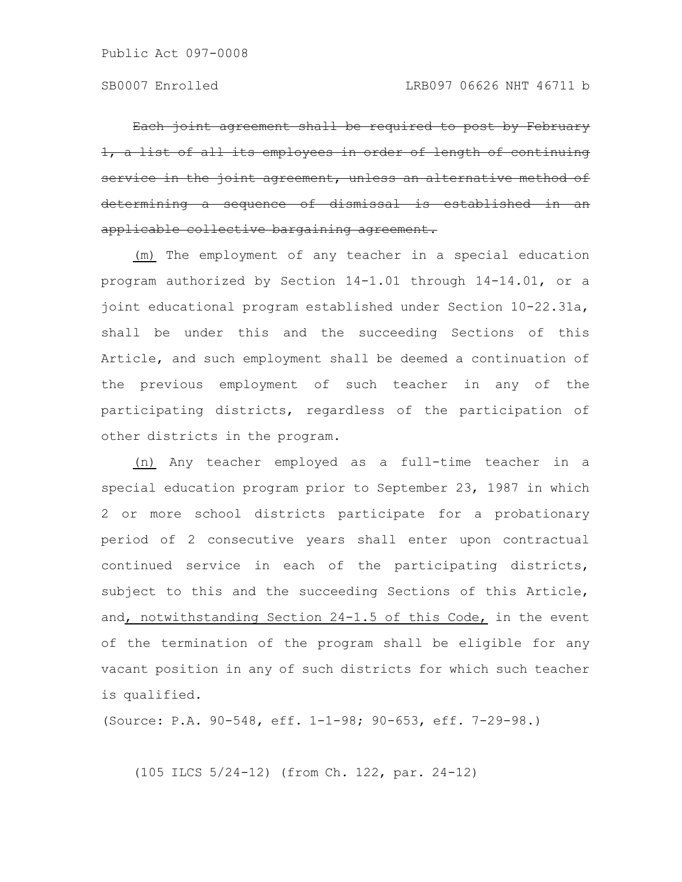~~Each joint agreement shall be required to post by February 1, a list of all its employees in order of length of continuing service in the joint agreement, unless an alternative method of determining a sequence of dismissal is established in an applicable collective bargaining agreement.~~

<u>(m)</u> The employment of any teacher in a special education program authorized by Section 14-1.01 through 14-14.01, or a joint educational program established under Section 10-22.31a, shall be under this and the succeeding Sections of this Article, and such employment shall be deemed a continuation of the previous employment of such teacher in any of the participating districts, regardless of the participation of other districts in the program.

<u>(n)</u> Any teacher employed as a full-time teacher in a special education program prior to September 23, 1987 in which 2 or more school districts participate for a probationary period of 2 consecutive years shall enter upon contractual continued service in each of the participating districts, subject to this and the succeeding Sections of this Article, and<u>, notwithstanding Section 24-1.5 of this Code,</u> in the event of the termination of the program shall be eligible for any vacant position in any of such districts for which such teacher is qualified.

(Source: P.A. 90-548, eff. 1-1-98; 90-653, eff. 7-29-98.)

(105 ILCS 5/24-12) (from Ch. 122, par. 24-12)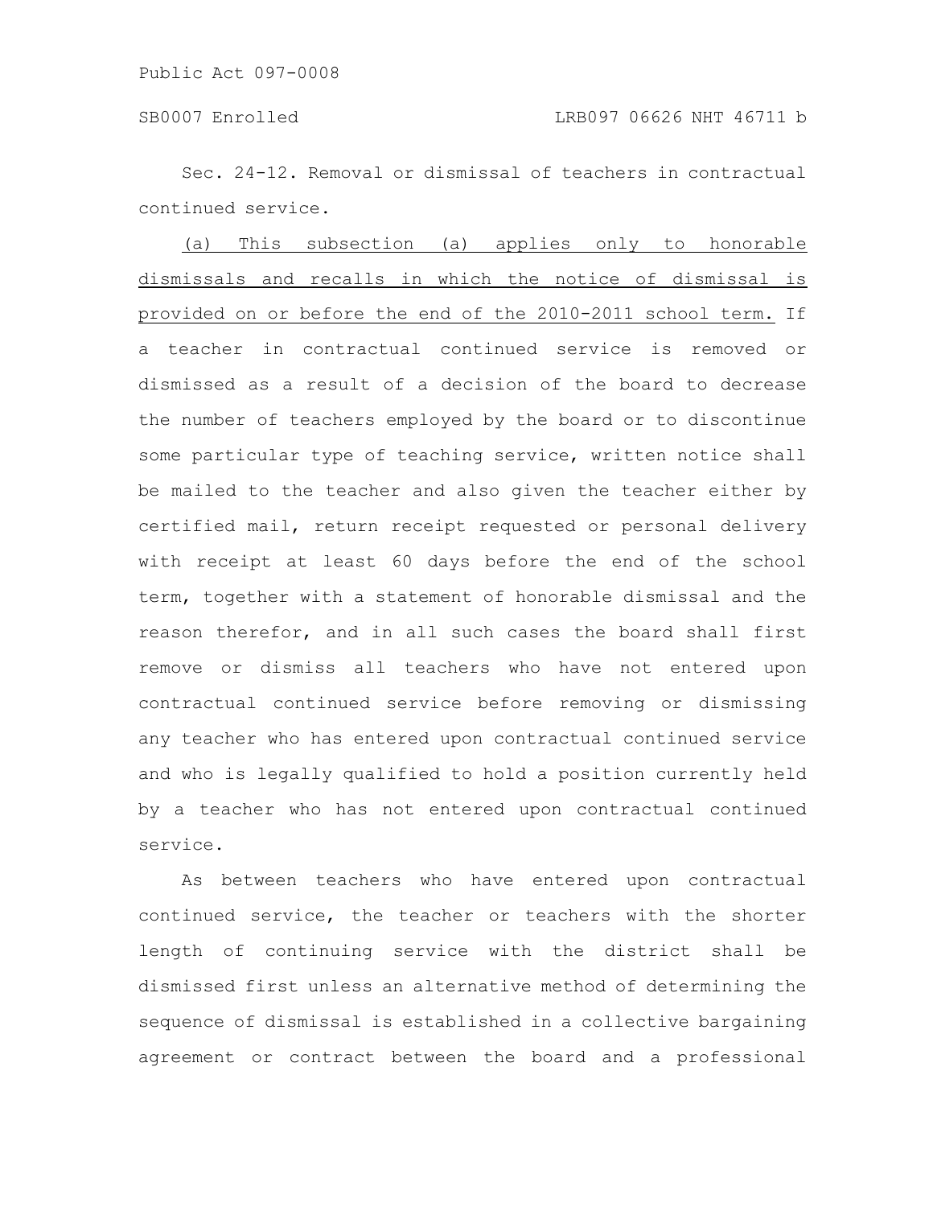Sec. 24-12. Removal or dismissal of teachers in contractual continued service.

(a) This subsection (a) applies only to honorable dismissals and recalls in which the notice of dismissal is provided on or before the end of the 2010-2011 school term. If a teacher in contractual continued service is removed or dismissed as a result of a decision of the board to decrease the number of teachers employed by the board or to discontinue some particular type of teaching service, written notice shall be mailed to the teacher and also given the teacher either by certified mail, return receipt requested or personal delivery with receipt at least 60 days before the end of the school term, together with a statement of honorable dismissal and the reason therefor, and in all such cases the board shall first remove or dismiss all teachers who have not entered upon contractual continued service before removing or dismissing any teacher who has entered upon contractual continued service and who is legally qualified to hold a position currently held by a teacher who has not entered upon contractual continued service.

As between teachers who have entered upon contractual continued service, the teacher or teachers with the shorter length of continuing service with the district shall be dismissed first unless an alternative method of determining the sequence of dismissal is established in a collective bargaining agreement or contract between the board and a professional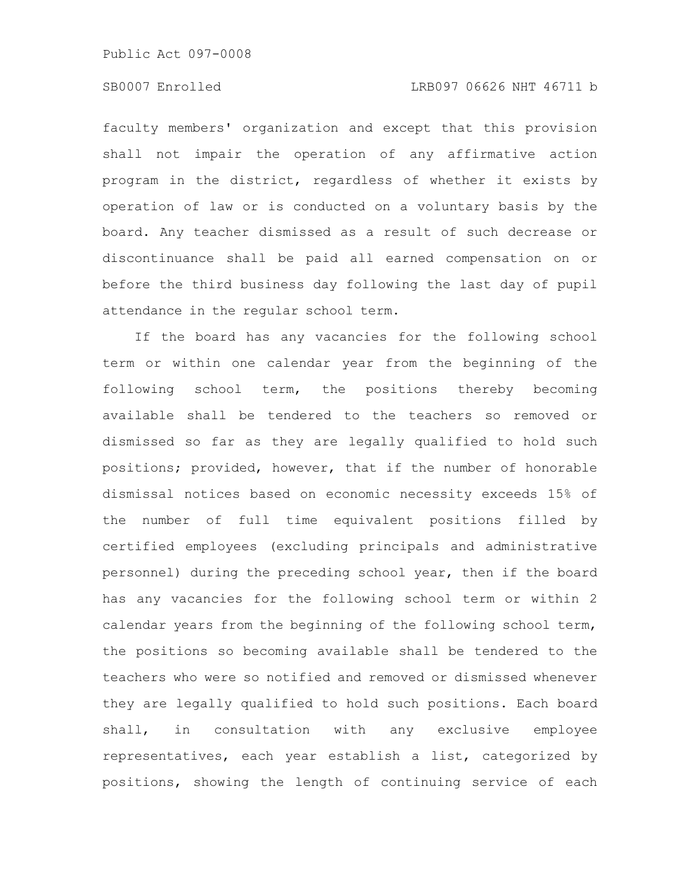faculty members' organization and except that this provision shall not impair the operation of any affirmative action program in the district, regardless of whether it exists by operation of law or is conducted on a voluntary basis by the board. Any teacher dismissed as a result of such decrease or discontinuance shall be paid all earned compensation on or before the third business day following the last day of pupil attendance in the regular school term.

If the board has any vacancies for the following school term or within one calendar year from the beginning of the following school term, the positions thereby becoming available shall be tendered to the teachers so removed or dismissed so far as they are legally qualified to hold such positions; provided, however, that if the number of honorable dismissal notices based on economic necessity exceeds 15% of the number of full time equivalent positions filled by certified employees (excluding principals and administrative personnel) during the preceding school year, then if the board has any vacancies for the following school term or within 2 calendar years from the beginning of the following school term, the positions so becoming available shall be tendered to the teachers who were so notified and removed or dismissed whenever they are legally qualified to hold such positions. Each board shall, in consultation with any exclusive employee representatives, each year establish a list, categorized by positions, showing the length of continuing service of each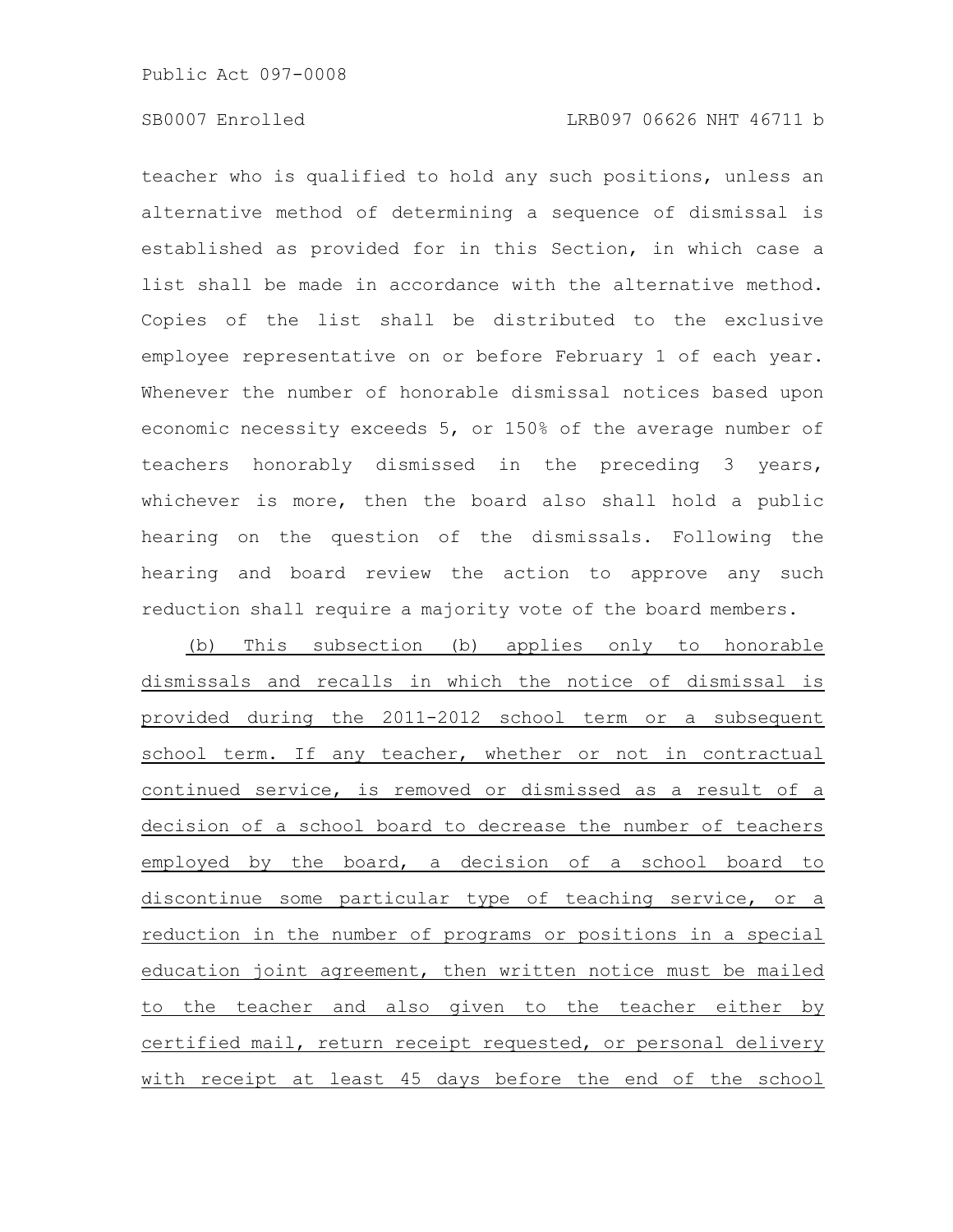teacher who is qualified to hold any such positions, unless an alternative method of determining a sequence of dismissal is established as provided for in this Section, in which case a list shall be made in accordance with the alternative method. Copies of the list shall be distributed to the exclusive employee representative on or before February 1 of each year. Whenever the number of honorable dismissal notices based upon economic necessity exceeds 5, or 150% of the average number of teachers honorably dismissed in the preceding 3 years, whichever is more, then the board also shall hold a public hearing on the question of the dismissals. Following the hearing and board review the action to approve any such reduction shall require a majority vote of the board members.

(b) This subsection (b) applies only to honorable dismissals and recalls in which the notice of dismissal is provided during the 2011-2012 school term or a subsequent school term. If any teacher, whether or not in contractual continued service, is removed or dismissed as a result of a decision of a school board to decrease the number of teachers employed by the board, a decision of a school board to discontinue some particular type of teaching service, or a reduction in the number of programs or positions in a special education joint agreement, then written notice must be mailed to the teacher and also given to the teacher either by certified mail, return receipt requested, or personal delivery with receipt at least 45 days before the end of the school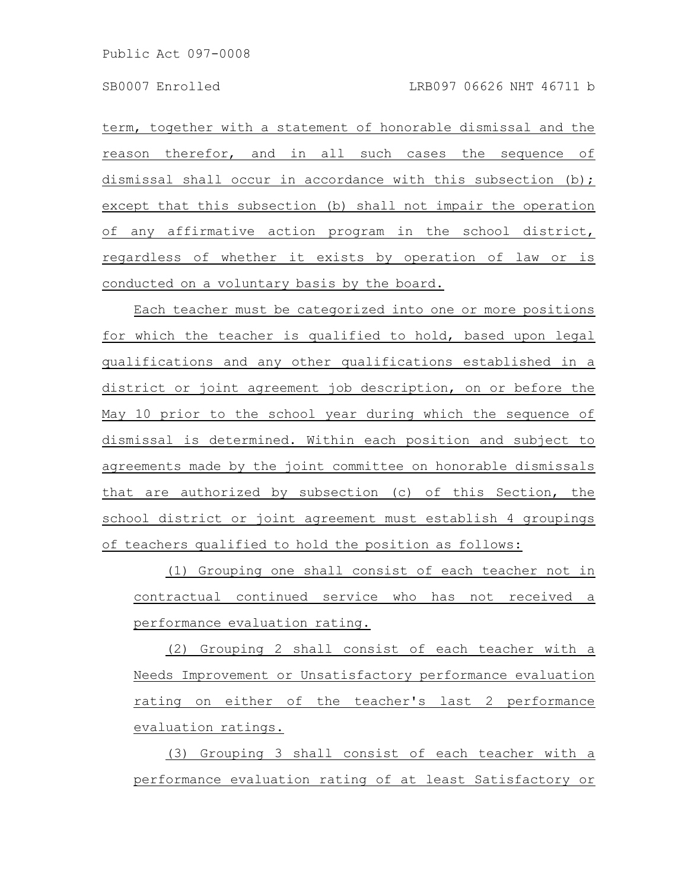term, together with a statement of honorable dismissal and the reason therefor, and in all such cases the sequence of dismissal shall occur in accordance with this subsection (b); except that this subsection (b) shall not impair the operation of any affirmative action program in the school district, regardless of whether it exists by operation of law or is conducted on a voluntary basis by the board.

Each teacher must be categorized into one or more positions for which the teacher is qualified to hold, based upon legal qualifications and any other qualifications established in a district or joint agreement job description, on or before the May 10 prior to the school year during which the sequence of dismissal is determined. Within each position and subject to agreements made by the joint committee on honorable dismissals that are authorized by subsection (c) of this Section, the school district or joint agreement must establish 4 groupings of teachers qualified to hold the position as follows:

(1) Grouping one shall consist of each teacher not in contractual continued service who has not received a performance evaluation rating.

(2) Grouping 2 shall consist of each teacher with a Needs Improvement or Unsatisfactory performance evaluation rating on either of the teacher's last 2 performance evaluation ratings.

(3) Grouping 3 shall consist of each teacher with a performance evaluation rating of at least Satisfactory or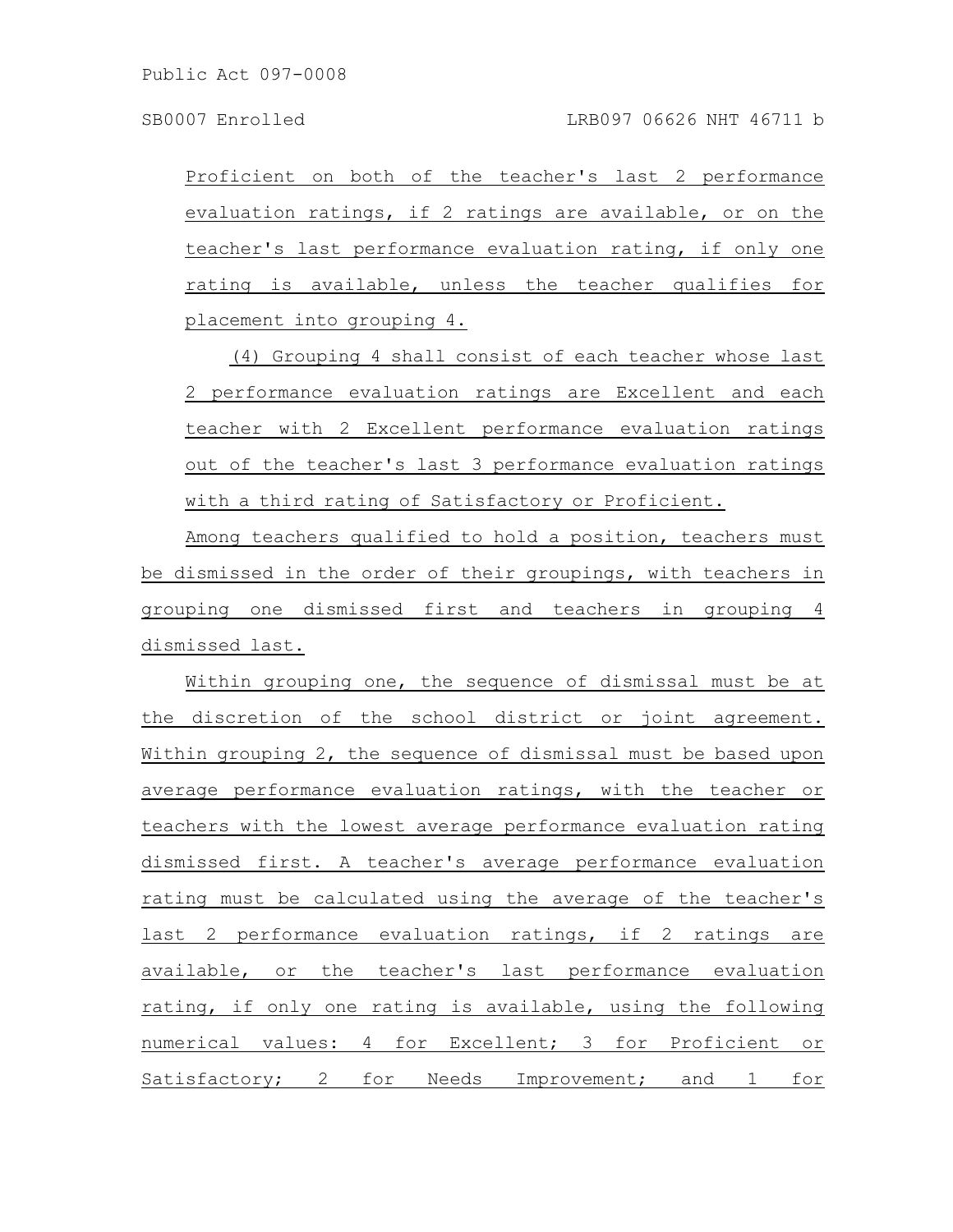Proficient on both of the teacher's last 2 performance evaluation ratings, if 2 ratings are available, or on the teacher's last performance evaluation rating, if only one rating is available, unless the teacher qualifies for placement into grouping 4.

(4) Grouping 4 shall consist of each teacher whose last 2 performance evaluation ratings are Excellent and each teacher with 2 Excellent performance evaluation ratings out of the teacher's last 3 performance evaluation ratings with a third rating of Satisfactory or Proficient.

Among teachers qualified to hold a position, teachers must be dismissed in the order of their groupings, with teachers in grouping one dismissed first and teachers in grouping 4 dismissed last.

Within grouping one, the sequence of dismissal must be at the discretion of the school district or joint agreement. Within grouping 2, the sequence of dismissal must be based upon average performance evaluation ratings, with the teacher or teachers with the lowest average performance evaluation rating dismissed first. A teacher's average performance evaluation rating must be calculated using the average of the teacher's last 2 performance evaluation ratings, if 2 ratings are available, or the teacher's last performance evaluation rating, if only one rating is available, using the following numerical values: 4 for Excellent; 3 for Proficient or Satisfactory; 2 for Needs Improvement; and 1 for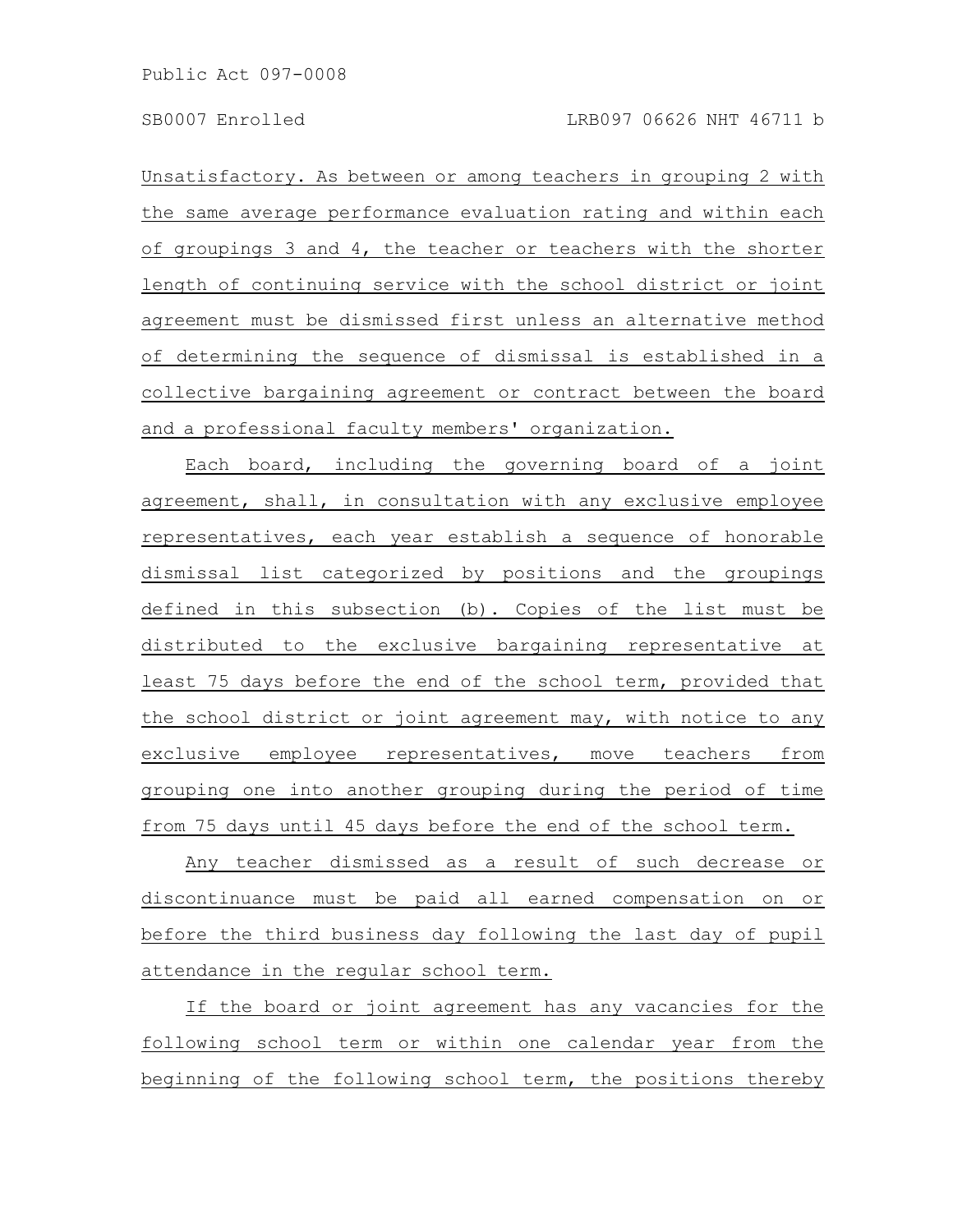Unsatisfactory. As between or among teachers in grouping 2 with the same average performance evaluation rating and within each of groupings 3 and 4, the teacher or teachers with the shorter length of continuing service with the school district or joint agreement must be dismissed first unless an alternative method of determining the sequence of dismissal is established in a collective bargaining agreement or contract between the board and a professional faculty members' organization.

Each board, including the governing board of a joint agreement, shall, in consultation with any exclusive employee representatives, each year establish a sequence of honorable dismissal list categorized by positions and the groupings defined in this subsection (b). Copies of the list must be distributed to the exclusive bargaining representative at least 75 days before the end of the school term, provided that the school district or joint agreement may, with notice to any exclusive employee representatives, move teachers from grouping one into another grouping during the period of time from 75 days until 45 days before the end of the school term.

Any teacher dismissed as a result of such decrease or discontinuance must be paid all earned compensation on or before the third business day following the last day of pupil attendance in the regular school term.

If the board or joint agreement has any vacancies for the following school term or within one calendar year from the beginning of the following school term, the positions thereby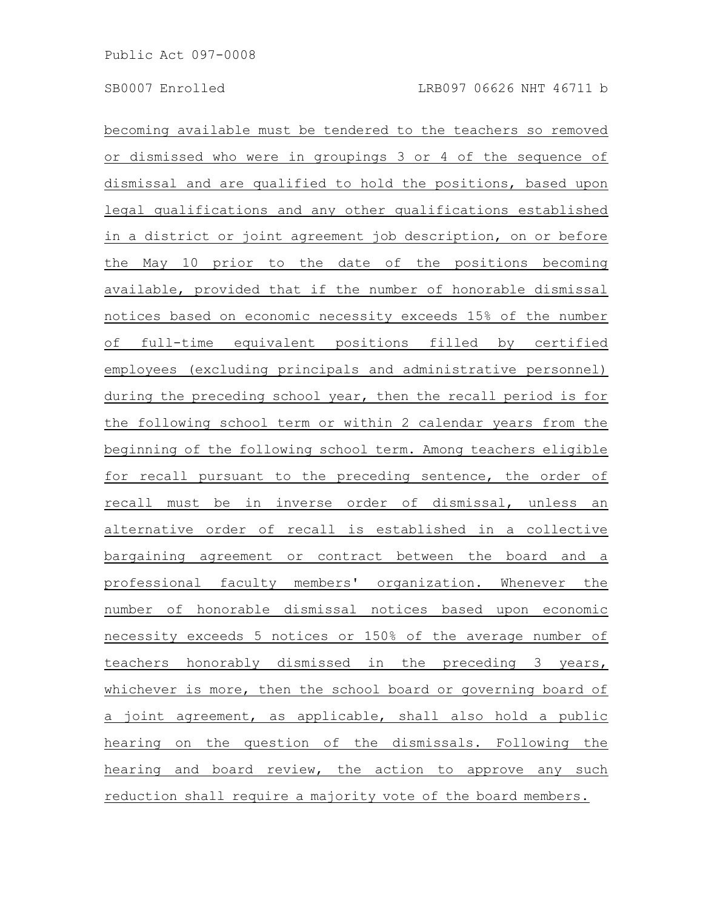becoming available must be tendered to the teachers so removed or dismissed who were in groupings 3 or 4 of the sequence of dismissal and are qualified to hold the positions, based upon legal qualifications and any other qualifications established in a district or joint agreement job description, on or before the May 10 prior to the date of the positions becoming available, provided that if the number of honorable dismissal notices based on economic necessity exceeds 15% of the number of full-time equivalent positions filled by certified employees (excluding principals and administrative personnel) during the preceding school year, then the recall period is for the following school term or within 2 calendar years from the beginning of the following school term. Among teachers eligible for recall pursuant to the preceding sentence, the order of recall must be in inverse order of dismissal, unless an alternative order of recall is established in a collective bargaining agreement or contract between the board and a professional faculty members' organization. Whenever the number of honorable dismissal notices based upon economic necessity exceeds 5 notices or 150% of the average number of teachers honorably dismissed in the preceding 3 years, whichever is more, then the school board or governing board of a joint agreement, as applicable, shall also hold a public hearing on the question of the dismissals. Following the hearing and board review, the action to approve any such reduction shall require a majority vote of the board members.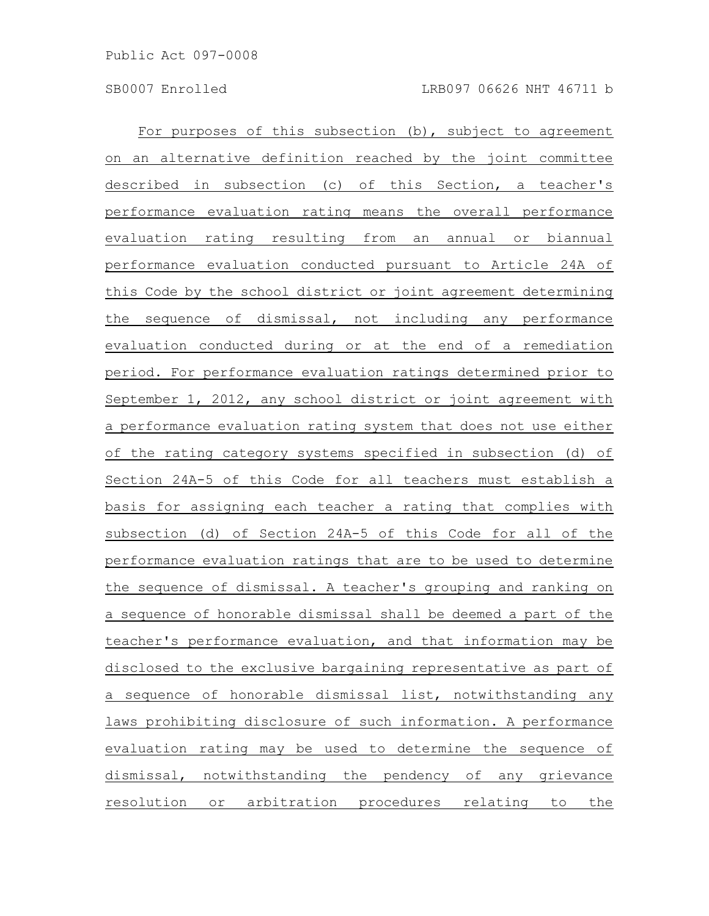For purposes of this subsection (b), subject to agreement on an alternative definition reached by the joint committee described in subsection (c) of this Section, a teacher's performance evaluation rating means the overall performance evaluation rating resulting from an annual or biannual performance evaluation conducted pursuant to Article 24A of this Code by the school district or joint agreement determining the sequence of dismissal, not including any performance evaluation conducted during or at the end of a remediation period. For performance evaluation ratings determined prior to September 1, 2012, any school district or joint agreement with a performance evaluation rating system that does not use either of the rating category systems specified in subsection (d) of Section 24A-5 of this Code for all teachers must establish a basis for assigning each teacher a rating that complies with subsection (d) of Section 24A-5 of this Code for all of the performance evaluation ratings that are to be used to determine the sequence of dismissal. A teacher's grouping and ranking on a sequence of honorable dismissal shall be deemed a part of the teacher's performance evaluation, and that information may be disclosed to the exclusive bargaining representative as part of a sequence of honorable dismissal list, notwithstanding any laws prohibiting disclosure of such information. A performance evaluation rating may be used to determine the sequence of dismissal, notwithstanding the pendency of any grievance resolution or arbitration procedures relating to the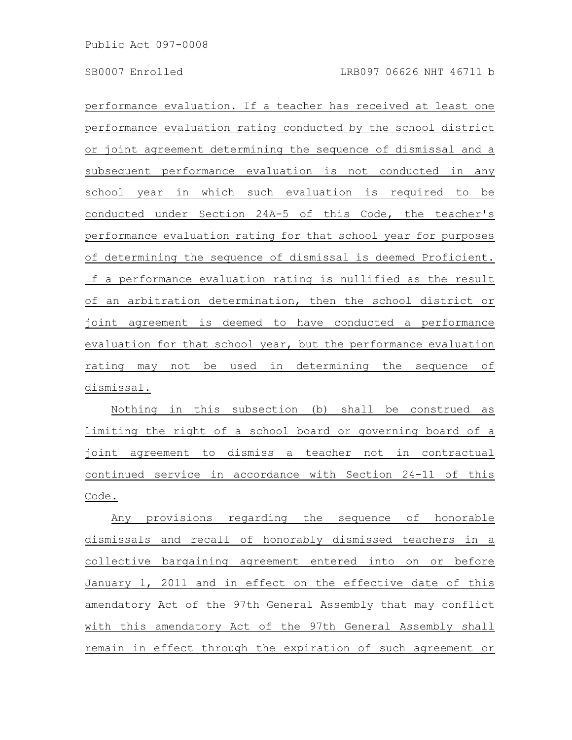performance evaluation. If a teacher has received at least one performance evaluation rating conducted by the school district or joint agreement determining the sequence of dismissal and a subsequent performance evaluation is not conducted in any school year in which such evaluation is required to be conducted under Section 24A-5 of this Code, the teacher's performance evaluation rating for that school year for purposes of determining the sequence of dismissal is deemed Proficient. If a performance evaluation rating is nullified as the result of an arbitration determination, then the school district or joint agreement is deemed to have conducted a performance evaluation for that school year, but the performance evaluation rating may not be used in determining the sequence of dismissal.

Nothing in this subsection (b) shall be construed as limiting the right of a school board or governing board of a joint agreement to dismiss a teacher not in contractual continued service in accordance with Section 24-11 of this Code.

Any provisions regarding the sequence of honorable dismissals and recall of honorably dismissed teachers in a collective bargaining agreement entered into on or before January 1, 2011 and in effect on the effective date of this amendatory Act of the 97th General Assembly that may conflict with this amendatory Act of the 97th General Assembly shall remain in effect through the expiration of such agreement or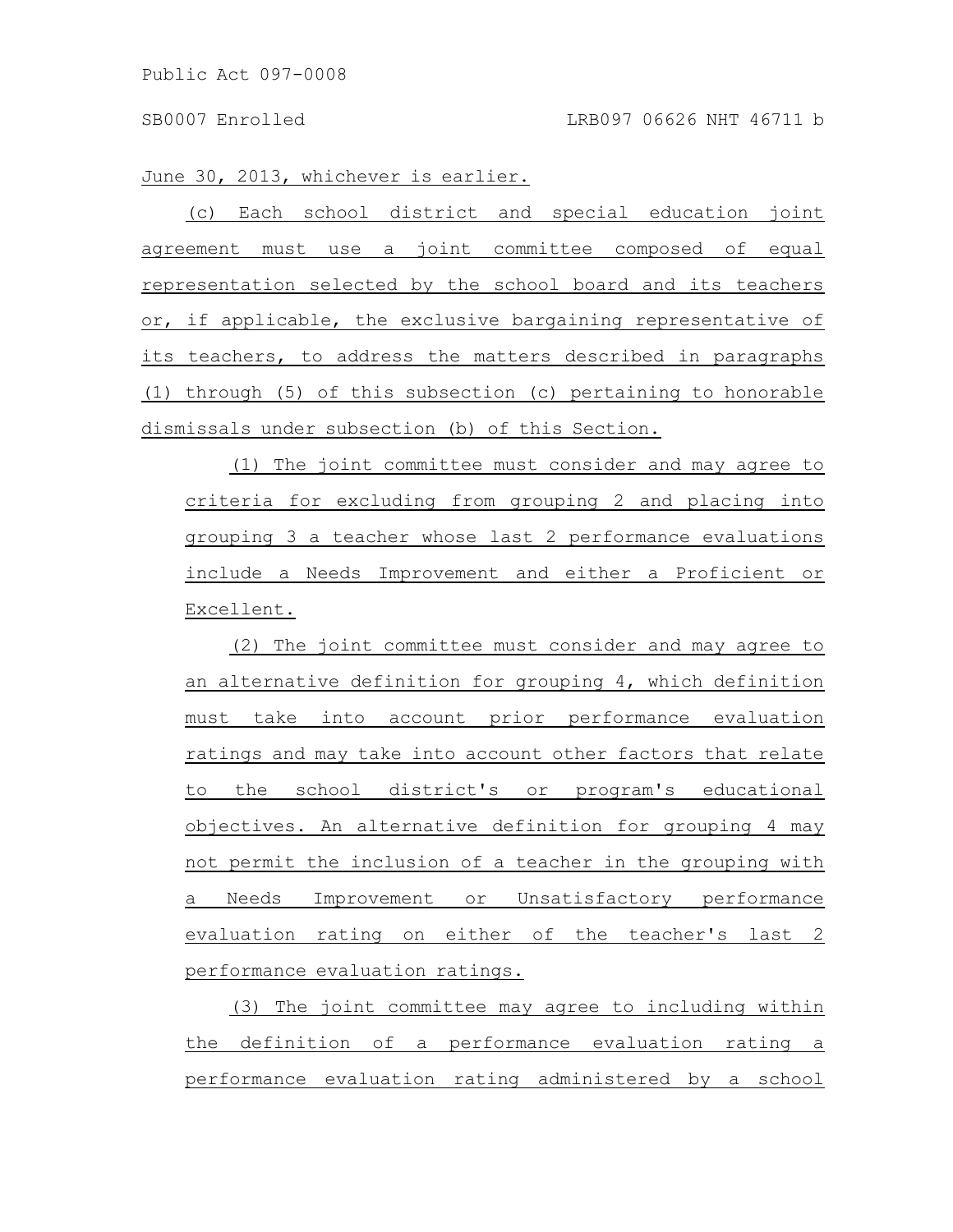June 30, 2013, whichever is earlier.

(c) Each school district and special education joint agreement must use a joint committee composed of equal representation selected by the school board and its teachers or, if applicable, the exclusive bargaining representative of its teachers, to address the matters described in paragraphs (1) through (5) of this subsection (c) pertaining to honorable dismissals under subsection (b) of this Section.

(1) The joint committee must consider and may agree to criteria for excluding from grouping 2 and placing into grouping 3 a teacher whose last 2 performance evaluations include a Needs Improvement and either a Proficient or Excellent.

(2) The joint committee must consider and may agree to an alternative definition for grouping 4, which definition must take into account prior performance evaluation ratings and may take into account other factors that relate to the school district's or program's educational objectives. An alternative definition for grouping 4 may not permit the inclusion of a teacher in the grouping with a Needs Improvement or Unsatisfactory performance evaluation rating on either of the teacher's last 2 performance evaluation ratings.

(3) The joint committee may agree to including within the definition of a performance evaluation rating a performance evaluation rating administered by a school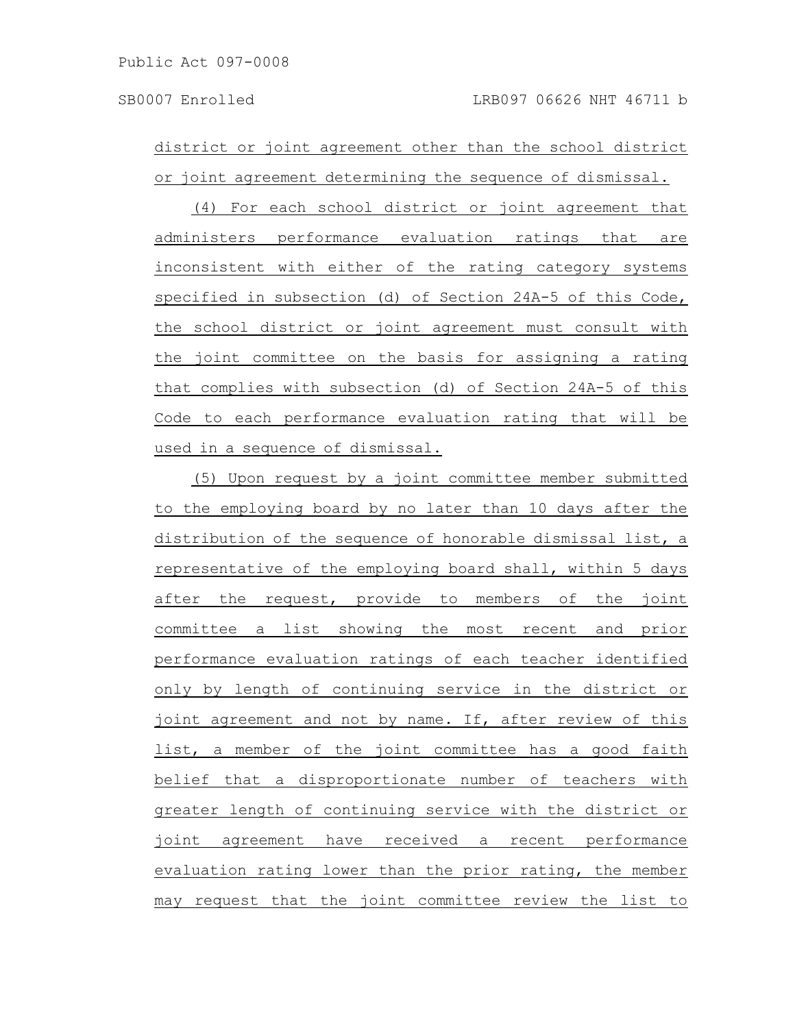district or joint agreement other than the school district or joint agreement determining the sequence of dismissal.

(4) For each school district or joint agreement that administers performance evaluation ratings that are inconsistent with either of the rating category systems specified in subsection (d) of Section 24A-5 of this Code, the school district or joint agreement must consult with the joint committee on the basis for assigning a rating that complies with subsection (d) of Section 24A-5 of this Code to each performance evaluation rating that will be used in a sequence of dismissal.

(5) Upon request by a joint committee member submitted to the employing board by no later than 10 days after the distribution of the sequence of honorable dismissal list, a representative of the employing board shall, within 5 days after the request, provide to members of the joint committee a list showing the most recent and prior performance evaluation ratings of each teacher identified only by length of continuing service in the district or joint agreement and not by name. If, after review of this list, a member of the joint committee has a good faith belief that a disproportionate number of teachers with greater length of continuing service with the district or joint agreement have received a recent performance evaluation rating lower than the prior rating, the member may request that the joint committee review the list to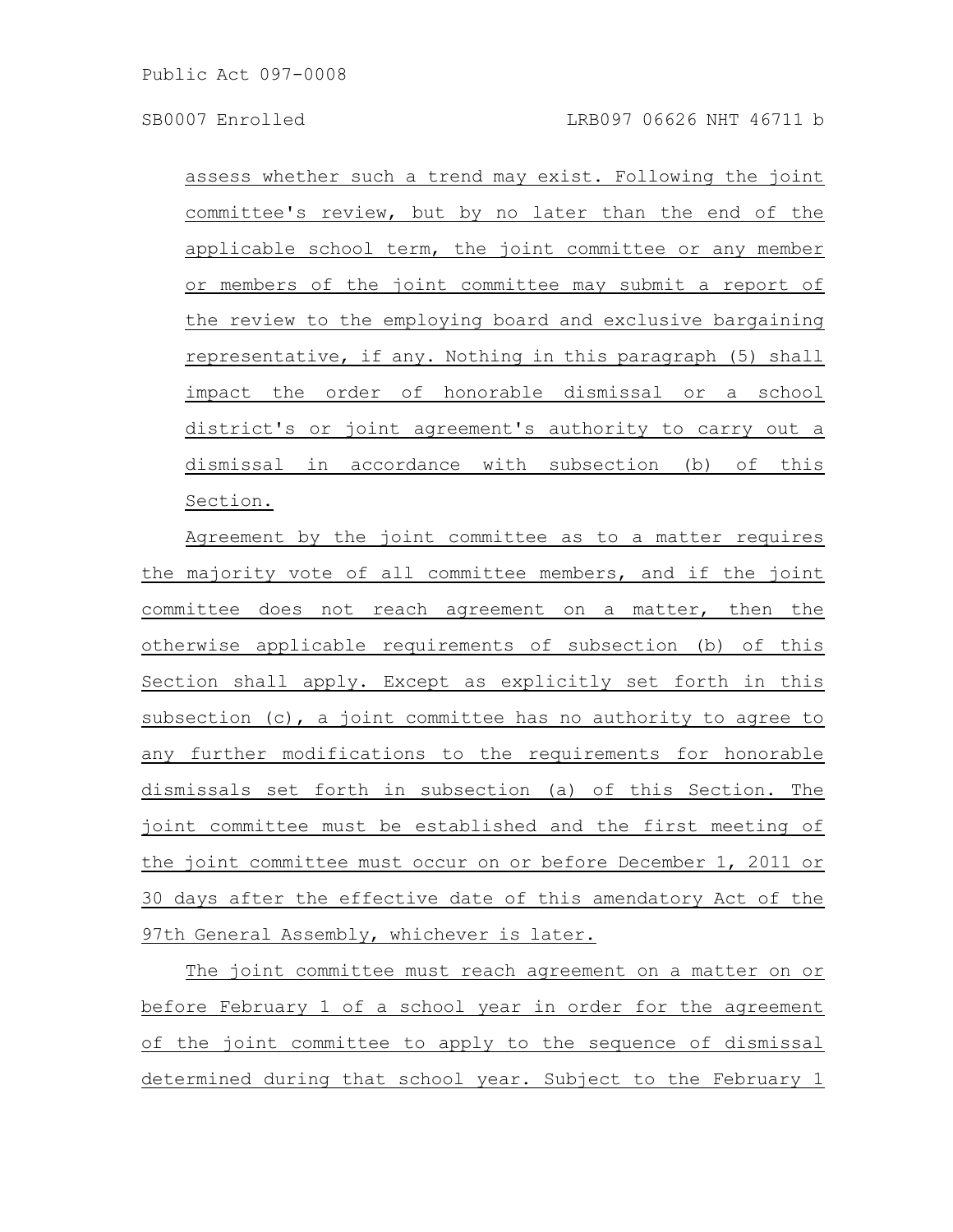assess whether such a trend may exist. Following the joint committee's review, but by no later than the end of the applicable school term, the joint committee or any member or members of the joint committee may submit a report of the review to the employing board and exclusive bargaining representative, if any. Nothing in this paragraph (5) shall impact the order of honorable dismissal or a school district's or joint agreement's authority to carry out a dismissal in accordance with subsection (b) of this Section.

Agreement by the joint committee as to a matter requires the majority vote of all committee members, and if the joint committee does not reach agreement on a matter, then the otherwise applicable requirements of subsection (b) of this Section shall apply. Except as explicitly set forth in this subsection (c), a joint committee has no authority to agree to any further modifications to the requirements for honorable dismissals set forth in subsection (a) of this Section. The joint committee must be established and the first meeting of the joint committee must occur on or before December 1, 2011 or 30 days after the effective date of this amendatory Act of the 97th General Assembly, whichever is later.

The joint committee must reach agreement on a matter on or before February 1 of a school year in order for the agreement of the joint committee to apply to the sequence of dismissal determined during that school year. Subject to the February 1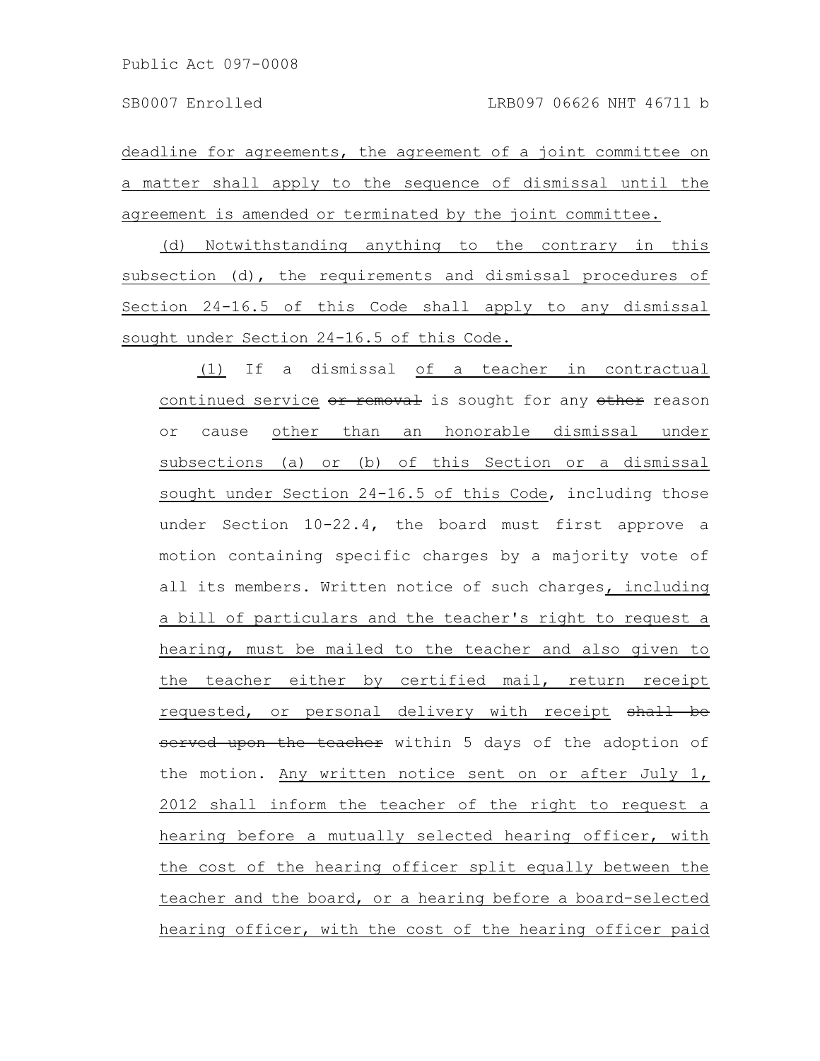deadline for agreements, the agreement of a joint committee on a matter shall apply to the sequence of dismissal until the agreement is amended or terminated by the joint committee.

(d) Notwithstanding anything to the contrary in this subsection (d), the requirements and dismissal procedures of Section 24-16.5 of this Code shall apply to any dismissal sought under Section 24-16.5 of this Code.

(1) If a dismissal of a teacher in contractual continued service ~~or removal~~ is sought for any ~~other~~ reason or cause other than an honorable dismissal under subsections (a) or (b) of this Section or a dismissal sought under Section 24-16.5 of this Code, including those under Section 10-22.4, the board must first approve a motion containing specific charges by a majority vote of all its members. Written notice of such charges, including a bill of particulars and the teacher's right to request a hearing, must be mailed to the teacher and also given to the teacher either by certified mail, return receipt requested, or personal delivery with receipt ~~shall be served upon the teacher~~ within 5 days of the adoption of the motion. Any written notice sent on or after July 1, 2012 shall inform the teacher of the right to request a hearing before a mutually selected hearing officer, with the cost of the hearing officer split equally between the teacher and the board, or a hearing before a board-selected hearing officer, with the cost of the hearing officer paid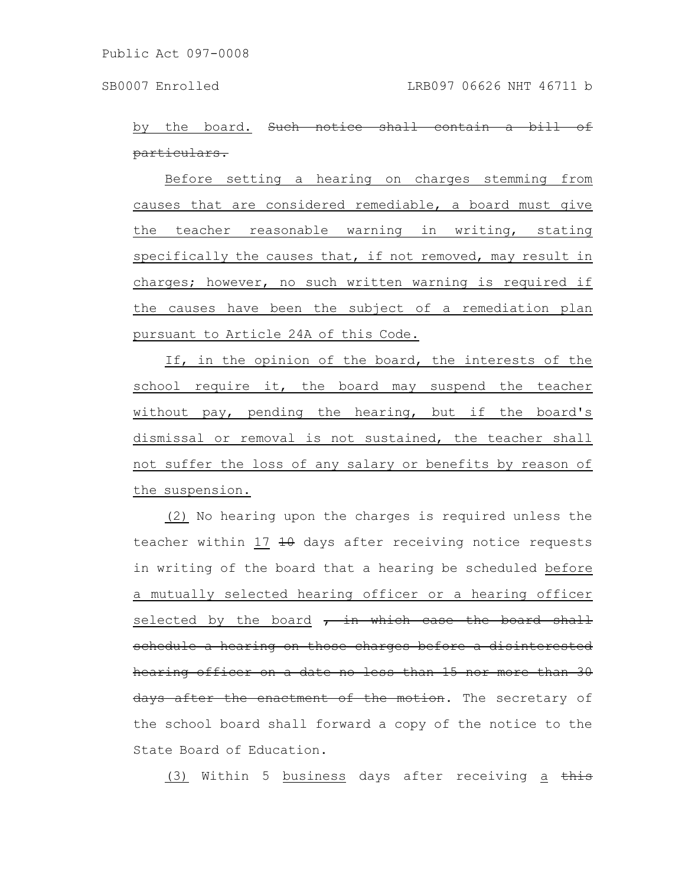by the board. ~~Such notice shall contain a bill of particulars.~~

Before setting a hearing on charges stemming from causes that are considered remediable, a board must give the teacher reasonable warning in writing, stating specifically the causes that, if not removed, may result in charges; however, no such written warning is required if the causes have been the subject of a remediation plan pursuant to Article 24A of this Code.

If, in the opinion of the board, the interests of the school require it, the board may suspend the teacher without pay, pending the hearing, but if the board's dismissal or removal is not sustained, the teacher shall not suffer the loss of any salary or benefits by reason of the suspension.

(2) No hearing upon the charges is required unless the teacher within 17 ~~10~~ days after receiving notice requests in writing of the board that a hearing be scheduled before a mutually selected hearing officer or a hearing officer selected by the board ~~, in which case the board shall schedule a hearing on those charges before a disinterested hearing officer on a date no less than 15 nor more than 30 days after the enactment of the motion~~. The secretary of the school board shall forward a copy of the notice to the State Board of Education.

(3) Within 5 business days after receiving a ~~this~~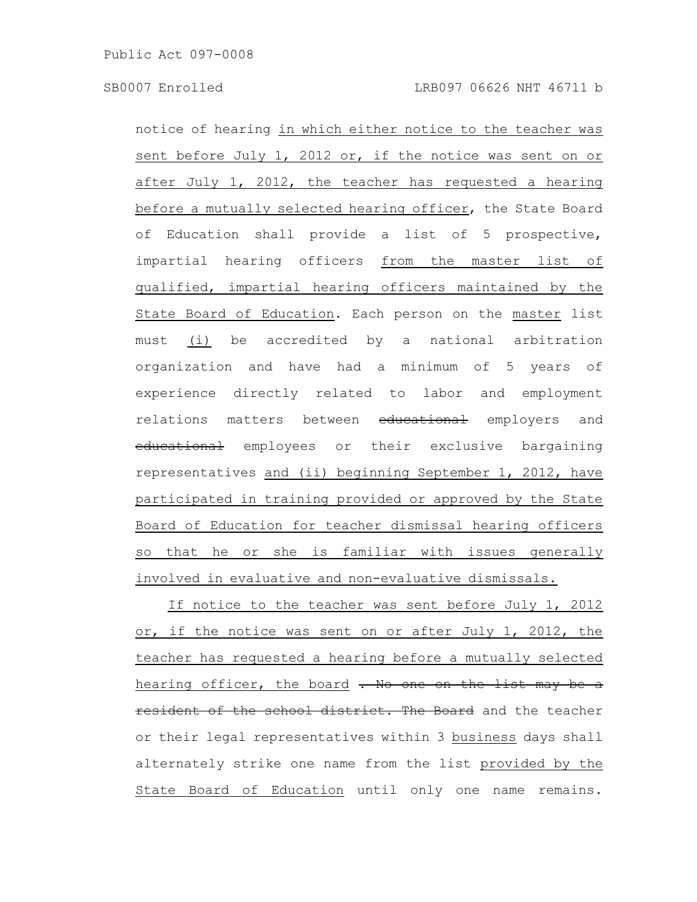notice of hearing in which either notice to the teacher was sent before July 1, 2012 or, if the notice was sent on or after July 1, 2012, the teacher has requested a hearing before a mutually selected hearing officer, the State Board of Education shall provide a list of 5 prospective, impartial hearing officers from the master list of qualified, impartial hearing officers maintained by the State Board of Education. Each person on the master list must (i) be accredited by a national arbitration organization and have had a minimum of 5 years of experience directly related to labor and employment relations matters between ~~educational~~ employers and ~~educational~~ employees or their exclusive bargaining representatives and (ii) beginning September 1, 2012, have participated in training provided or approved by the State Board of Education for teacher dismissal hearing officers so that he or she is familiar with issues generally involved in evaluative and non-evaluative dismissals.

If notice to the teacher was sent before July 1, 2012 or, if the notice was sent on or after July 1, 2012, the teacher has requested a hearing before a mutually selected hearing officer, the board ~~. No one on the list may be a resident of the school district. The Board~~ and the teacher or their legal representatives within 3 business days shall alternately strike one name from the list provided by the State Board of Education until only one name remains.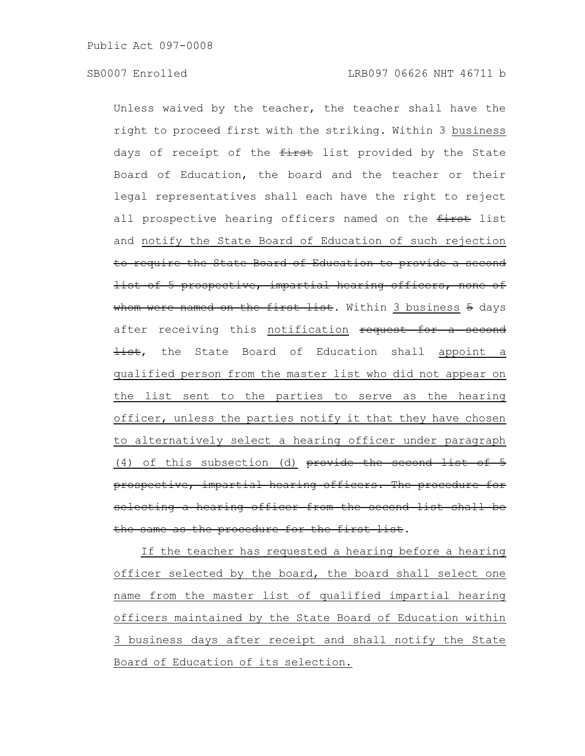Unless waived by the teacher, the teacher shall have the right to proceed first with the striking. Within 3 <u>business</u> days of receipt of the ~~first~~ list provided by the State Board of Education, the board and the teacher or their legal representatives shall each have the right to reject all prospective hearing officers named on the ~~first~~ list and <u>notify the State Board of Education of such rejection</u> ~~to require the State Board of Education to provide a second list of 5 prospective, impartial hearing officers, none of whom were named on the first list~~. Within <u>3 business</u> ~~5~~ days after receiving this <u>notification</u> ~~request for a second list~~, the State Board of Education shall <u>appoint a qualified person from the master list who did not appear on the list sent to the parties to serve as the hearing officer, unless the parties notify it that they have chosen to alternatively select a hearing officer under paragraph (4) of this subsection (d)</u> ~~provide the second list of 5 prospective, impartial hearing officers. The procedure for selecting a hearing officer from the second list shall be the same as the procedure for the first list~~.

<u>If the teacher has requested a hearing before a hearing officer selected by the board, the board shall select one name from the master list of qualified impartial hearing officers maintained by the State Board of Education within 3 business days after receipt and shall notify the State Board of Education of its selection.</u>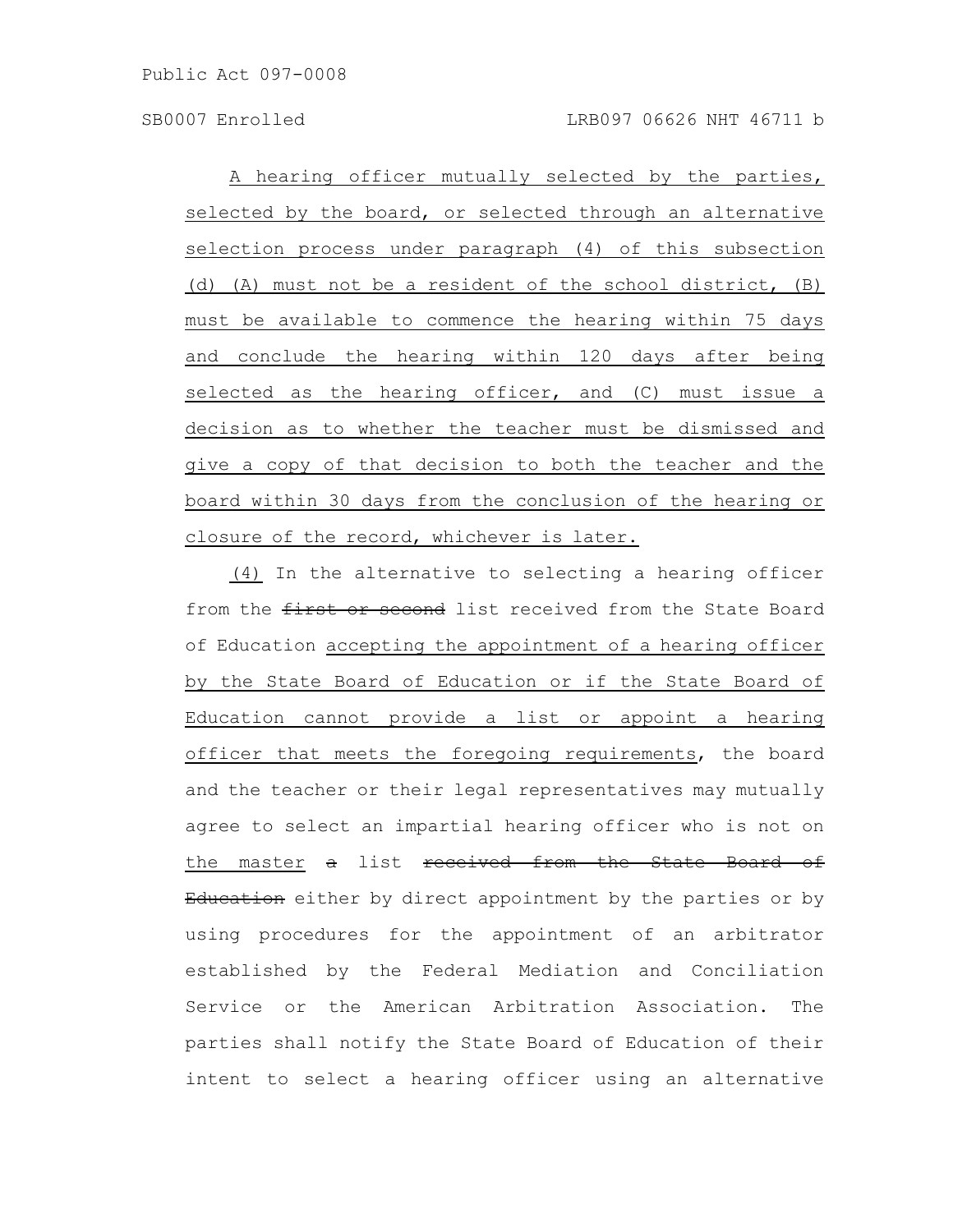A hearing officer mutually selected by the parties, selected by the board, or selected through an alternative selection process under paragraph (4) of this subsection (d) (A) must not be a resident of the school district, (B) must be available to commence the hearing within 75 days and conclude the hearing within 120 days after being selected as the hearing officer, and (C) must issue a decision as to whether the teacher must be dismissed and give a copy of that decision to both the teacher and the board within 30 days from the conclusion of the hearing or closure of the record, whichever is later.

(4) In the alternative to selecting a hearing officer from the ~~first or second~~ list received from the State Board of Education accepting the appointment of a hearing officer by the State Board of Education or if the State Board of Education cannot provide a list or appoint a hearing officer that meets the foregoing requirements, the board and the teacher or their legal representatives may mutually agree to select an impartial hearing officer who is not on the master ~~a~~ list ~~received from the State Board of Education~~ either by direct appointment by the parties or by using procedures for the appointment of an arbitrator established by the Federal Mediation and Conciliation Service or the American Arbitration Association. The parties shall notify the State Board of Education of their intent to select a hearing officer using an alternative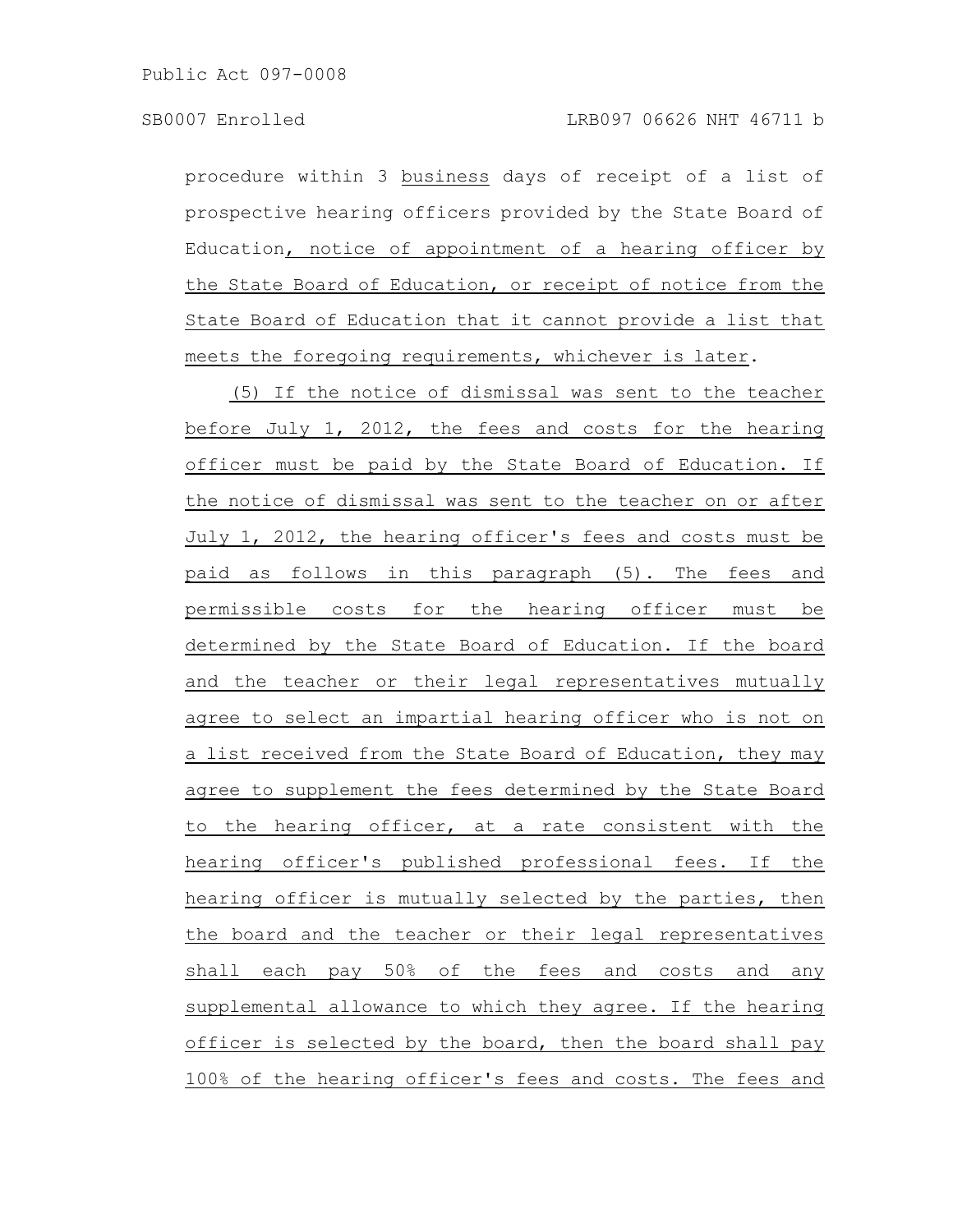procedure within 3 business days of receipt of a list of prospective hearing officers provided by the State Board of Education, notice of appointment of a hearing officer by the State Board of Education, or receipt of notice from the State Board of Education that it cannot provide a list that meets the foregoing requirements, whichever is later.

(5) If the notice of dismissal was sent to the teacher before July 1, 2012, the fees and costs for the hearing officer must be paid by the State Board of Education. If the notice of dismissal was sent to the teacher on or after July 1, 2012, the hearing officer's fees and costs must be paid as follows in this paragraph (5). The fees and permissible costs for the hearing officer must be determined by the State Board of Education. If the board and the teacher or their legal representatives mutually agree to select an impartial hearing officer who is not on a list received from the State Board of Education, they may agree to supplement the fees determined by the State Board to the hearing officer, at a rate consistent with the hearing officer's published professional fees. If the hearing officer is mutually selected by the parties, then the board and the teacher or their legal representatives shall each pay 50% of the fees and costs and any supplemental allowance to which they agree. If the hearing officer is selected by the board, then the board shall pay 100% of the hearing officer's fees and costs. The fees and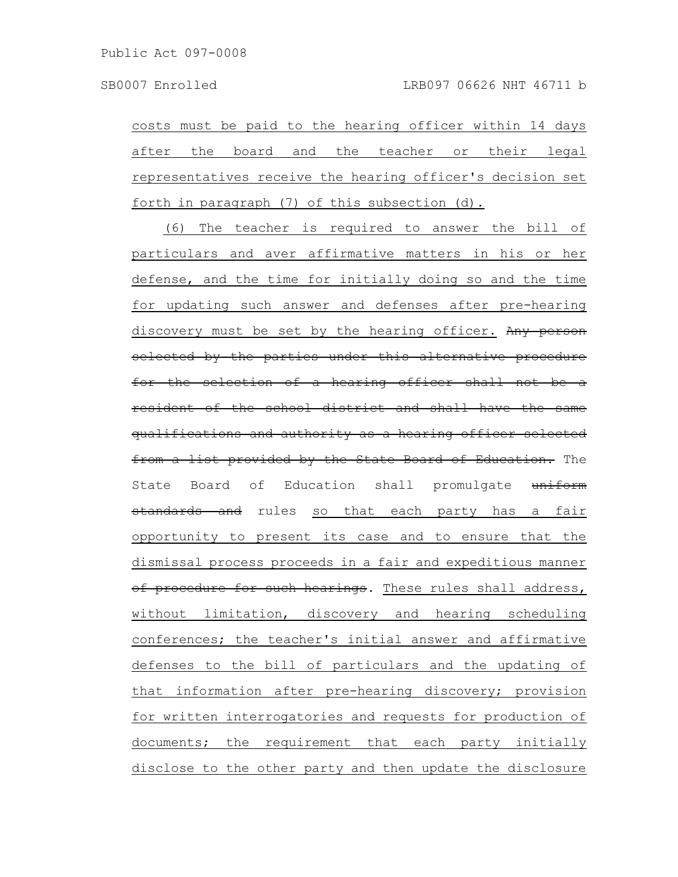costs must be paid to the hearing officer within 14 days after the board and the teacher or their legal representatives receive the hearing officer's decision set forth in paragraph (7) of this subsection (d).

(6) The teacher is required to answer the bill of particulars and aver affirmative matters in his or her defense, and the time for initially doing so and the time for updating such answer and defenses after pre-hearing discovery must be set by the hearing officer. ~~Any person selected by the parties under this alternative procedure for the selection of a hearing officer shall not be a resident of the school district and shall have the same qualifications and authority as a hearing officer selected from a list provided by the State Board of Education.~~ The State Board of Education shall promulgate ~~uniform standards and~~ rules so that each party has a fair opportunity to present its case and to ensure that the dismissal process proceeds in a fair and expeditious manner ~~of procedure for such hearings~~. These rules shall address, without limitation, discovery and hearing scheduling conferences; the teacher's initial answer and affirmative defenses to the bill of particulars and the updating of that information after pre-hearing discovery; provision for written interrogatories and requests for production of documents; the requirement that each party initially disclose to the other party and then update the disclosure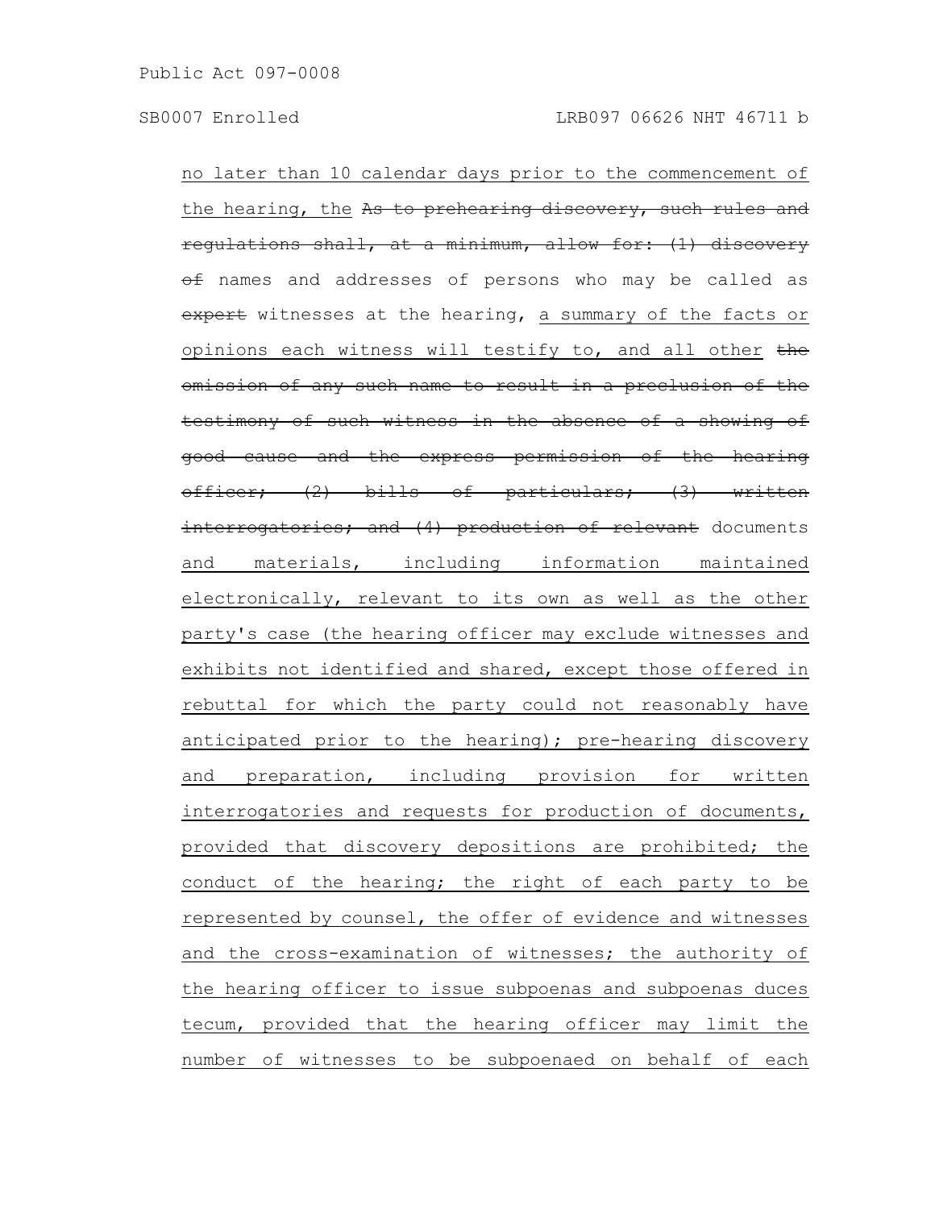no later than 10 calendar days prior to the commencement of the hearing, the ~~As to prehearing discovery, such rules and regulations shall, at a minimum, allow for: (1) discovery of~~ names and addresses of persons who may be called as ~~expert~~ witnesses at the hearing, a summary of the facts or opinions each witness will testify to, and all other ~~the omission of any such name to result in a preclusion of the testimony of such witness in the absence of a showing of good cause and the express permission of the hearing officer; (2) bills of particulars; (3) written interrogatories; and (4) production of relevant~~ documents and materials, including information maintained electronically, relevant to its own as well as the other party's case (the hearing officer may exclude witnesses and exhibits not identified and shared, except those offered in rebuttal for which the party could not reasonably have anticipated prior to the hearing); pre-hearing discovery and preparation, including provision for written interrogatories and requests for production of documents, provided that discovery depositions are prohibited; the conduct of the hearing; the right of each party to be represented by counsel, the offer of evidence and witnesses and the cross-examination of witnesses; the authority of the hearing officer to issue subpoenas and subpoenas duces tecum, provided that the hearing officer may limit the number of witnesses to be subpoenaed on behalf of each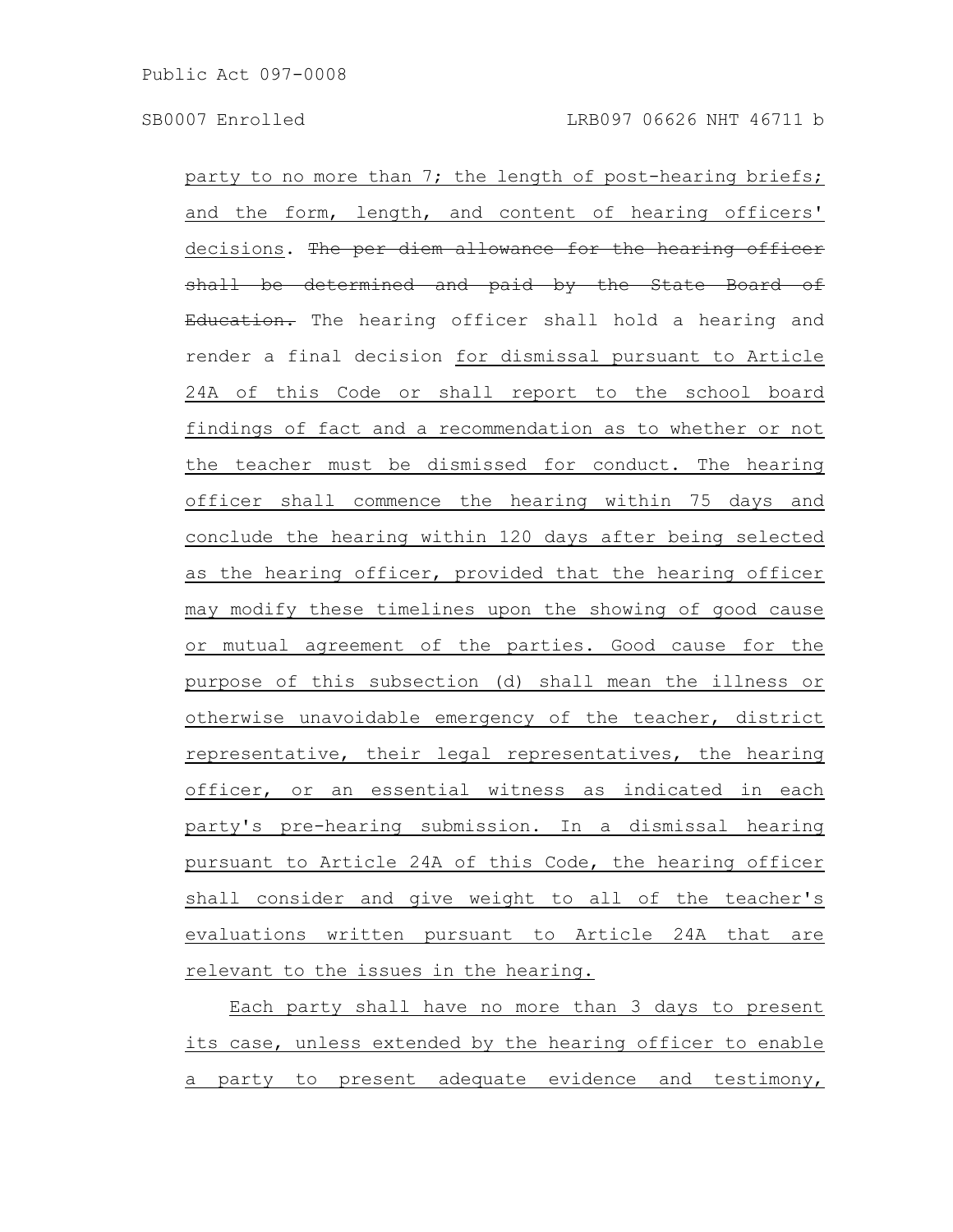party to no more than 7; the length of post-hearing briefs; and the form, length, and content of hearing officers' decisions. ~~The per diem allowance for the hearing officer shall be determined and paid by the State Board of Education.~~ The hearing officer shall hold a hearing and render a final decision for dismissal pursuant to Article 24A of this Code or shall report to the school board findings of fact and a recommendation as to whether or not the teacher must be dismissed for conduct. The hearing officer shall commence the hearing within 75 days and conclude the hearing within 120 days after being selected as the hearing officer, provided that the hearing officer may modify these timelines upon the showing of good cause or mutual agreement of the parties. Good cause for the purpose of this subsection (d) shall mean the illness or otherwise unavoidable emergency of the teacher, district representative, their legal representatives, the hearing officer, or an essential witness as indicated in each party's pre-hearing submission. In a dismissal hearing pursuant to Article 24A of this Code, the hearing officer shall consider and give weight to all of the teacher's evaluations written pursuant to Article 24A that are relevant to the issues in the hearing.

Each party shall have no more than 3 days to present its case, unless extended by the hearing officer to enable a party to present adequate evidence and testimony,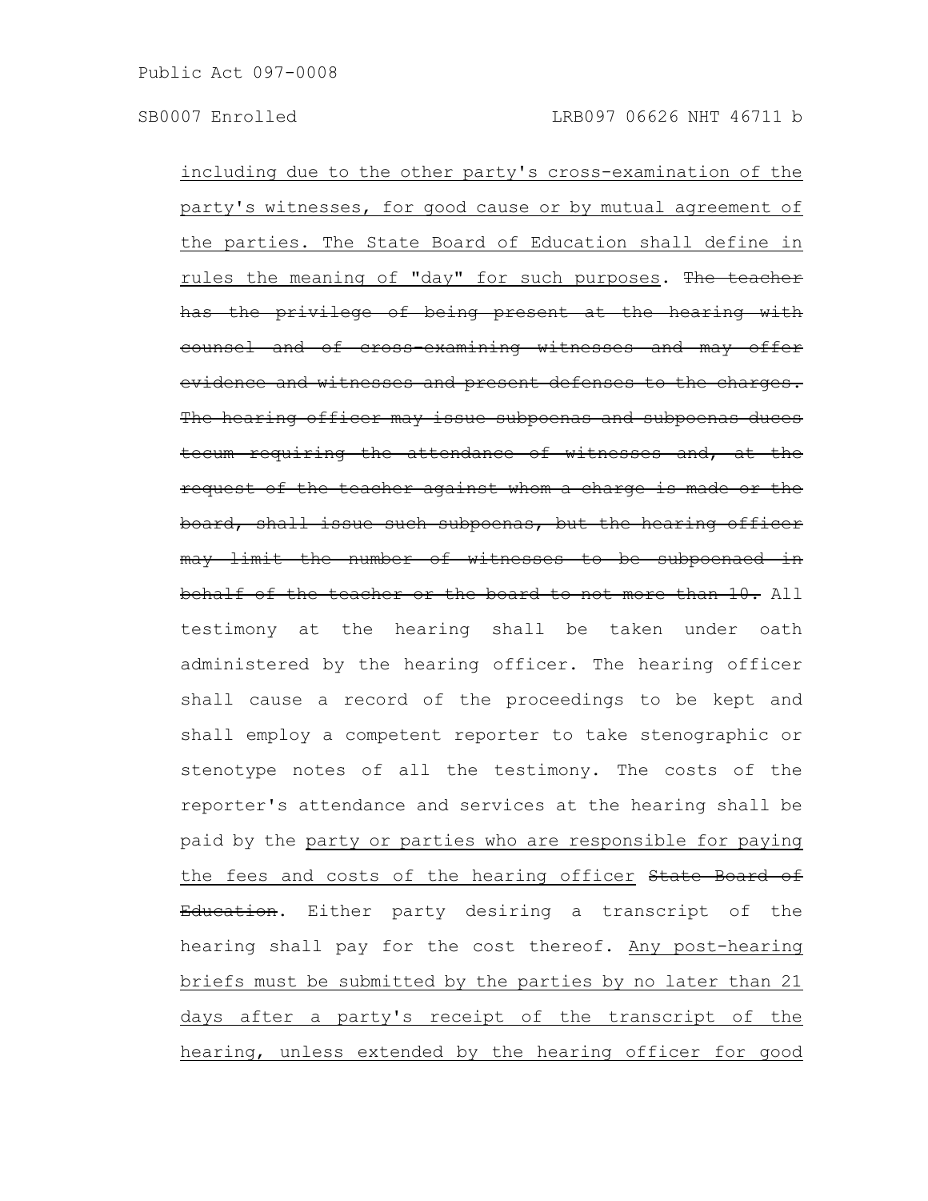including due to the other party's cross-examination of the party's witnesses, for good cause or by mutual agreement of the parties. The State Board of Education shall define in rules the meaning of "day" for such purposes. ~~The teacher has the privilege of being present at the hearing with counsel and of cross-examining witnesses and may offer evidence and witnesses and present defenses to the charges. The hearing officer may issue subpoenas and subpoenas duces tecum requiring the attendance of witnesses and, at the request of the teacher against whom a charge is made or the board, shall issue such subpoenas, but the hearing officer may limit the number of witnesses to be subpoenaed in behalf of the teacher or the board to not more than 10.~~ All testimony at the hearing shall be taken under oath administered by the hearing officer. The hearing officer shall cause a record of the proceedings to be kept and shall employ a competent reporter to take stenographic or stenotype notes of all the testimony. The costs of the reporter's attendance and services at the hearing shall be paid by the party or parties who are responsible for paying the fees and costs of the hearing officer ~~State Board of Education~~. Either party desiring a transcript of the hearing shall pay for the cost thereof. Any post-hearing briefs must be submitted by the parties by no later than 21 days after a party's receipt of the transcript of the hearing, unless extended by the hearing officer for good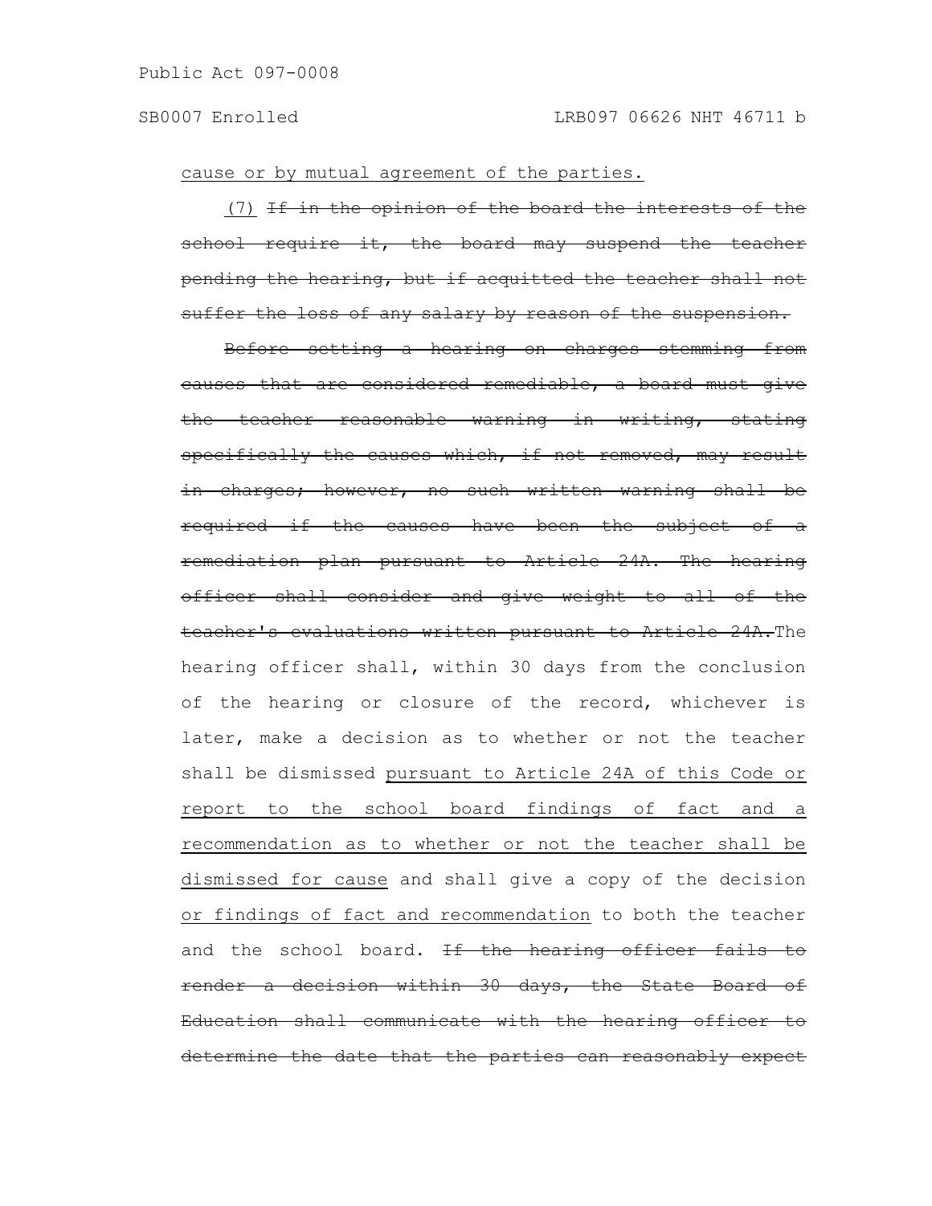cause or by mutual agreement of the parties.

(7) ~~If in the opinion of the board the interests of the school require it, the board may suspend the teacher pending the hearing, but if acquitted the teacher shall not suffer the loss of any salary by reason of the suspension.~~

~~Before setting a hearing on charges stemming from causes that are considered remediable, a board must give the teacher reasonable warning in writing, stating specifically the causes which, if not removed, may result in charges; however, no such written warning shall be required if the causes have been the subject of a remediation plan pursuant to Article 24A. The hearing officer shall consider and give weight to all of the teacher's evaluations written pursuant to Article 24A.~~The hearing officer shall, within 30 days from the conclusion of the hearing or closure of the record, whichever is later, make a decision as to whether or not the teacher shall be dismissed pursuant to Article 24A of this Code or report to the school board findings of fact and a recommendation as to whether or not the teacher shall be dismissed for cause and shall give a copy of the decision or findings of fact and recommendation to both the teacher and the school board. ~~If the hearing officer fails to render a decision within 30 days, the State Board of Education shall communicate with the hearing officer to determine the date that the parties can reasonably expect~~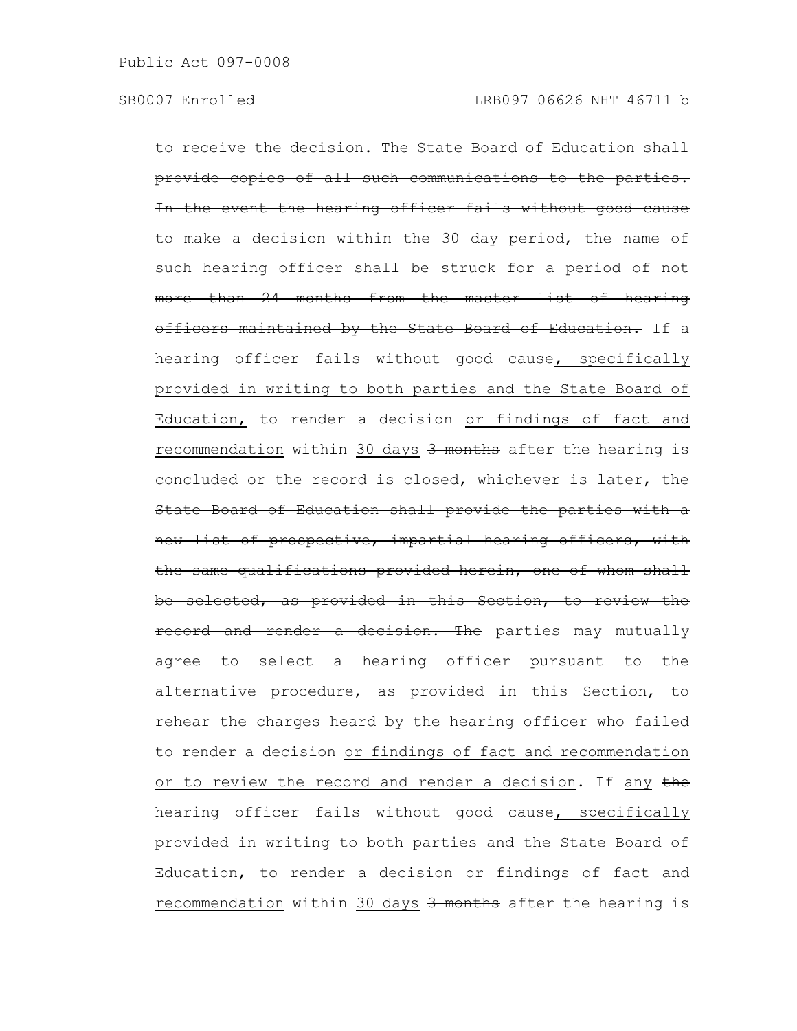~~to receive the decision. The State Board of Education shall provide copies of all such communications to the parties. In the event the hearing officer fails without good cause to make a decision within the 30 day period, the name of such hearing officer shall be struck for a period of not more than 24 months from the master list of hearing officers maintained by the State Board of Education.~~ If a hearing officer fails without good cause<u>, specifically provided in writing to both parties and the State Board of Education,</u> to render a decision <u>or findings of fact and recommendation</u> within <u>30 days</u> ~~3 months~~ after the hearing is concluded or the record is closed, whichever is later, the ~~State Board of Education shall provide the parties with a new list of prospective, impartial hearing officers, with the same qualifications provided herein, one of whom shall be selected, as provided in this Section, to review the record and render a decision. The~~ parties may mutually agree to select a hearing officer pursuant to the alternative procedure, as provided in this Section, to rehear the charges heard by the hearing officer who failed to render a decision <u>or findings of fact and recommendation or to review the record and render a decision</u>. If <u>any</u> ~~the~~ hearing officer fails without good cause<u>, specifically provided in writing to both parties and the State Board of Education,</u> to render a decision <u>or findings of fact and recommendation</u> within <u>30 days</u> ~~3 months~~ after the hearing is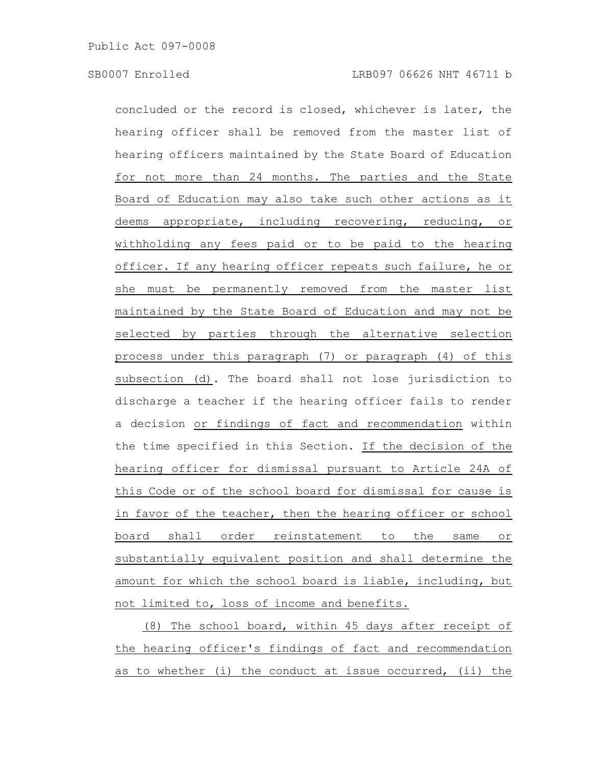concluded or the record is closed, whichever is later, the hearing officer shall be removed from the master list of hearing officers maintained by the State Board of Education for not more than 24 months. The parties and the State Board of Education may also take such other actions as it deems appropriate, including recovering, reducing, or withholding any fees paid or to be paid to the hearing officer. If any hearing officer repeats such failure, he or she must be permanently removed from the master list maintained by the State Board of Education and may not be selected by parties through the alternative selection process under this paragraph (7) or paragraph (4) of this subsection (d). The board shall not lose jurisdiction to discharge a teacher if the hearing officer fails to render a decision or findings of fact and recommendation within the time specified in this Section. If the decision of the hearing officer for dismissal pursuant to Article 24A of this Code or of the school board for dismissal for cause is in favor of the teacher, then the hearing officer or school board shall order reinstatement to the same or substantially equivalent position and shall determine the amount for which the school board is liable, including, but not limited to, loss of income and benefits.

(8) The school board, within 45 days after receipt of the hearing officer's findings of fact and recommendation as to whether (i) the conduct at issue occurred, (ii) the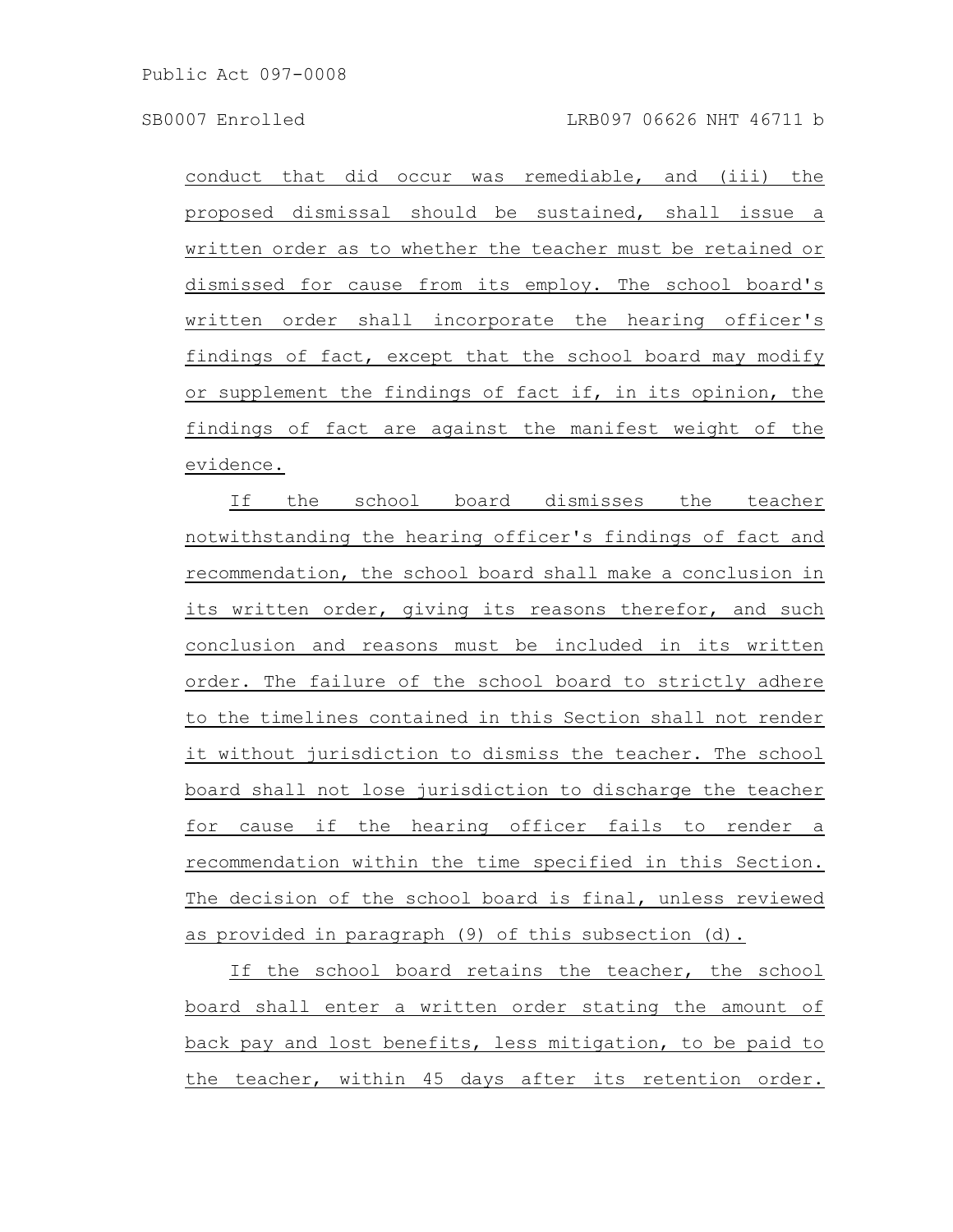conduct that did occur was remediable, and (iii) the proposed dismissal should be sustained, shall issue a written order as to whether the teacher must be retained or dismissed for cause from its employ. The school board's written order shall incorporate the hearing officer's findings of fact, except that the school board may modify or supplement the findings of fact if, in its opinion, the findings of fact are against the manifest weight of the evidence.

If the school board dismisses the teacher notwithstanding the hearing officer's findings of fact and recommendation, the school board shall make a conclusion in its written order, giving its reasons therefor, and such conclusion and reasons must be included in its written order. The failure of the school board to strictly adhere to the timelines contained in this Section shall not render it without jurisdiction to dismiss the teacher. The school board shall not lose jurisdiction to discharge the teacher for cause if the hearing officer fails to render a recommendation within the time specified in this Section. The decision of the school board is final, unless reviewed as provided in paragraph (9) of this subsection (d).

If the school board retains the teacher, the school board shall enter a written order stating the amount of back pay and lost benefits, less mitigation, to be paid to the teacher, within 45 days after its retention order.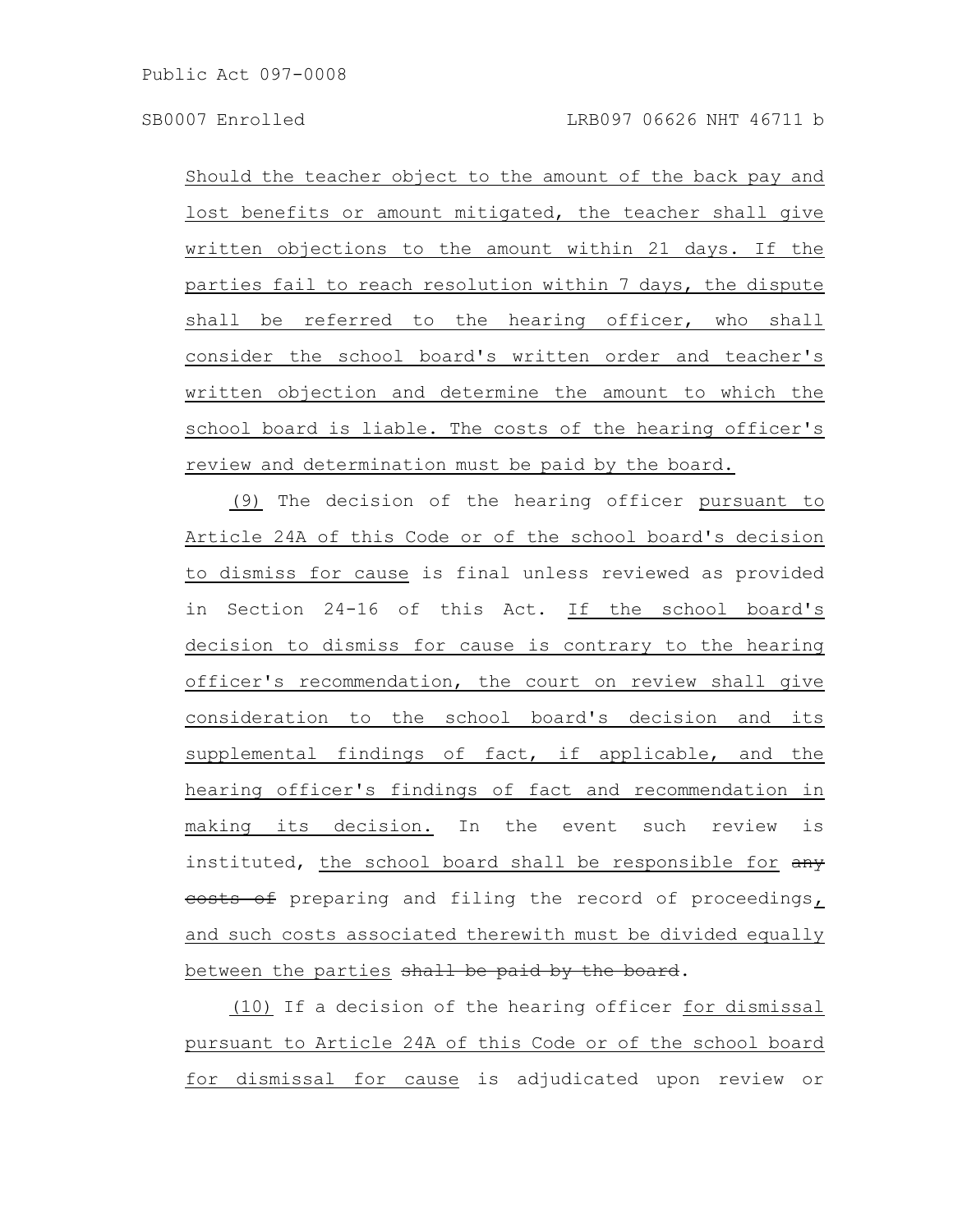Should the teacher object to the amount of the back pay and lost benefits or amount mitigated, the teacher shall give written objections to the amount within 21 days. If the parties fail to reach resolution within 7 days, the dispute shall be referred to the hearing officer, who shall consider the school board's written order and teacher's written objection and determine the amount to which the school board is liable. The costs of the hearing officer's review and determination must be paid by the board.

(9) The decision of the hearing officer pursuant to Article 24A of this Code or of the school board's decision to dismiss for cause is final unless reviewed as provided in Section 24-16 of this Act. If the school board's decision to dismiss for cause is contrary to the hearing officer's recommendation, the court on review shall give consideration to the school board's decision and its supplemental findings of fact, if applicable, and the hearing officer's findings of fact and recommendation in making its decision. In the event such review is instituted, the school board shall be responsible for ~~any costs of~~ preparing and filing the record of proceedings, and such costs associated therewith must be divided equally between the parties ~~shall be paid by the board~~.

(10) If a decision of the hearing officer for dismissal pursuant to Article 24A of this Code or of the school board for dismissal for cause is adjudicated upon review or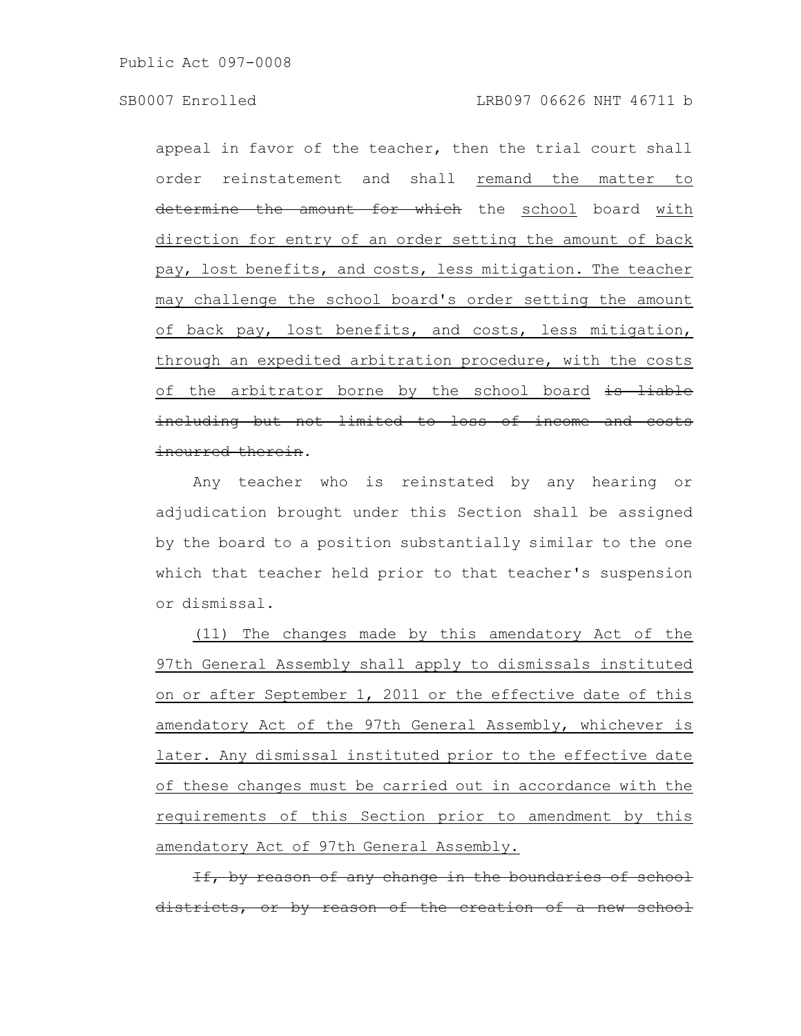appeal in favor of the teacher, then the trial court shall order reinstatement and shall <u>remand the matter to</u> ~~determine the amount for which~~ the <u>school</u> board <u>with direction for entry of an order setting the amount of back pay, lost benefits, and costs, less mitigation. The teacher may challenge the school board's order setting the amount of back pay, lost benefits, and costs, less mitigation, through an expedited arbitration procedure, with the costs of the arbitrator borne by the school board</u> ~~is liable including but not limited to loss of income and costs incurred therein~~.

Any teacher who is reinstated by any hearing or adjudication brought under this Section shall be assigned by the board to a position substantially similar to the one which that teacher held prior to that teacher's suspension or dismissal.

<u>(11) The changes made by this amendatory Act of the 97th General Assembly shall apply to dismissals instituted on or after September 1, 2011 or the effective date of this amendatory Act of the 97th General Assembly, whichever is later. Any dismissal instituted prior to the effective date of these changes must be carried out in accordance with the requirements of this Section prior to amendment by this amendatory Act of 97th General Assembly.</u>

~~If, by reason of any change in the boundaries of school districts, or by reason of the creation of a new school~~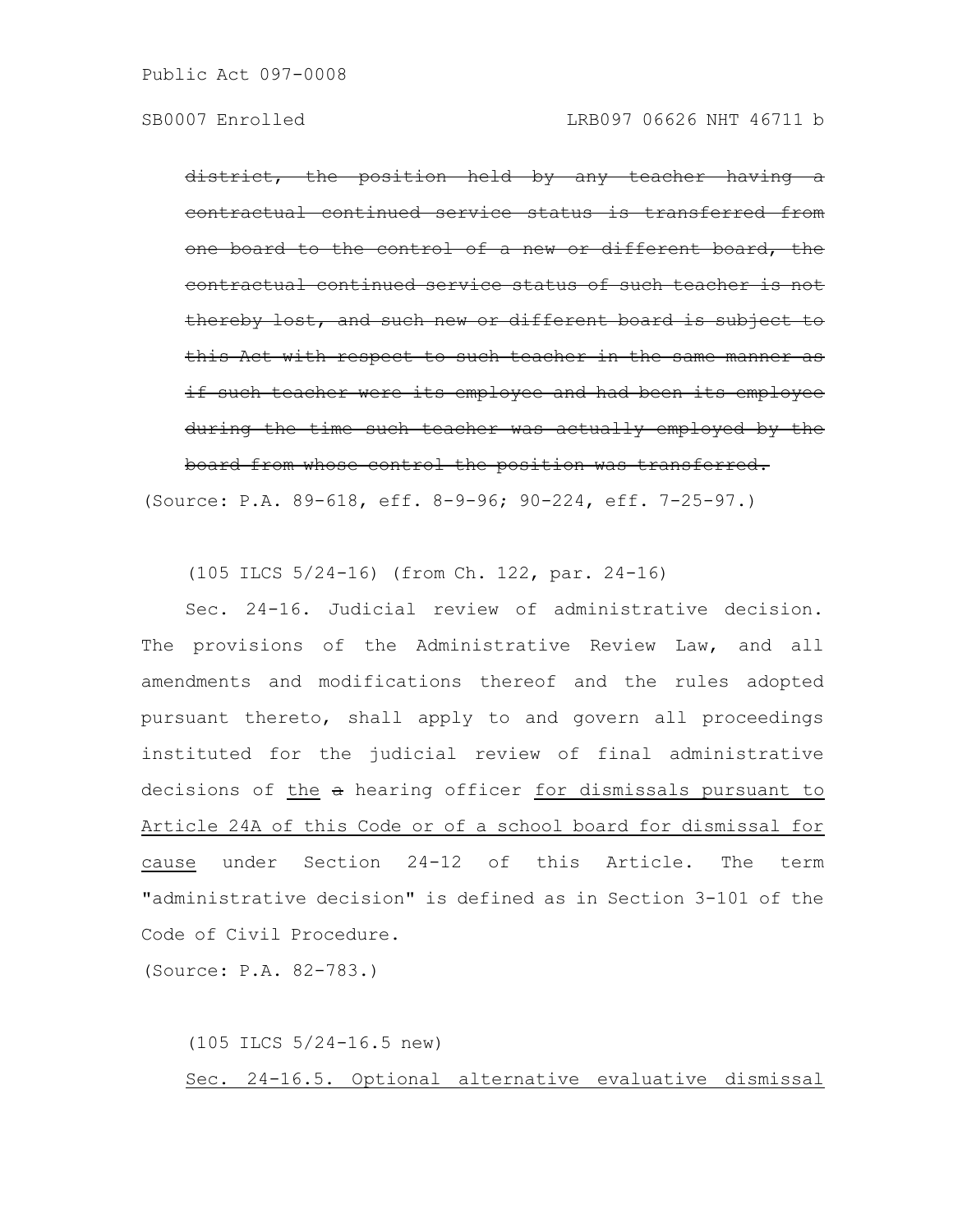~~district, the position held by any teacher having a contractual continued service status is transferred from one board to the control of a new or different board, the contractual continued service status of such teacher is not thereby lost, and such new or different board is subject to this Act with respect to such teacher in the same manner as if such teacher were its employee and had been its employee during the time such teacher was actually employed by the board from whose control the position was transferred.~~

(Source: P.A. 89-618, eff. 8-9-96; 90-224, eff. 7-25-97.)

(105 ILCS 5/24-16) (from Ch. 122, par. 24-16)

Sec. 24-16. Judicial review of administrative decision. The provisions of the Administrative Review Law, and all amendments and modifications thereof and the rules adopted pursuant thereto, shall apply to and govern all proceedings instituted for the judicial review of final administrative decisions of <u>the</u> ~~a~~ hearing officer <u>for dismissals pursuant to Article 24A of this Code or of a school board for dismissal for cause</u> under Section 24-12 of this Article. The term "administrative decision" is defined as in Section 3-101 of the Code of Civil Procedure.

(Source: P.A. 82-783.)

(105 ILCS 5/24-16.5 new)

<u>Sec. 24-16.5. Optional alternative evaluative dismissal</u>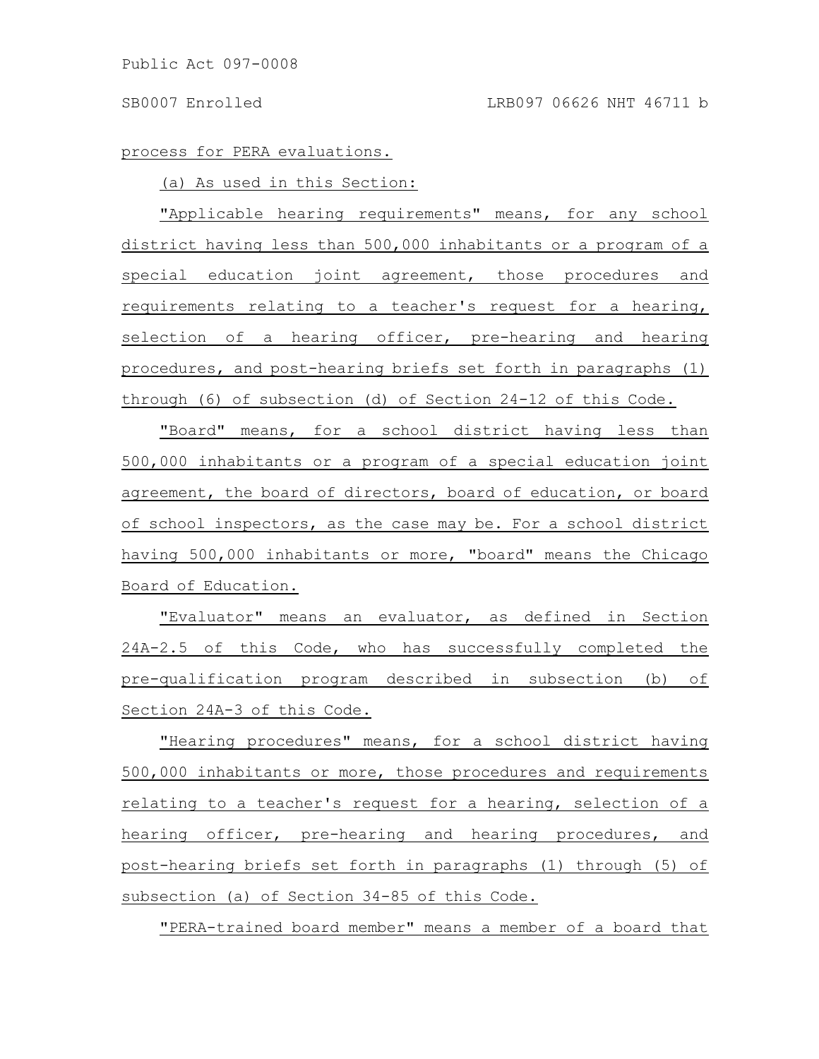process for PERA evaluations.

(a) As used in this Section:

"Applicable hearing requirements" means, for any school district having less than 500,000 inhabitants or a program of a special education joint agreement, those procedures and requirements relating to a teacher's request for a hearing, selection of a hearing officer, pre-hearing and hearing procedures, and post-hearing briefs set forth in paragraphs (1) through (6) of subsection (d) of Section 24-12 of this Code.

"Board" means, for a school district having less than 500,000 inhabitants or a program of a special education joint agreement, the board of directors, board of education, or board of school inspectors, as the case may be. For a school district having 500,000 inhabitants or more, "board" means the Chicago Board of Education.

"Evaluator" means an evaluator, as defined in Section 24A-2.5 of this Code, who has successfully completed the pre-qualification program described in subsection (b) of Section 24A-3 of this Code.

"Hearing procedures" means, for a school district having 500,000 inhabitants or more, those procedures and requirements relating to a teacher's request for a hearing, selection of a hearing officer, pre-hearing and hearing procedures, and post-hearing briefs set forth in paragraphs (1) through (5) of subsection (a) of Section 34-85 of this Code.

"PERA-trained board member" means a member of a board that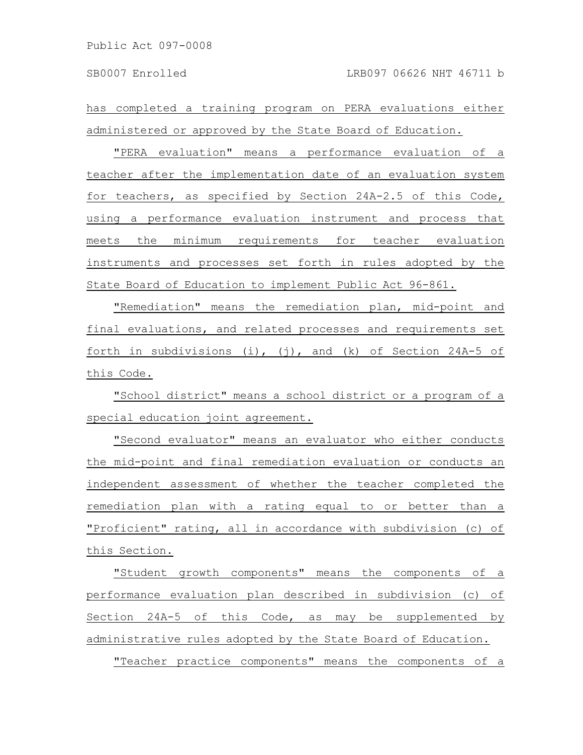has completed a training program on PERA evaluations either administered or approved by the State Board of Education.

"PERA evaluation" means a performance evaluation of a teacher after the implementation date of an evaluation system for teachers, as specified by Section 24A-2.5 of this Code, using a performance evaluation instrument and process that meets the minimum requirements for teacher evaluation instruments and processes set forth in rules adopted by the State Board of Education to implement Public Act 96-861.

"Remediation" means the remediation plan, mid-point and final evaluations, and related processes and requirements set forth in subdivisions (i), (j), and (k) of Section 24A-5 of this Code.

"School district" means a school district or a program of a special education joint agreement.

"Second evaluator" means an evaluator who either conducts the mid-point and final remediation evaluation or conducts an independent assessment of whether the teacher completed the remediation plan with a rating equal to or better than a "Proficient" rating, all in accordance with subdivision (c) of this Section.

"Student growth components" means the components of a performance evaluation plan described in subdivision (c) of Section 24A-5 of this Code, as may be supplemented by administrative rules adopted by the State Board of Education.

"Teacher practice components" means the components of a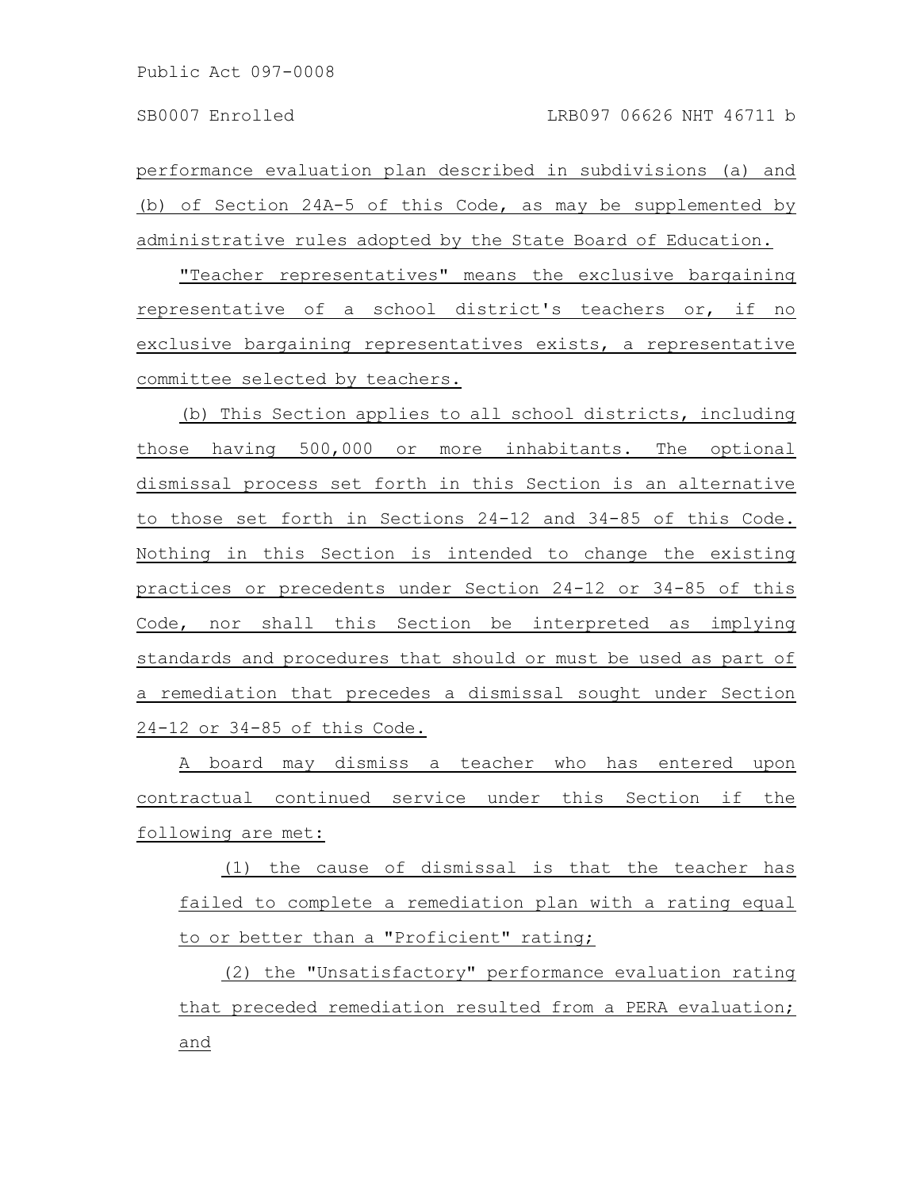performance evaluation plan described in subdivisions (a) and (b) of Section 24A-5 of this Code, as may be supplemented by administrative rules adopted by the State Board of Education.

"Teacher representatives" means the exclusive bargaining representative of a school district's teachers or, if no exclusive bargaining representatives exists, a representative committee selected by teachers.

(b) This Section applies to all school districts, including those having 500,000 or more inhabitants. The optional dismissal process set forth in this Section is an alternative to those set forth in Sections 24-12 and 34-85 of this Code. Nothing in this Section is intended to change the existing practices or precedents under Section 24-12 or 34-85 of this Code, nor shall this Section be interpreted as implying standards and procedures that should or must be used as part of a remediation that precedes a dismissal sought under Section 24-12 or 34-85 of this Code.

A board may dismiss a teacher who has entered upon contractual continued service under this Section if the following are met:

(1) the cause of dismissal is that the teacher has failed to complete a remediation plan with a rating equal to or better than a "Proficient" rating;

(2) the "Unsatisfactory" performance evaluation rating that preceded remediation resulted from a PERA evaluation; and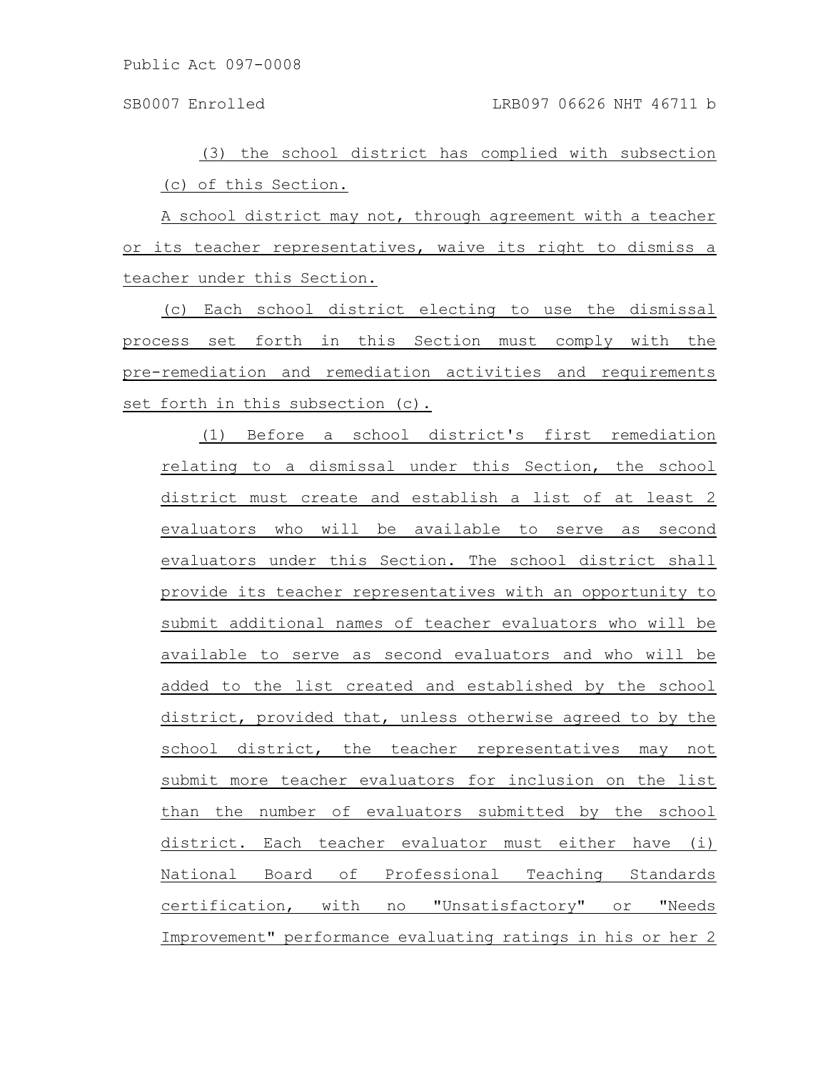(3) the school district has complied with subsection (c) of this Section.

A school district may not, through agreement with a teacher or its teacher representatives, waive its right to dismiss a teacher under this Section.

(c) Each school district electing to use the dismissal process set forth in this Section must comply with the pre-remediation and remediation activities and requirements set forth in this subsection (c).

(1) Before a school district's first remediation relating to a dismissal under this Section, the school district must create and establish a list of at least 2 evaluators who will be available to serve as second evaluators under this Section. The school district shall provide its teacher representatives with an opportunity to submit additional names of teacher evaluators who will be available to serve as second evaluators and who will be added to the list created and established by the school district, provided that, unless otherwise agreed to by the school district, the teacher representatives may not submit more teacher evaluators for inclusion on the list than the number of evaluators submitted by the school district. Each teacher evaluator must either have (i) National Board of Professional Teaching Standards certification, with no "Unsatisfactory" or "Needs Improvement" performance evaluating ratings in his or her 2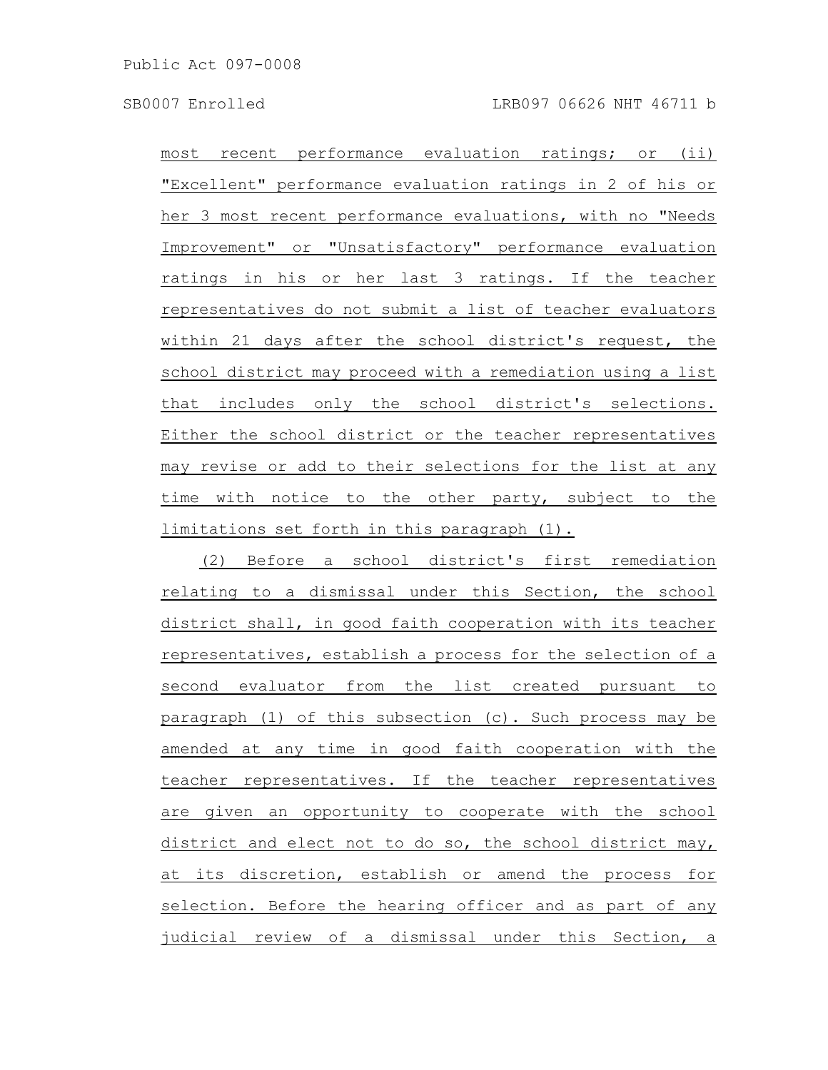most recent performance evaluation ratings; or (ii) "Excellent" performance evaluation ratings in 2 of his or her 3 most recent performance evaluations, with no "Needs Improvement" or "Unsatisfactory" performance evaluation ratings in his or her last 3 ratings. If the teacher representatives do not submit a list of teacher evaluators within 21 days after the school district's request, the school district may proceed with a remediation using a list that includes only the school district's selections. Either the school district or the teacher representatives may revise or add to their selections for the list at any time with notice to the other party, subject to the limitations set forth in this paragraph (1).

(2) Before a school district's first remediation relating to a dismissal under this Section, the school district shall, in good faith cooperation with its teacher representatives, establish a process for the selection of a second evaluator from the list created pursuant to paragraph (1) of this subsection (c). Such process may be amended at any time in good faith cooperation with the teacher representatives. If the teacher representatives are given an opportunity to cooperate with the school district and elect not to do so, the school district may, at its discretion, establish or amend the process for selection. Before the hearing officer and as part of any judicial review of a dismissal under this Section, a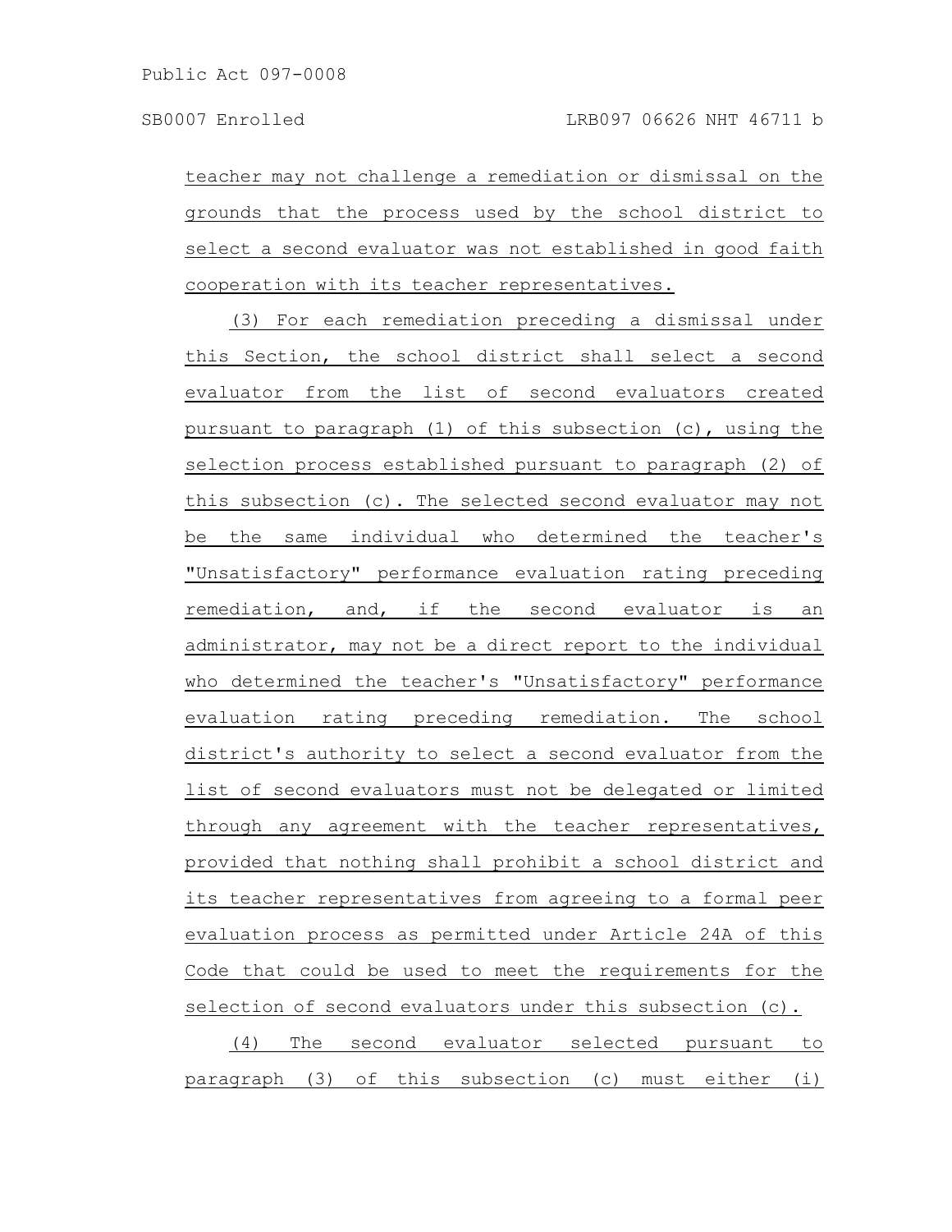teacher may not challenge a remediation or dismissal on the grounds that the process used by the school district to select a second evaluator was not established in good faith cooperation with its teacher representatives.

(3) For each remediation preceding a dismissal under this Section, the school district shall select a second evaluator from the list of second evaluators created pursuant to paragraph (1) of this subsection (c), using the selection process established pursuant to paragraph (2) of this subsection (c). The selected second evaluator may not be the same individual who determined the teacher's "Unsatisfactory" performance evaluation rating preceding remediation, and, if the second evaluator is an administrator, may not be a direct report to the individual who determined the teacher's "Unsatisfactory" performance evaluation rating preceding remediation. The school district's authority to select a second evaluator from the list of second evaluators must not be delegated or limited through any agreement with the teacher representatives, provided that nothing shall prohibit a school district and its teacher representatives from agreeing to a formal peer evaluation process as permitted under Article 24A of this Code that could be used to meet the requirements for the selection of second evaluators under this subsection (c).

(4) The second evaluator selected pursuant to paragraph (3) of this subsection (c) must either (i)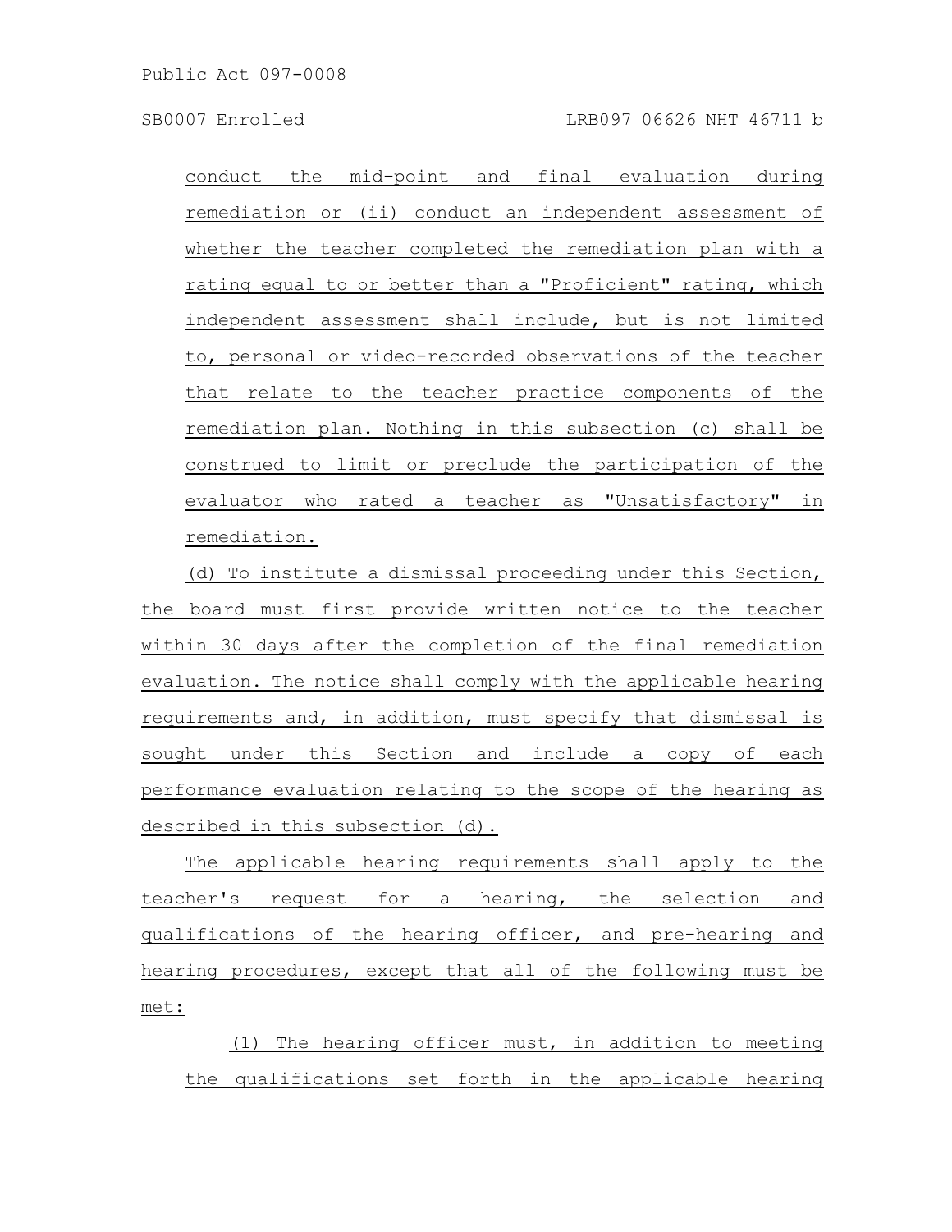conduct the mid-point and final evaluation during remediation or (ii) conduct an independent assessment of whether the teacher completed the remediation plan with a rating equal to or better than a "Proficient" rating, which independent assessment shall include, but is not limited to, personal or video-recorded observations of the teacher that relate to the teacher practice components of the remediation plan. Nothing in this subsection (c) shall be construed to limit or preclude the participation of the evaluator who rated a teacher as "Unsatisfactory" in remediation.

(d) To institute a dismissal proceeding under this Section, the board must first provide written notice to the teacher within 30 days after the completion of the final remediation evaluation. The notice shall comply with the applicable hearing requirements and, in addition, must specify that dismissal is sought under this Section and include a copy of each performance evaluation relating to the scope of the hearing as described in this subsection (d).

The applicable hearing requirements shall apply to the teacher's request for a hearing, the selection and qualifications of the hearing officer, and pre-hearing and hearing procedures, except that all of the following must be met:

(1) The hearing officer must, in addition to meeting the qualifications set forth in the applicable hearing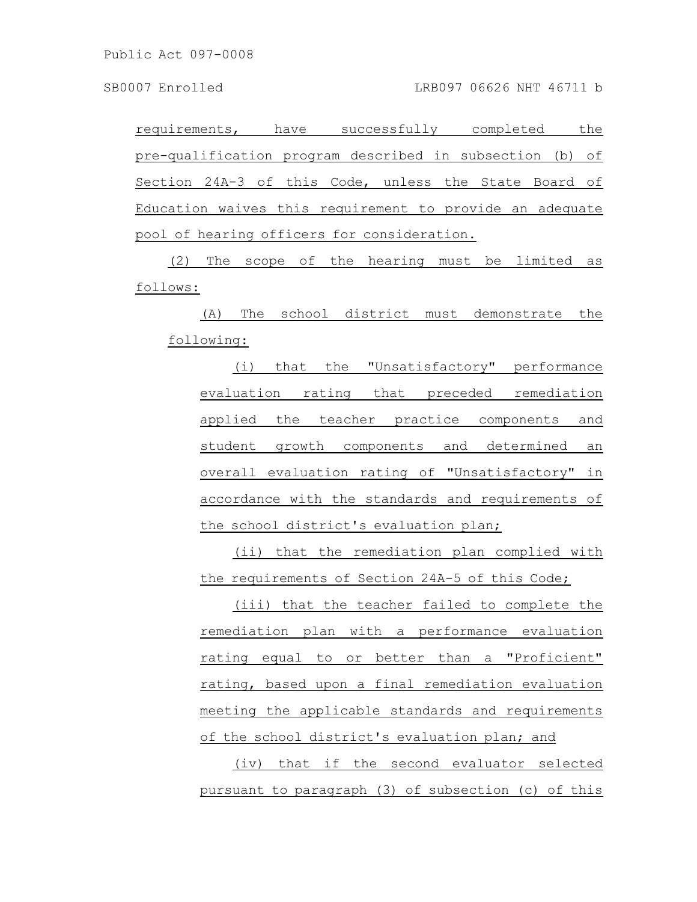requirements, have successfully completed the pre-qualification program described in subsection (b) of Section 24A-3 of this Code, unless the State Board of Education waives this requirement to provide an adequate pool of hearing officers for consideration.

(2) The scope of the hearing must be limited as follows:

(A) The school district must demonstrate the following:

(i) that the "Unsatisfactory" performance evaluation rating that preceded remediation applied the teacher practice components and student growth components and determined an overall evaluation rating of "Unsatisfactory" in accordance with the standards and requirements of the school district's evaluation plan;

(ii) that the remediation plan complied with the requirements of Section 24A-5 of this Code;

(iii) that the teacher failed to complete the remediation plan with a performance evaluation rating equal to or better than a "Proficient" rating, based upon a final remediation evaluation meeting the applicable standards and requirements of the school district's evaluation plan; and

(iv) that if the second evaluator selected pursuant to paragraph (3) of subsection (c) of this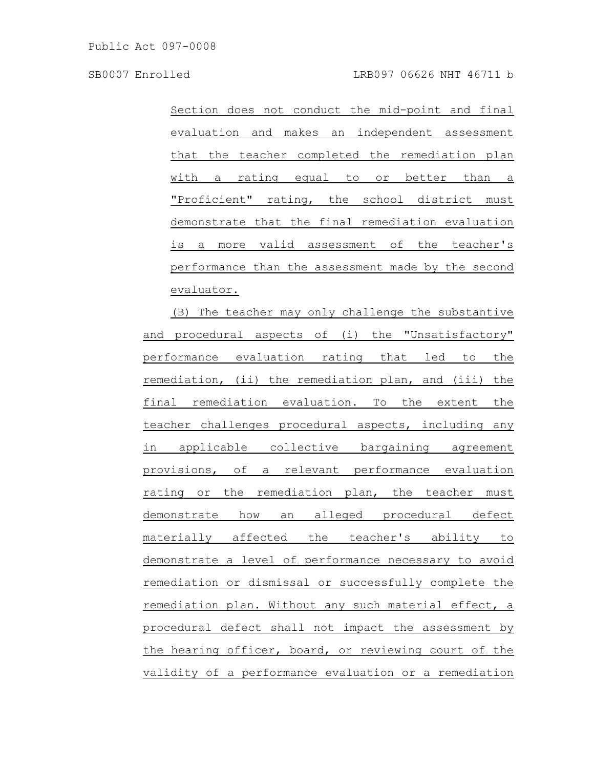Section does not conduct the mid-point and final evaluation and makes an independent assessment that the teacher completed the remediation plan with a rating equal to or better than a "Proficient" rating, the school district must demonstrate that the final remediation evaluation is a more valid assessment of the teacher's performance than the assessment made by the second evaluator.

(B) The teacher may only challenge the substantive and procedural aspects of (i) the "Unsatisfactory" performance evaluation rating that led to the remediation, (ii) the remediation plan, and (iii) the final remediation evaluation. To the extent the teacher challenges procedural aspects, including any in applicable collective bargaining agreement provisions, of a relevant performance evaluation rating or the remediation plan, the teacher must demonstrate how an alleged procedural defect materially affected the teacher's ability to demonstrate a level of performance necessary to avoid remediation or dismissal or successfully complete the remediation plan. Without any such material effect, a procedural defect shall not impact the assessment by the hearing officer, board, or reviewing court of the validity of a performance evaluation or a remediation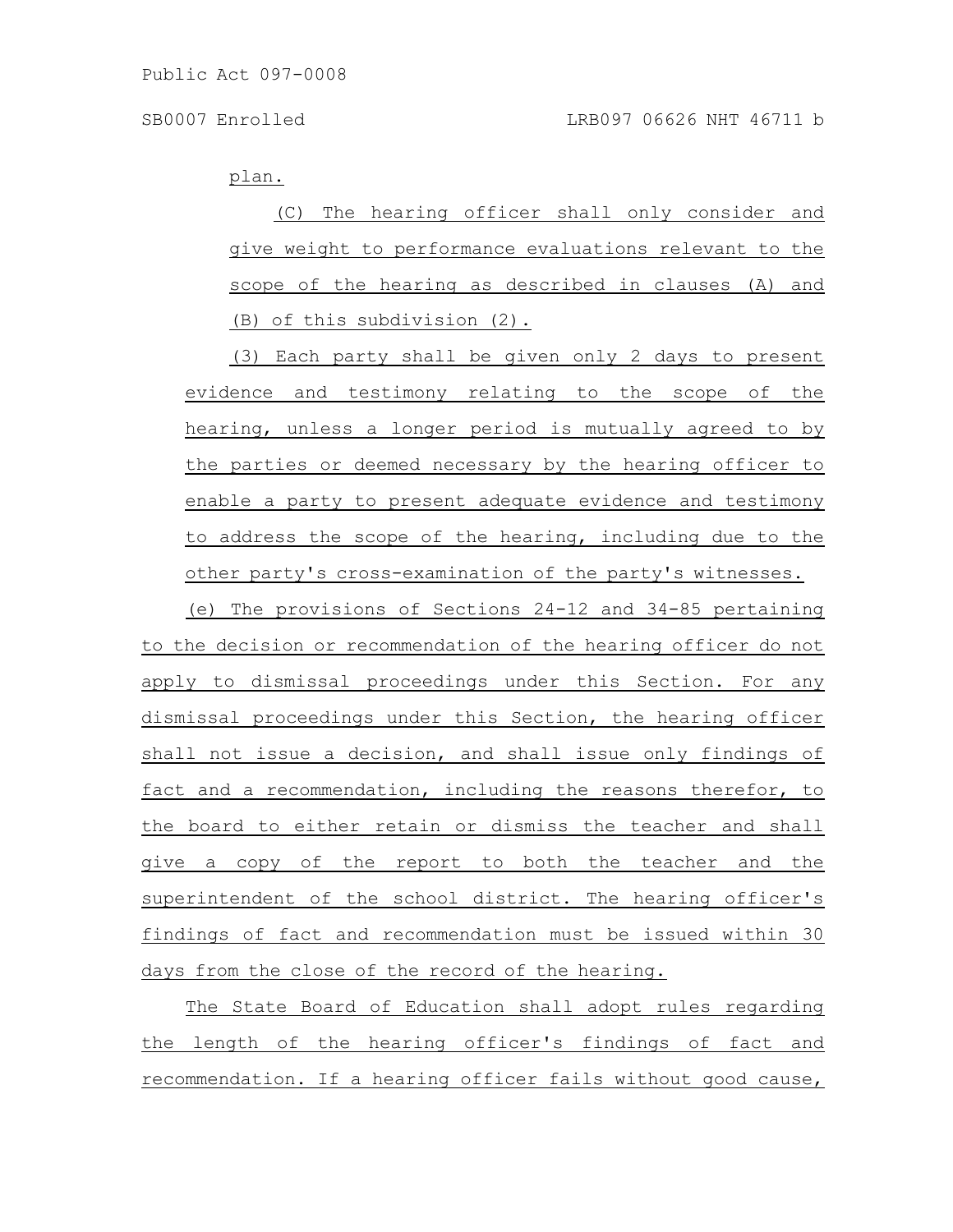plan.

(C) The hearing officer shall only consider and give weight to performance evaluations relevant to the scope of the hearing as described in clauses (A) and (B) of this subdivision (2).

(3) Each party shall be given only 2 days to present evidence and testimony relating to the scope of the hearing, unless a longer period is mutually agreed to by the parties or deemed necessary by the hearing officer to enable a party to present adequate evidence and testimony to address the scope of the hearing, including due to the other party's cross-examination of the party's witnesses.

(e) The provisions of Sections 24-12 and 34-85 pertaining to the decision or recommendation of the hearing officer do not apply to dismissal proceedings under this Section. For any dismissal proceedings under this Section, the hearing officer shall not issue a decision, and shall issue only findings of fact and a recommendation, including the reasons therefor, to the board to either retain or dismiss the teacher and shall give a copy of the report to both the teacher and the superintendent of the school district. The hearing officer's findings of fact and recommendation must be issued within 30 days from the close of the record of the hearing.

The State Board of Education shall adopt rules regarding the length of the hearing officer's findings of fact and recommendation. If a hearing officer fails without good cause,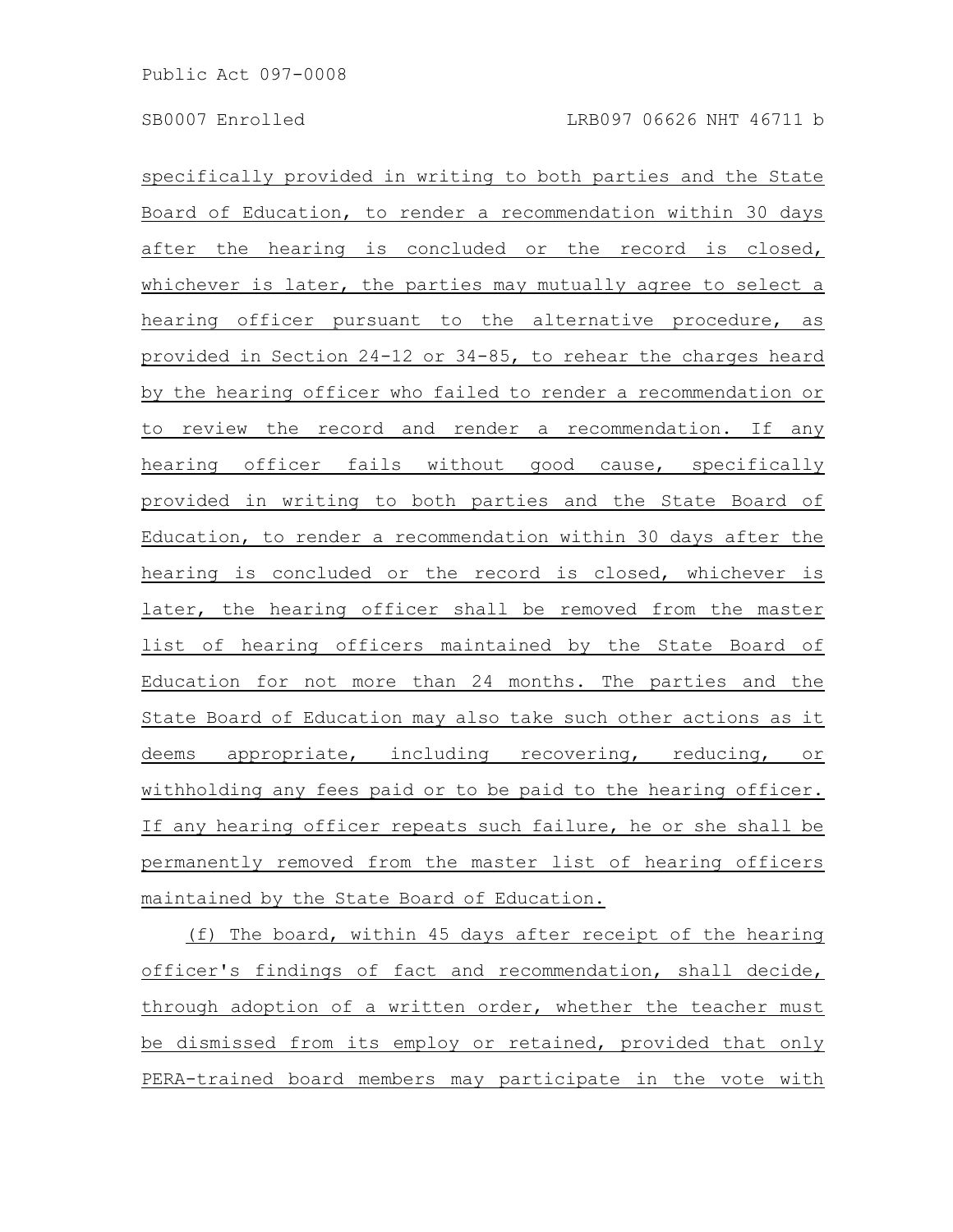specifically provided in writing to both parties and the State Board of Education, to render a recommendation within 30 days after the hearing is concluded or the record is closed, whichever is later, the parties may mutually agree to select a hearing officer pursuant to the alternative procedure, as provided in Section 24-12 or 34-85, to rehear the charges heard by the hearing officer who failed to render a recommendation or to review the record and render a recommendation. If any hearing officer fails without good cause, specifically provided in writing to both parties and the State Board of Education, to render a recommendation within 30 days after the hearing is concluded or the record is closed, whichever is later, the hearing officer shall be removed from the master list of hearing officers maintained by the State Board of Education for not more than 24 months. The parties and the State Board of Education may also take such other actions as it deems appropriate, including recovering, reducing, or withholding any fees paid or to be paid to the hearing officer. If any hearing officer repeats such failure, he or she shall be permanently removed from the master list of hearing officers maintained by the State Board of Education.

(f) The board, within 45 days after receipt of the hearing officer's findings of fact and recommendation, shall decide, through adoption of a written order, whether the teacher must be dismissed from its employ or retained, provided that only PERA-trained board members may participate in the vote with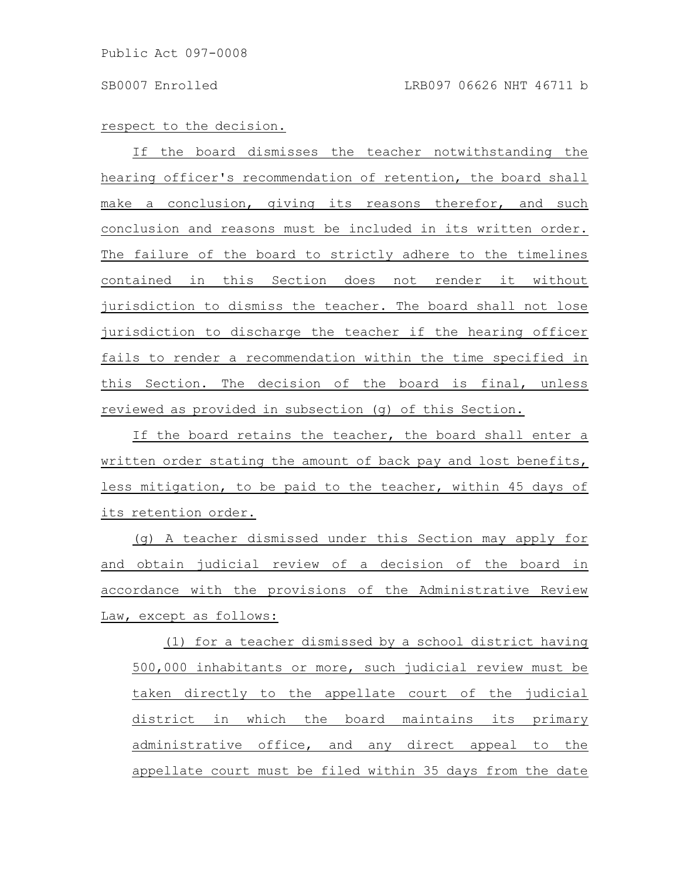respect to the decision.

If the board dismisses the teacher notwithstanding the hearing officer's recommendation of retention, the board shall make a conclusion, giving its reasons therefor, and such conclusion and reasons must be included in its written order. The failure of the board to strictly adhere to the timelines contained in this Section does not render it without jurisdiction to dismiss the teacher. The board shall not lose jurisdiction to discharge the teacher if the hearing officer fails to render a recommendation within the time specified in this Section. The decision of the board is final, unless reviewed as provided in subsection (g) of this Section.

If the board retains the teacher, the board shall enter a written order stating the amount of back pay and lost benefits, less mitigation, to be paid to the teacher, within 45 days of its retention order.

(g) A teacher dismissed under this Section may apply for and obtain judicial review of a decision of the board in accordance with the provisions of the Administrative Review Law, except as follows:

(1) for a teacher dismissed by a school district having 500,000 inhabitants or more, such judicial review must be taken directly to the appellate court of the judicial district in which the board maintains its primary administrative office, and any direct appeal to the appellate court must be filed within 35 days from the date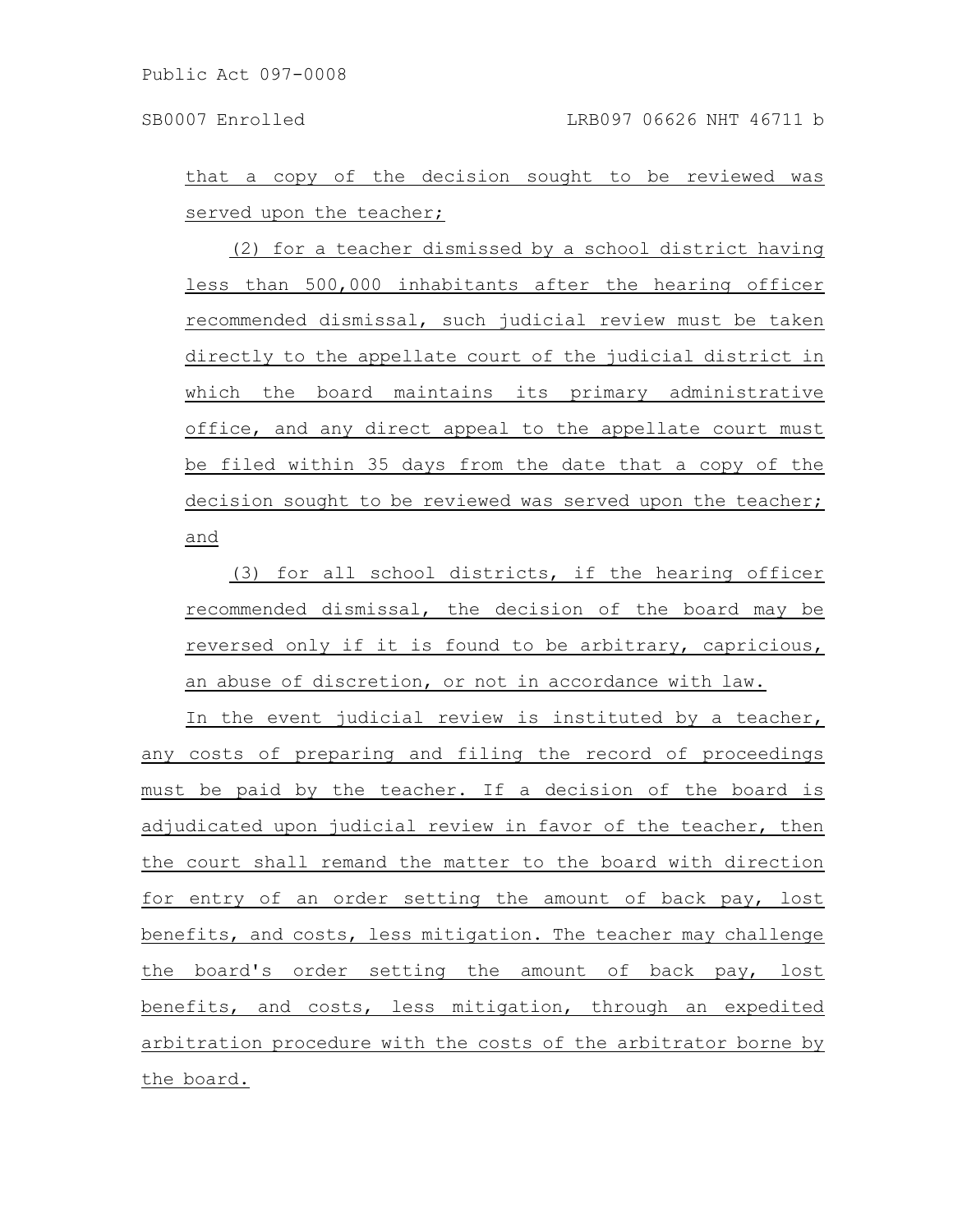that a copy of the decision sought to be reviewed was served upon the teacher;

(2) for a teacher dismissed by a school district having less than 500,000 inhabitants after the hearing officer recommended dismissal, such judicial review must be taken directly to the appellate court of the judicial district in which the board maintains its primary administrative office, and any direct appeal to the appellate court must be filed within 35 days from the date that a copy of the decision sought to be reviewed was served upon the teacher; and

(3) for all school districts, if the hearing officer recommended dismissal, the decision of the board may be reversed only if it is found to be arbitrary, capricious, an abuse of discretion, or not in accordance with law.

In the event judicial review is instituted by a teacher, any costs of preparing and filing the record of proceedings must be paid by the teacher. If a decision of the board is adjudicated upon judicial review in favor of the teacher, then the court shall remand the matter to the board with direction for entry of an order setting the amount of back pay, lost benefits, and costs, less mitigation. The teacher may challenge the board's order setting the amount of back pay, lost benefits, and costs, less mitigation, through an expedited arbitration procedure with the costs of the arbitrator borne by the board.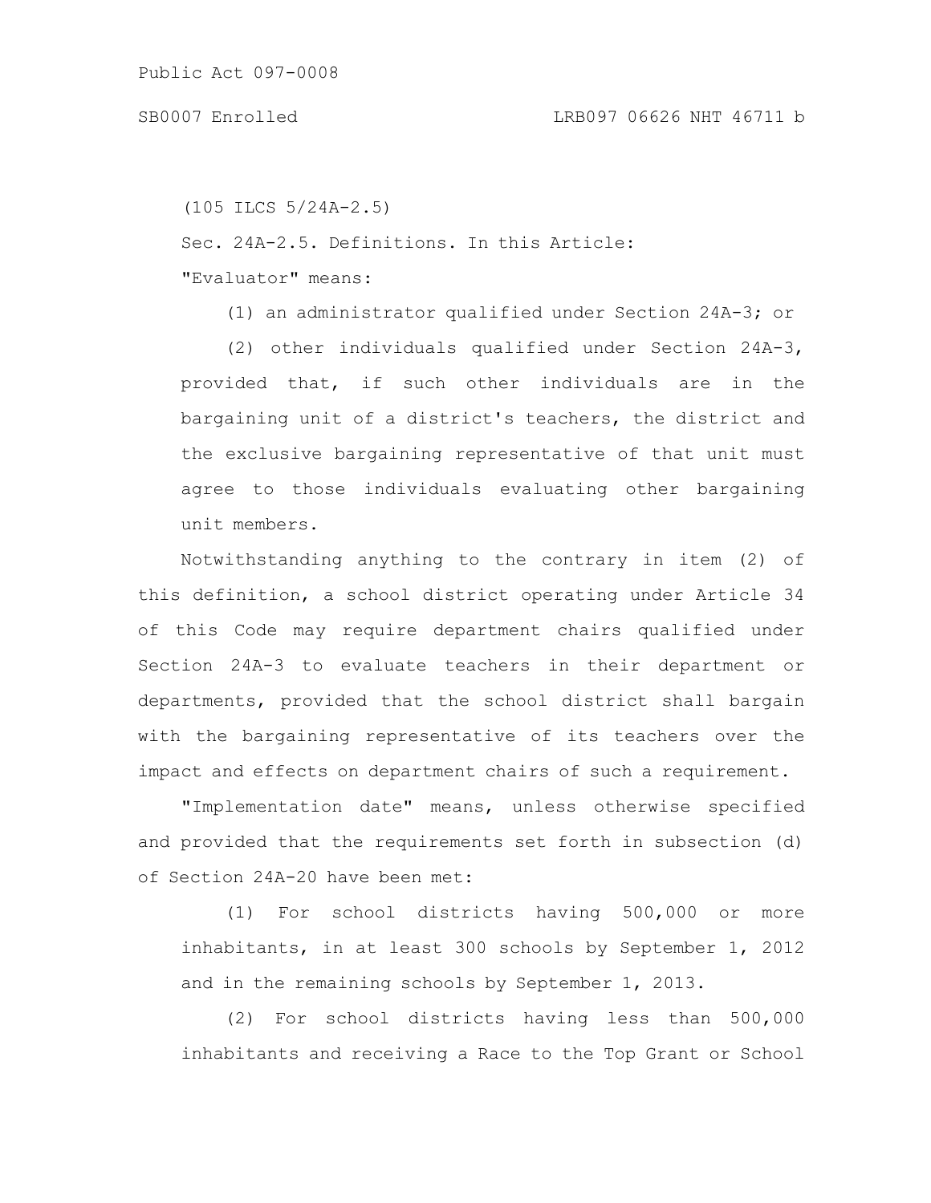(105 ILCS 5/24A-2.5)

Sec. 24A-2.5. Definitions. In this Article:

"Evaluator" means:

(1) an administrator qualified under Section 24A-3; or

(2) other individuals qualified under Section 24A-3, provided that, if such other individuals are in the bargaining unit of a district's teachers, the district and the exclusive bargaining representative of that unit must agree to those individuals evaluating other bargaining unit members.

Notwithstanding anything to the contrary in item (2) of this definition, a school district operating under Article 34 of this Code may require department chairs qualified under Section 24A-3 to evaluate teachers in their department or departments, provided that the school district shall bargain with the bargaining representative of its teachers over the impact and effects on department chairs of such a requirement.

"Implementation date" means, unless otherwise specified and provided that the requirements set forth in subsection (d) of Section 24A-20 have been met:

(1) For school districts having 500,000 or more inhabitants, in at least 300 schools by September 1, 2012 and in the remaining schools by September 1, 2013.

(2) For school districts having less than 500,000 inhabitants and receiving a Race to the Top Grant or School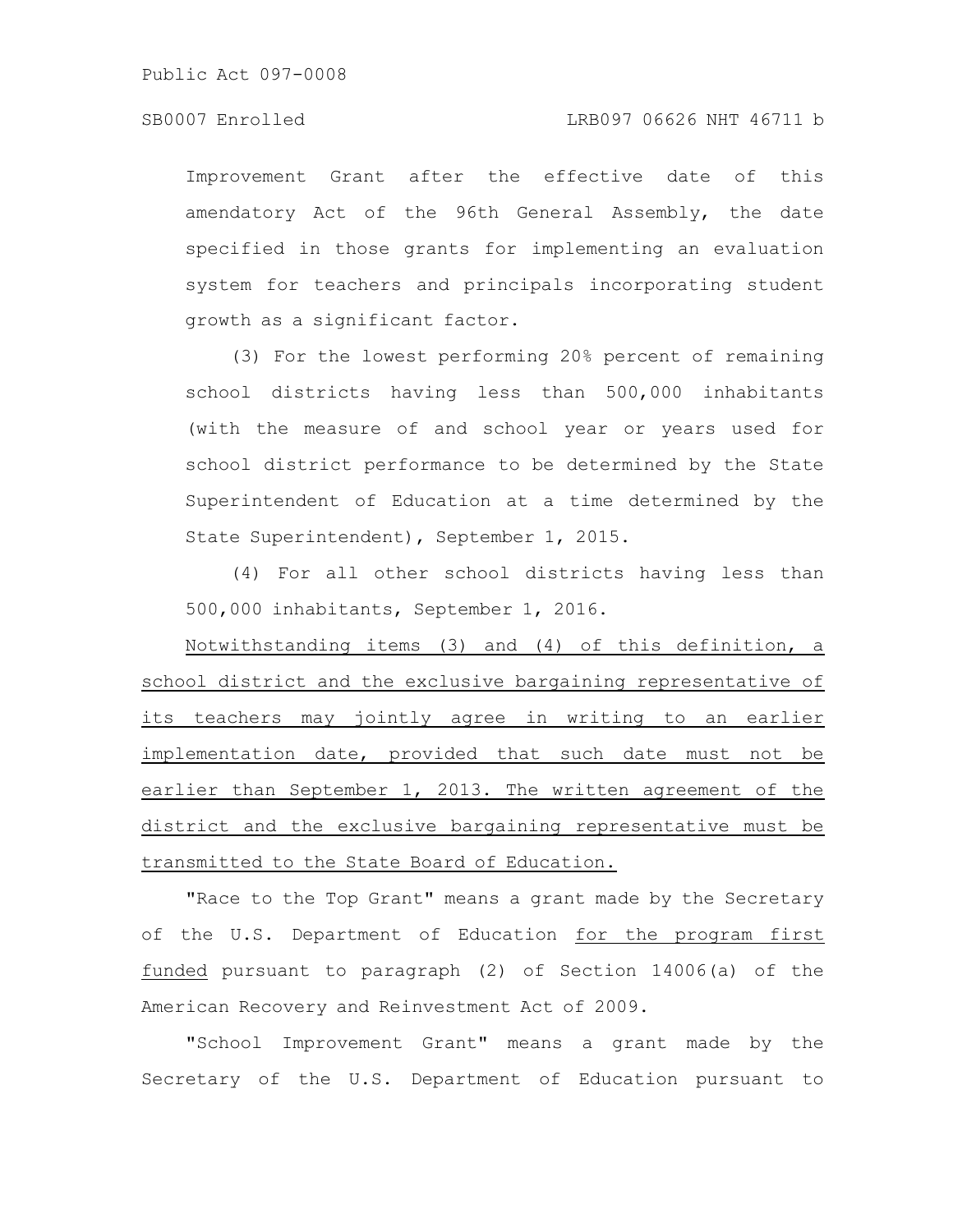Improvement Grant after the effective date of this amendatory Act of the 96th General Assembly, the date specified in those grants for implementing an evaluation system for teachers and principals incorporating student growth as a significant factor.

(3) For the lowest performing 20% percent of remaining school districts having less than 500,000 inhabitants (with the measure of and school year or years used for school district performance to be determined by the State Superintendent of Education at a time determined by the State Superintendent), September 1, 2015.

(4) For all other school districts having less than 500,000 inhabitants, September 1, 2016.

<u>Notwithstanding items (3) and (4) of this definition, a school district and the exclusive bargaining representative of its teachers may jointly agree in writing to an earlier implementation date, provided that such date must not be earlier than September 1, 2013. The written agreement of the district and the exclusive bargaining representative must be transmitted to the State Board of Education.</u>

"Race to the Top Grant" means a grant made by the Secretary of the U.S. Department of Education <u>for the program first funded</u> pursuant to paragraph (2) of Section 14006(a) of the American Recovery and Reinvestment Act of 2009.

"School Improvement Grant" means a grant made by the Secretary of the U.S. Department of Education pursuant to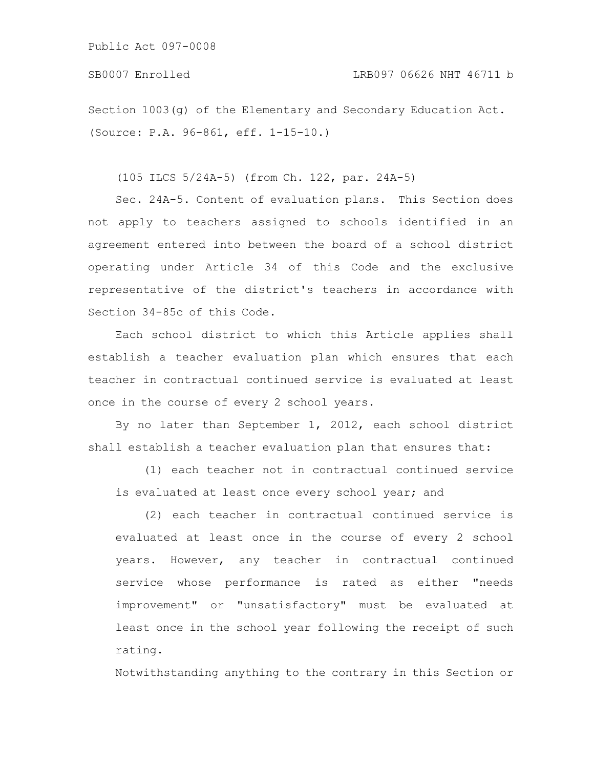Section 1003(g) of the Elementary and Secondary Education Act.
(Source: P.A. 96-861, eff. 1-15-10.)

(105 ILCS 5/24A-5) (from Ch. 122, par. 24A-5)

Sec. 24A-5. Content of evaluation plans. This Section does not apply to teachers assigned to schools identified in an agreement entered into between the board of a school district operating under Article 34 of this Code and the exclusive representative of the district's teachers in accordance with Section 34-85c of this Code.

Each school district to which this Article applies shall establish a teacher evaluation plan which ensures that each teacher in contractual continued service is evaluated at least once in the course of every 2 school years.

By no later than September 1, 2012, each school district shall establish a teacher evaluation plan that ensures that:

(1) each teacher not in contractual continued service is evaluated at least once every school year; and

(2) each teacher in contractual continued service is evaluated at least once in the course of every 2 school years. However, any teacher in contractual continued service whose performance is rated as either "needs improvement" or "unsatisfactory" must be evaluated at least once in the school year following the receipt of such rating.

Notwithstanding anything to the contrary in this Section or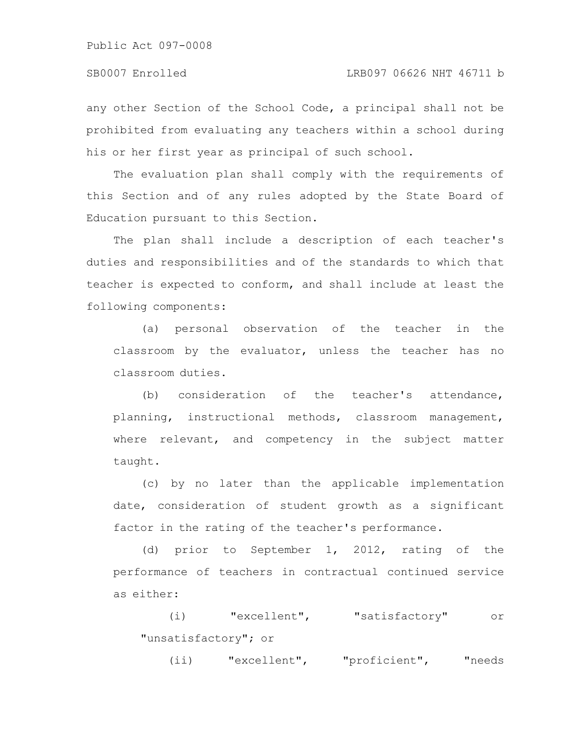any other Section of the School Code, a principal shall not be prohibited from evaluating any teachers within a school during his or her first year as principal of such school.

The evaluation plan shall comply with the requirements of this Section and of any rules adopted by the State Board of Education pursuant to this Section.

The plan shall include a description of each teacher's duties and responsibilities and of the standards to which that teacher is expected to conform, and shall include at least the following components:

(a) personal observation of the teacher in the classroom by the evaluator, unless the teacher has no classroom duties.

(b) consideration of the teacher's attendance, planning, instructional methods, classroom management, where relevant, and competency in the subject matter taught.

(c) by no later than the applicable implementation date, consideration of student growth as a significant factor in the rating of the teacher's performance.

(d) prior to September 1, 2012, rating of the performance of teachers in contractual continued service as either:

(i) "excellent", "satisfactory" or "unsatisfactory"; or

(ii) "excellent", "proficient", "needs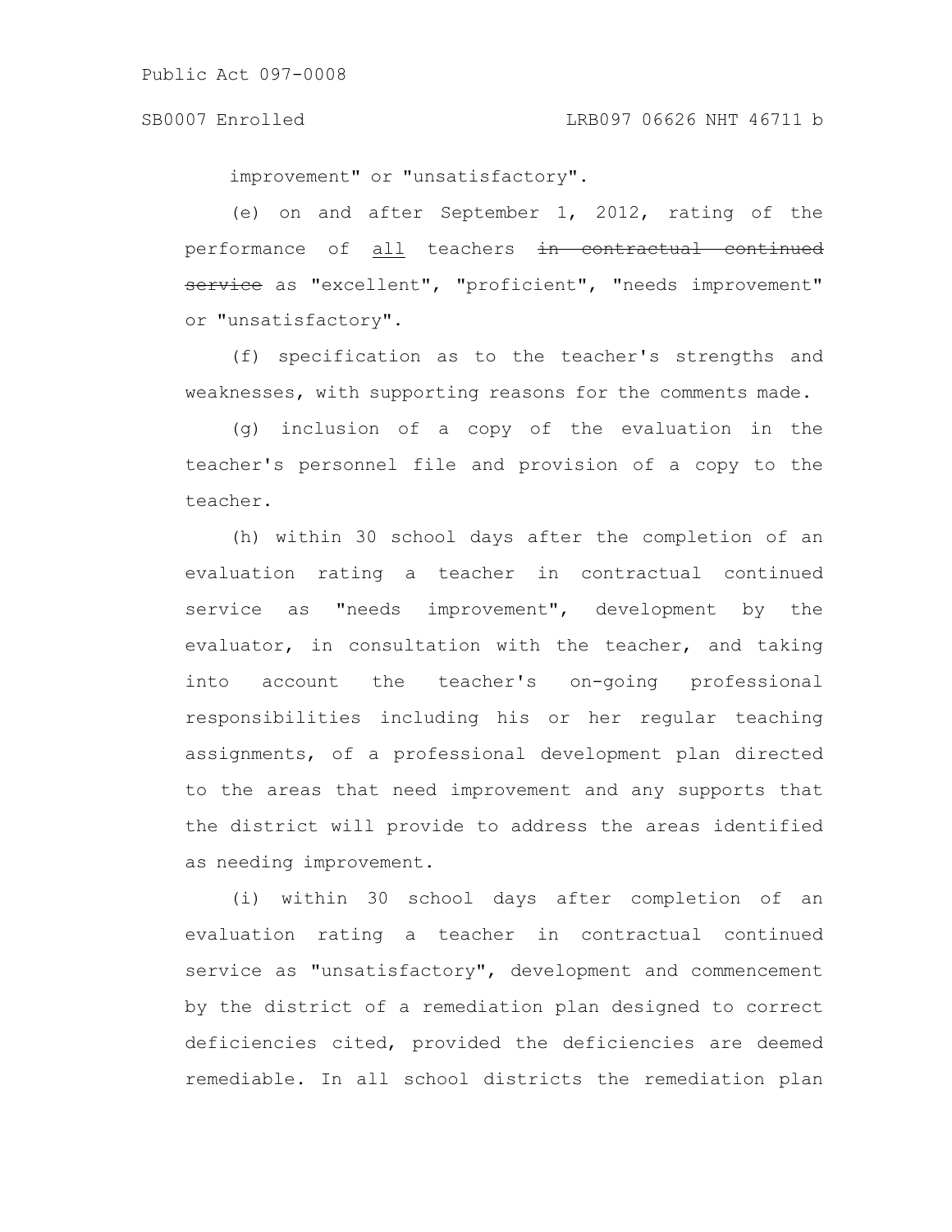improvement" or "unsatisfactory".

(e) on and after September 1, 2012, rating of the performance of <u>all</u> teachers ~~in contractual continued service~~ as "excellent", "proficient", "needs improvement" or "unsatisfactory".

(f) specification as to the teacher's strengths and weaknesses, with supporting reasons for the comments made.

(g) inclusion of a copy of the evaluation in the teacher's personnel file and provision of a copy to the teacher.

(h) within 30 school days after the completion of an evaluation rating a teacher in contractual continued service as "needs improvement", development by the evaluator, in consultation with the teacher, and taking into account the teacher's on-going professional responsibilities including his or her regular teaching assignments, of a professional development plan directed to the areas that need improvement and any supports that the district will provide to address the areas identified as needing improvement.

(i) within 30 school days after completion of an evaluation rating a teacher in contractual continued service as "unsatisfactory", development and commencement by the district of a remediation plan designed to correct deficiencies cited, provided the deficiencies are deemed remediable. In all school districts the remediation plan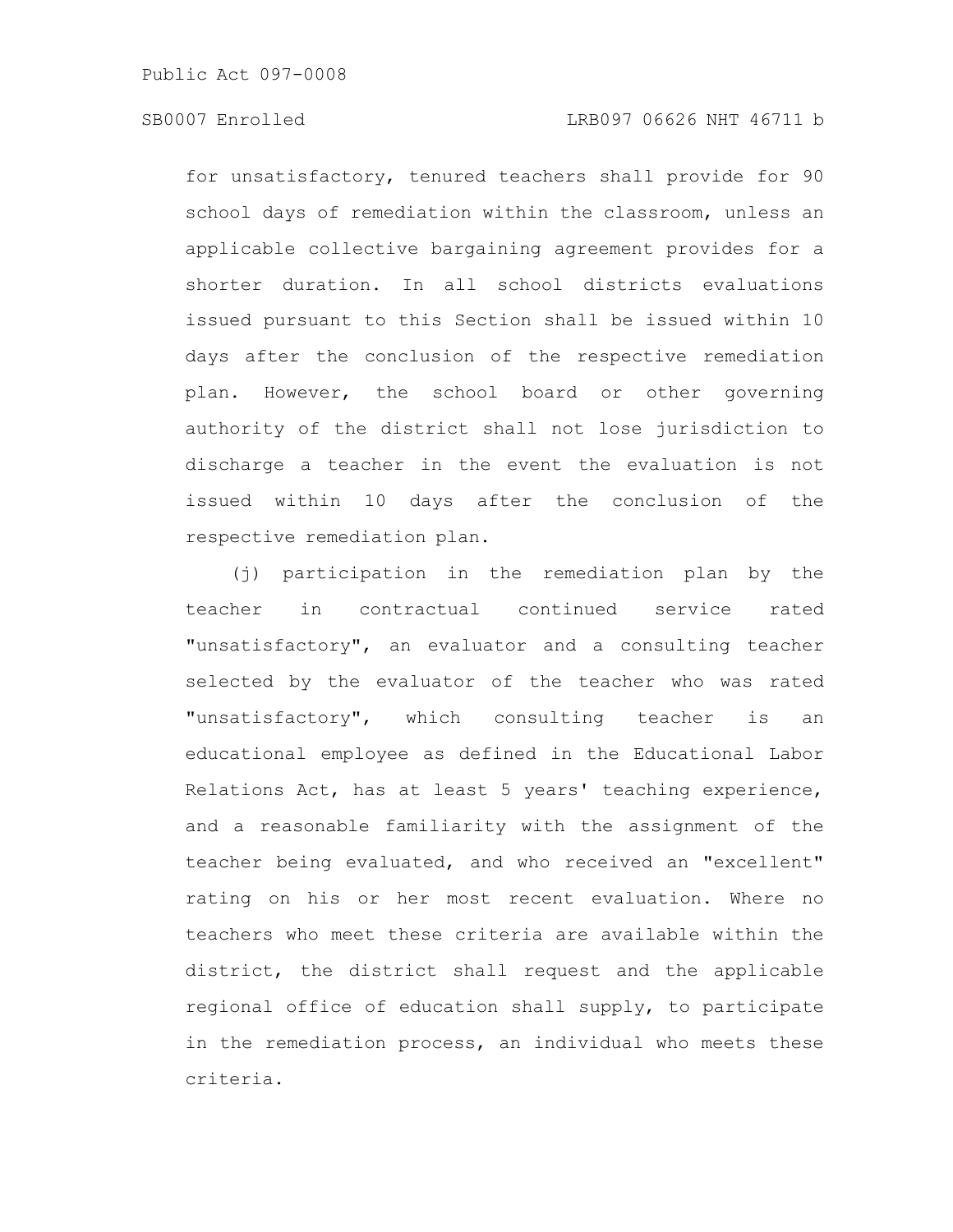for unsatisfactory, tenured teachers shall provide for 90 school days of remediation within the classroom, unless an applicable collective bargaining agreement provides for a shorter duration. In all school districts evaluations issued pursuant to this Section shall be issued within 10 days after the conclusion of the respective remediation plan. However, the school board or other governing authority of the district shall not lose jurisdiction to discharge a teacher in the event the evaluation is not issued within 10 days after the conclusion of the respective remediation plan.

(j) participation in the remediation plan by the teacher in contractual continued service rated "unsatisfactory", an evaluator and a consulting teacher selected by the evaluator of the teacher who was rated "unsatisfactory", which consulting teacher is an educational employee as defined in the Educational Labor Relations Act, has at least 5 years' teaching experience, and a reasonable familiarity with the assignment of the teacher being evaluated, and who received an "excellent" rating on his or her most recent evaluation. Where no teachers who meet these criteria are available within the district, the district shall request and the applicable regional office of education shall supply, to participate in the remediation process, an individual who meets these criteria.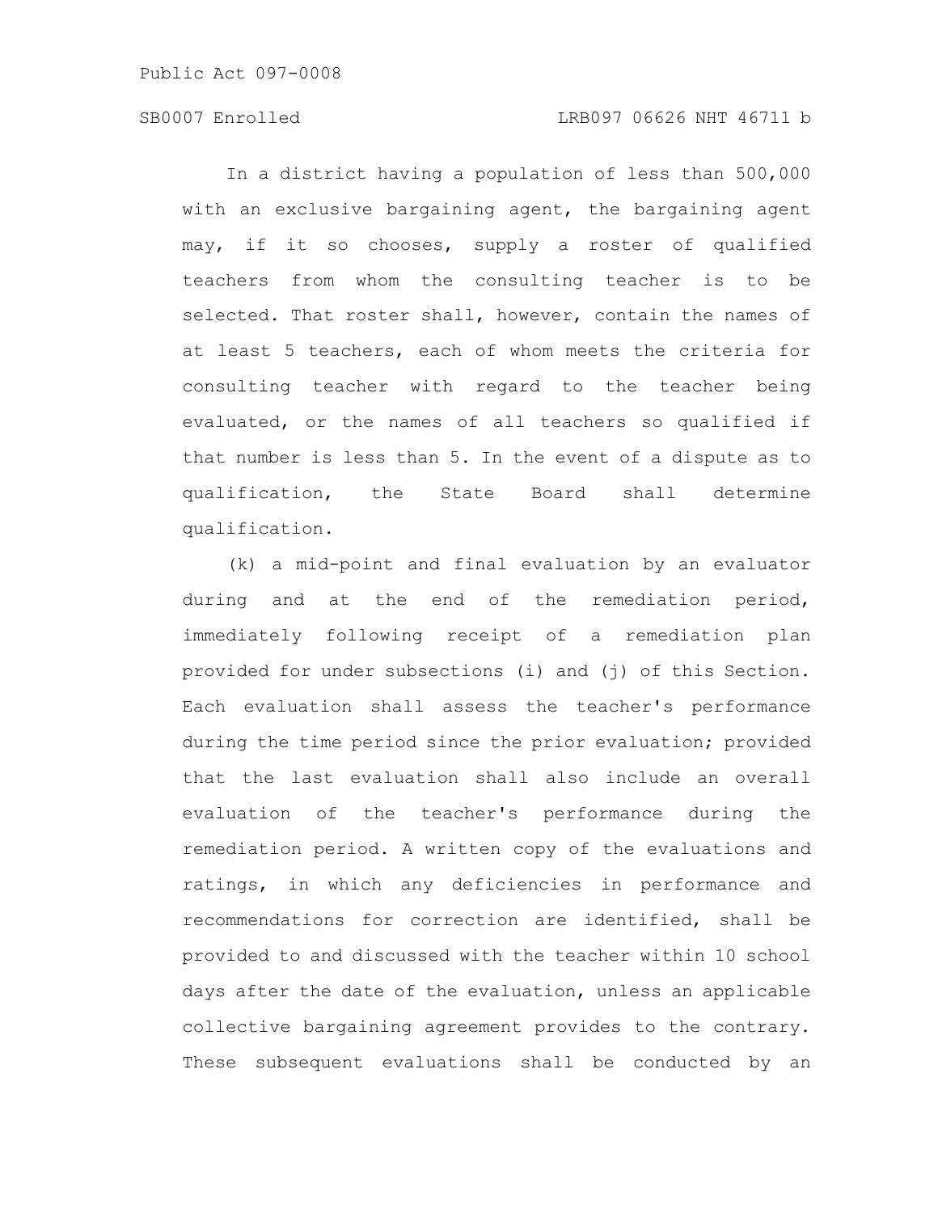In a district having a population of less than 500,000 with an exclusive bargaining agent, the bargaining agent may, if it so chooses, supply a roster of qualified teachers from whom the consulting teacher is to be selected. That roster shall, however, contain the names of at least 5 teachers, each of whom meets the criteria for consulting teacher with regard to the teacher being evaluated, or the names of all teachers so qualified if that number is less than 5. In the event of a dispute as to qualification, the State Board shall determine qualification.

(k) a mid-point and final evaluation by an evaluator during and at the end of the remediation period, immediately following receipt of a remediation plan provided for under subsections (i) and (j) of this Section. Each evaluation shall assess the teacher's performance during the time period since the prior evaluation; provided that the last evaluation shall also include an overall evaluation of the teacher's performance during the remediation period. A written copy of the evaluations and ratings, in which any deficiencies in performance and recommendations for correction are identified, shall be provided to and discussed with the teacher within 10 school days after the date of the evaluation, unless an applicable collective bargaining agreement provides to the contrary. These subsequent evaluations shall be conducted by an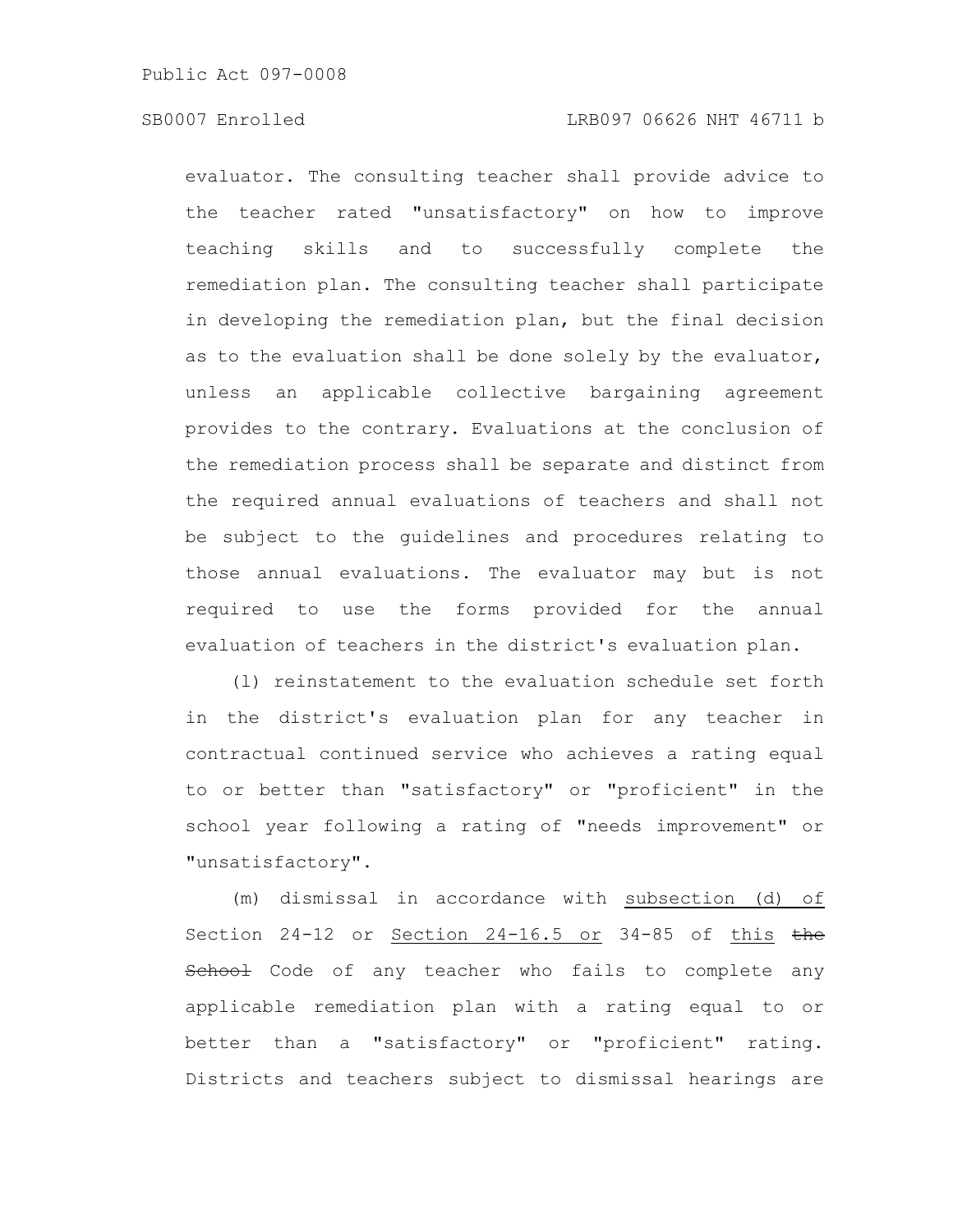evaluator. The consulting teacher shall provide advice to the teacher rated "unsatisfactory" on how to improve teaching skills and to successfully complete the remediation plan. The consulting teacher shall participate in developing the remediation plan, but the final decision as to the evaluation shall be done solely by the evaluator, unless an applicable collective bargaining agreement provides to the contrary. Evaluations at the conclusion of the remediation process shall be separate and distinct from the required annual evaluations of teachers and shall not be subject to the guidelines and procedures relating to those annual evaluations. The evaluator may but is not required to use the forms provided for the annual evaluation of teachers in the district's evaluation plan.

(l) reinstatement to the evaluation schedule set forth in the district's evaluation plan for any teacher in contractual continued service who achieves a rating equal to or better than "satisfactory" or "proficient" in the school year following a rating of "needs improvement" or "unsatisfactory".

(m) dismissal in accordance with <u>subsection (d) of</u> Section 24-12 or <u>Section 24-16.5 or</u> 34-85 of <u>this</u> ~~the School~~ Code of any teacher who fails to complete any applicable remediation plan with a rating equal to or better than a "satisfactory" or "proficient" rating. Districts and teachers subject to dismissal hearings are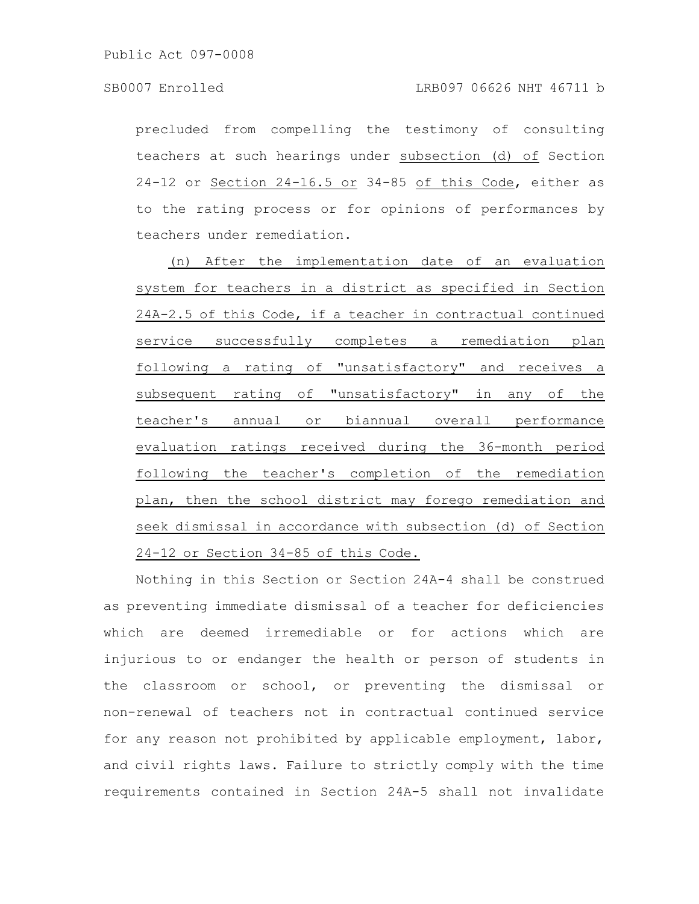precluded from compelling the testimony of consulting teachers at such hearings under subsection (d) of Section 24-12 or Section 24-16.5 or 34-85 of this Code, either as to the rating process or for opinions of performances by teachers under remediation.

(n) After the implementation date of an evaluation system for teachers in a district as specified in Section 24A-2.5 of this Code, if a teacher in contractual continued service successfully completes a remediation plan following a rating of "unsatisfactory" and receives a subsequent rating of "unsatisfactory" in any of the teacher's annual or biannual overall performance evaluation ratings received during the 36-month period following the teacher's completion of the remediation plan, then the school district may forego remediation and seek dismissal in accordance with subsection (d) of Section 24-12 or Section 34-85 of this Code.

Nothing in this Section or Section 24A-4 shall be construed as preventing immediate dismissal of a teacher for deficiencies which are deemed irremediable or for actions which are injurious to or endanger the health or person of students in the classroom or school, or preventing the dismissal or non-renewal of teachers not in contractual continued service for any reason not prohibited by applicable employment, labor, and civil rights laws. Failure to strictly comply with the time requirements contained in Section 24A-5 shall not invalidate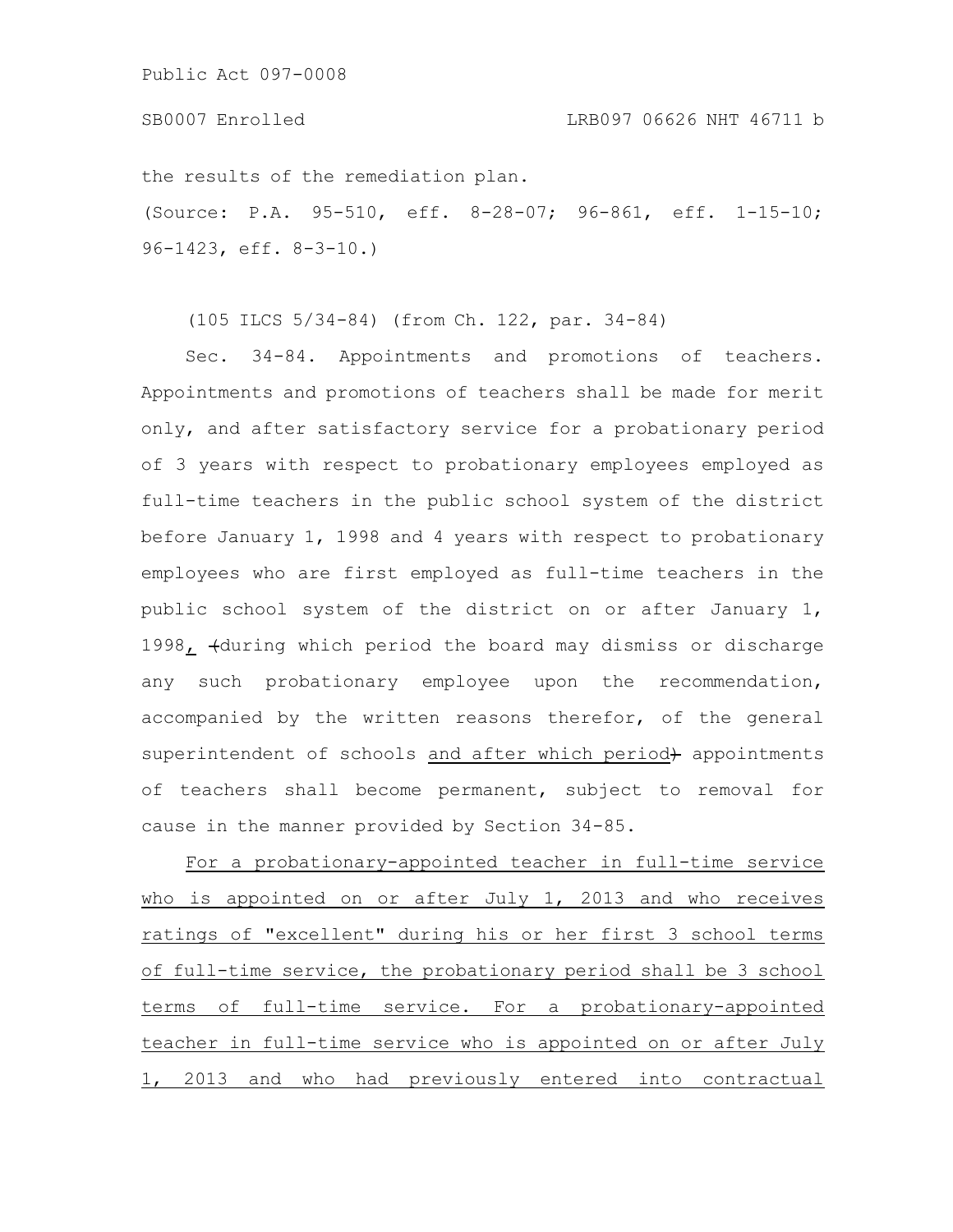the results of the remediation plan.

(Source: P.A. 95-510, eff. 8-28-07; 96-861, eff. 1-15-10; 96-1423, eff. 8-3-10.)

(105 ILCS 5/34-84) (from Ch. 122, par. 34-84)

Sec. 34-84. Appointments and promotions of teachers. Appointments and promotions of teachers shall be made for merit only, and after satisfactory service for a probationary period of 3 years with respect to probationary employees employed as full-time teachers in the public school system of the district before January 1, 1998 and 4 years with respect to probationary employees who are first employed as full-time teachers in the public school system of the district on or after January 1, 1998, (during which period the board may dismiss or discharge any such probationary employee upon the recommendation, accompanied by the written reasons therefor, of the general superintendent of schools and after which period) appointments of teachers shall become permanent, subject to removal for cause in the manner provided by Section 34-85.

For a probationary-appointed teacher in full-time service who is appointed on or after July 1, 2013 and who receives ratings of "excellent" during his or her first 3 school terms of full-time service, the probationary period shall be 3 school terms of full-time service. For a probationary-appointed teacher in full-time service who is appointed on or after July 1, 2013 and who had previously entered into contractual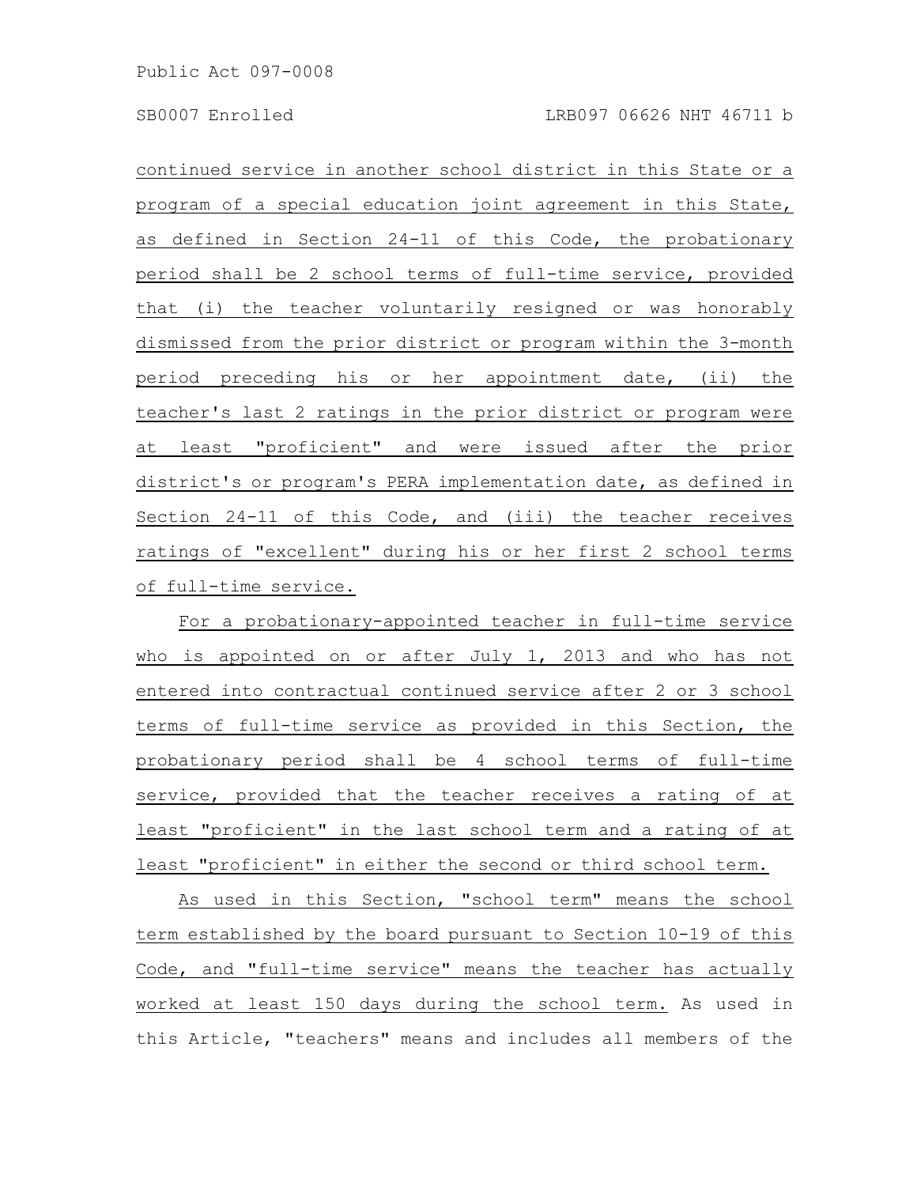continued service in another school district in this State or a program of a special education joint agreement in this State, as defined in Section 24-11 of this Code, the probationary period shall be 2 school terms of full-time service, provided that (i) the teacher voluntarily resigned or was honorably dismissed from the prior district or program within the 3-month period preceding his or her appointment date, (ii) the teacher's last 2 ratings in the prior district or program were at least "proficient" and were issued after the prior district's or program's PERA implementation date, as defined in Section 24-11 of this Code, and (iii) the teacher receives ratings of "excellent" during his or her first 2 school terms of full-time service.

For a probationary-appointed teacher in full-time service who is appointed on or after July 1, 2013 and who has not entered into contractual continued service after 2 or 3 school terms of full-time service as provided in this Section, the probationary period shall be 4 school terms of full-time service, provided that the teacher receives a rating of at least "proficient" in the last school term and a rating of at least "proficient" in either the second or third school term.

As used in this Section, "school term" means the school term established by the board pursuant to Section 10-19 of this Code, and "full-time service" means the teacher has actually worked at least 150 days during the school term. As used in this Article, "teachers" means and includes all members of the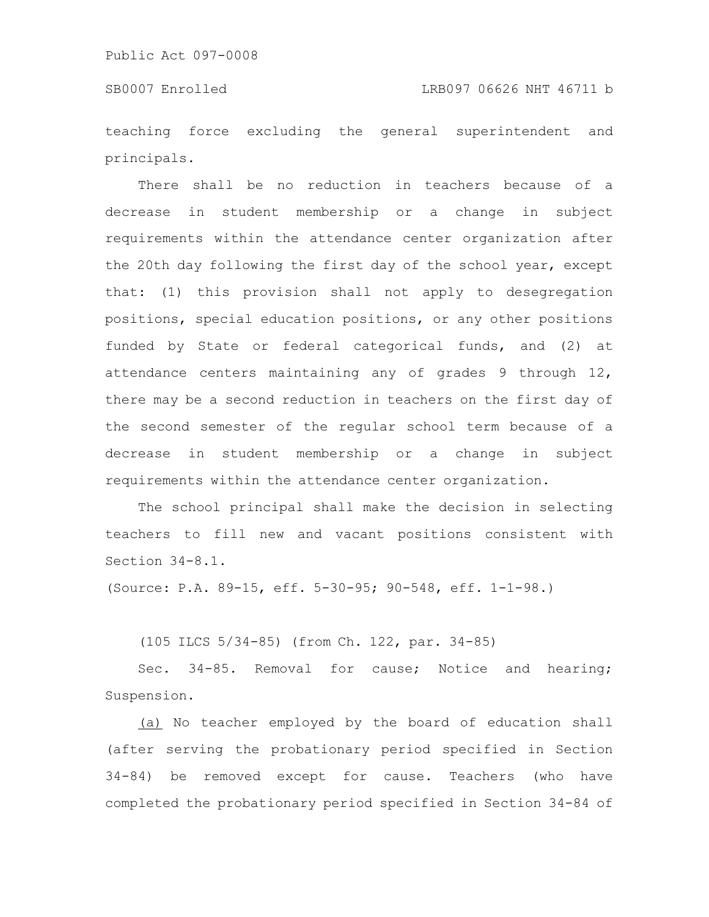teaching force excluding the general superintendent and principals.

There shall be no reduction in teachers because of a decrease in student membership or a change in subject requirements within the attendance center organization after the 20th day following the first day of the school year, except that: (1) this provision shall not apply to desegregation positions, special education positions, or any other positions funded by State or federal categorical funds, and (2) at attendance centers maintaining any of grades 9 through 12, there may be a second reduction in teachers on the first day of the second semester of the regular school term because of a decrease in student membership or a change in subject requirements within the attendance center organization.

The school principal shall make the decision in selecting teachers to fill new and vacant positions consistent with Section 34-8.1.

(Source: P.A. 89-15, eff. 5-30-95; 90-548, eff. 1-1-98.)

(105 ILCS 5/34-85) (from Ch. 122, par. 34-85)

Sec. 34-85. Removal for cause; Notice and hearing; Suspension.

(a) No teacher employed by the board of education shall (after serving the probationary period specified in Section 34-84) be removed except for cause. Teachers (who have completed the probationary period specified in Section 34-84 of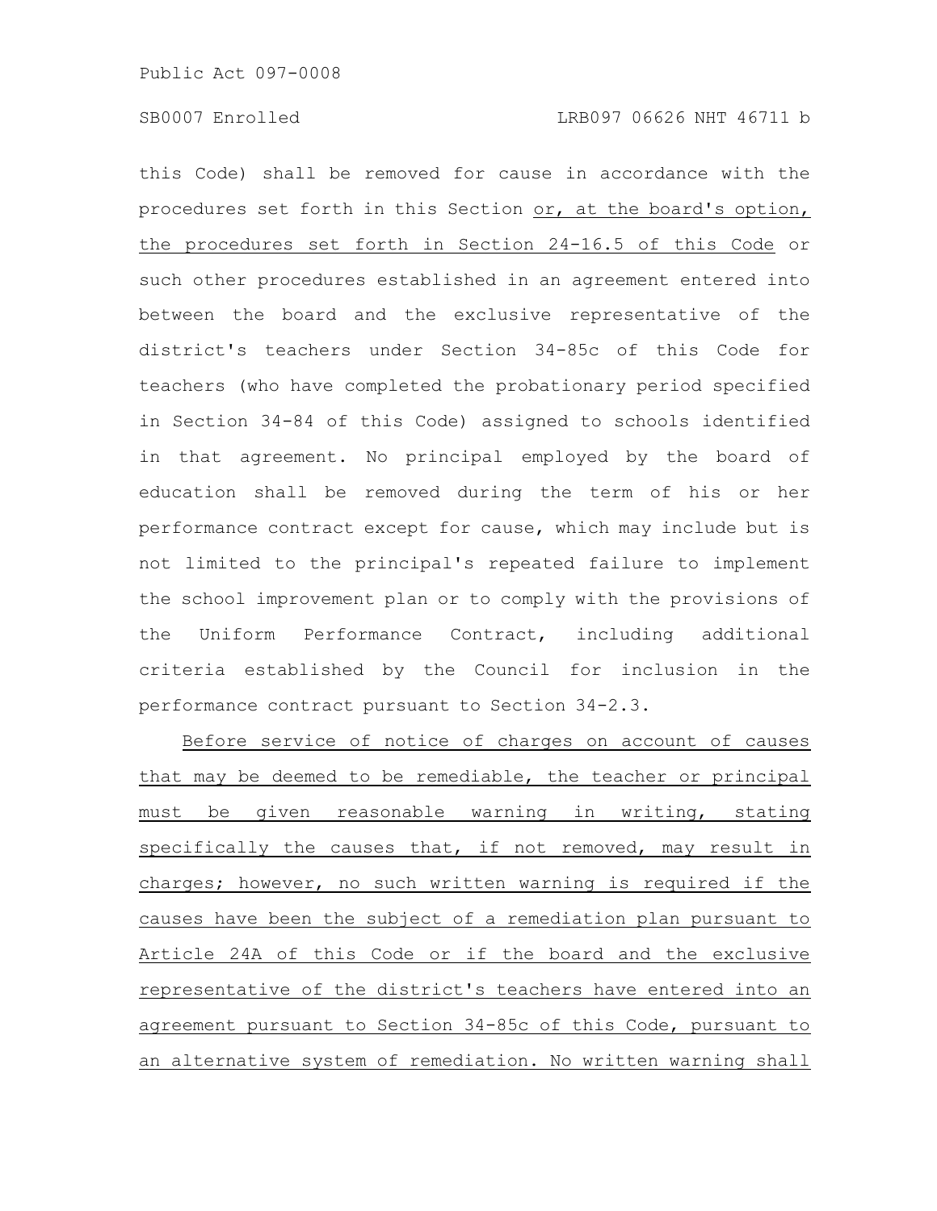this Code) shall be removed for cause in accordance with the procedures set forth in this Section <u>or, at the board's option, the procedures set forth in Section 24-16.5 of this Code</u> or such other procedures established in an agreement entered into between the board and the exclusive representative of the district's teachers under Section 34-85c of this Code for teachers (who have completed the probationary period specified in Section 34-84 of this Code) assigned to schools identified in that agreement. No principal employed by the board of education shall be removed during the term of his or her performance contract except for cause, which may include but is not limited to the principal's repeated failure to implement the school improvement plan or to comply with the provisions of the Uniform Performance Contract, including additional criteria established by the Council for inclusion in the performance contract pursuant to Section 34-2.3.

<u>Before service of notice of charges on account of causes that may be deemed to be remediable, the teacher or principal must be given reasonable warning in writing, stating specifically the causes that, if not removed, may result in charges; however, no such written warning is required if the causes have been the subject of a remediation plan pursuant to Article 24A of this Code or if the board and the exclusive representative of the district's teachers have entered into an agreement pursuant to Section 34-85c of this Code, pursuant to an alternative system of remediation. No written warning shall</u>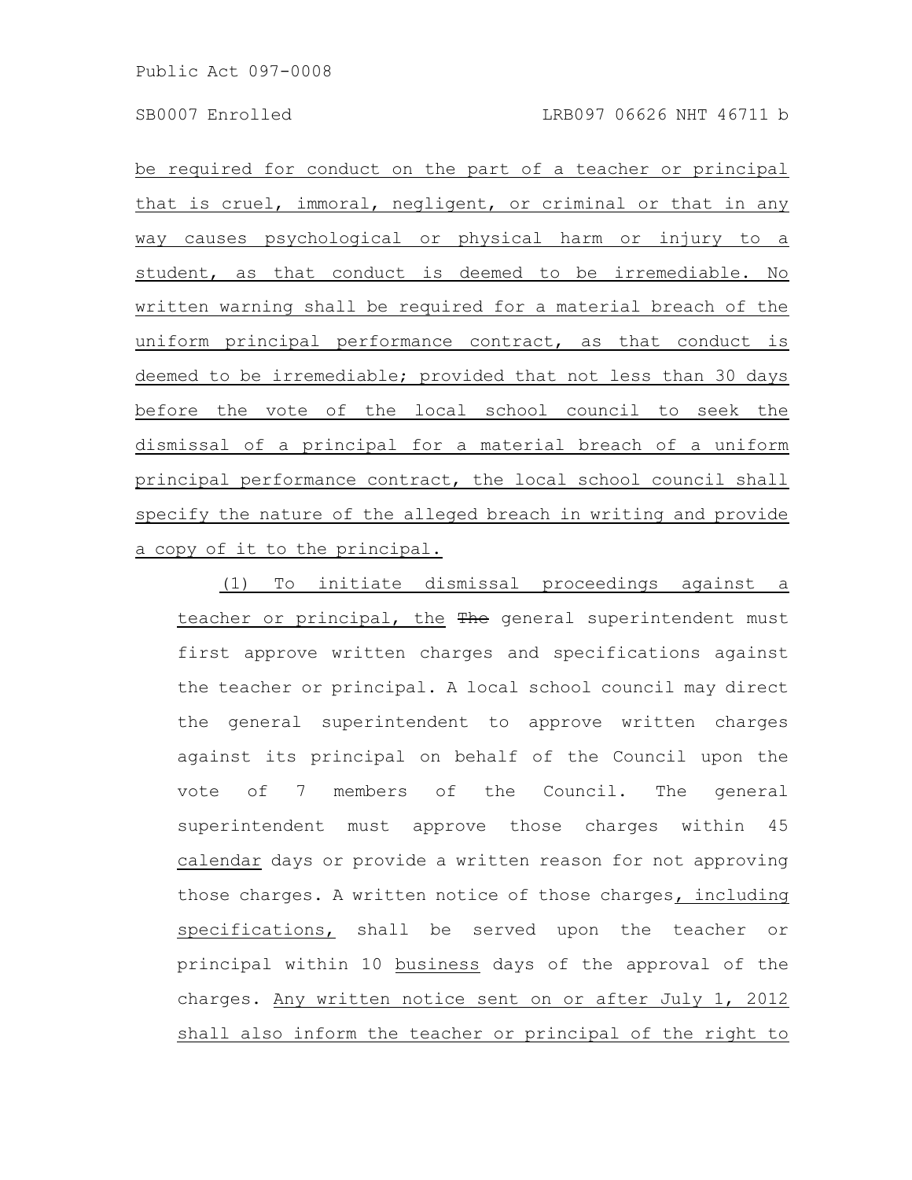be required for conduct on the part of a teacher or principal that is cruel, immoral, negligent, or criminal or that in any way causes psychological or physical harm or injury to a student, as that conduct is deemed to be irremediable. No written warning shall be required for a material breach of the uniform principal performance contract, as that conduct is deemed to be irremediable; provided that not less than 30 days before the vote of the local school council to seek the dismissal of a principal for a material breach of a uniform principal performance contract, the local school council shall specify the nature of the alleged breach in writing and provide a copy of it to the principal.

(1) To initiate dismissal proceedings against a teacher or principal, the ~~The~~ general superintendent must first approve written charges and specifications against the teacher or principal. A local school council may direct the general superintendent to approve written charges against its principal on behalf of the Council upon the vote of 7 members of the Council. The general superintendent must approve those charges within 45 calendar days or provide a written reason for not approving those charges. A written notice of those charges, including specifications, shall be served upon the teacher or principal within 10 business days of the approval of the charges. Any written notice sent on or after July 1, 2012 shall also inform the teacher or principal of the right to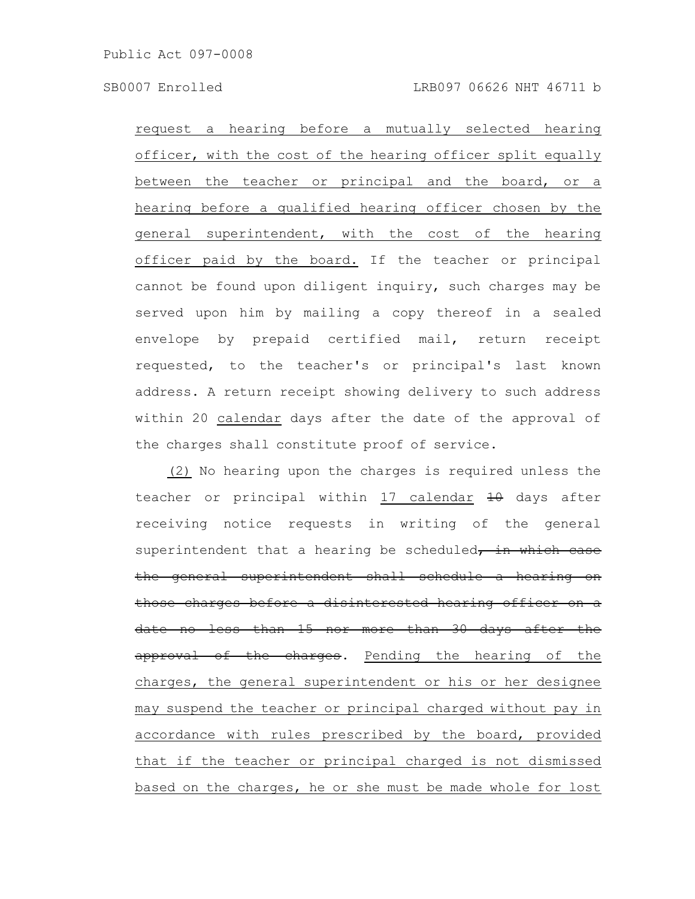request a hearing before a mutually selected hearing officer, with the cost of the hearing officer split equally between the teacher or principal and the board, or a hearing before a qualified hearing officer chosen by the general superintendent, with the cost of the hearing officer paid by the board. If the teacher or principal cannot be found upon diligent inquiry, such charges may be served upon him by mailing a copy thereof in a sealed envelope by prepaid certified mail, return receipt requested, to the teacher's or principal's last known address. A return receipt showing delivery to such address within 20 calendar days after the date of the approval of the charges shall constitute proof of service.

(2) No hearing upon the charges is required unless the teacher or principal within 17 calendar ~~10~~ days after receiving notice requests in writing of the general superintendent that a hearing be scheduled~~, in which case the general superintendent shall schedule a hearing on those charges before a disinterested hearing officer on a date no less than 15 nor more than 30 days after the approval of the charges~~. Pending the hearing of the charges, the general superintendent or his or her designee may suspend the teacher or principal charged without pay in accordance with rules prescribed by the board, provided that if the teacher or principal charged is not dismissed based on the charges, he or she must be made whole for lost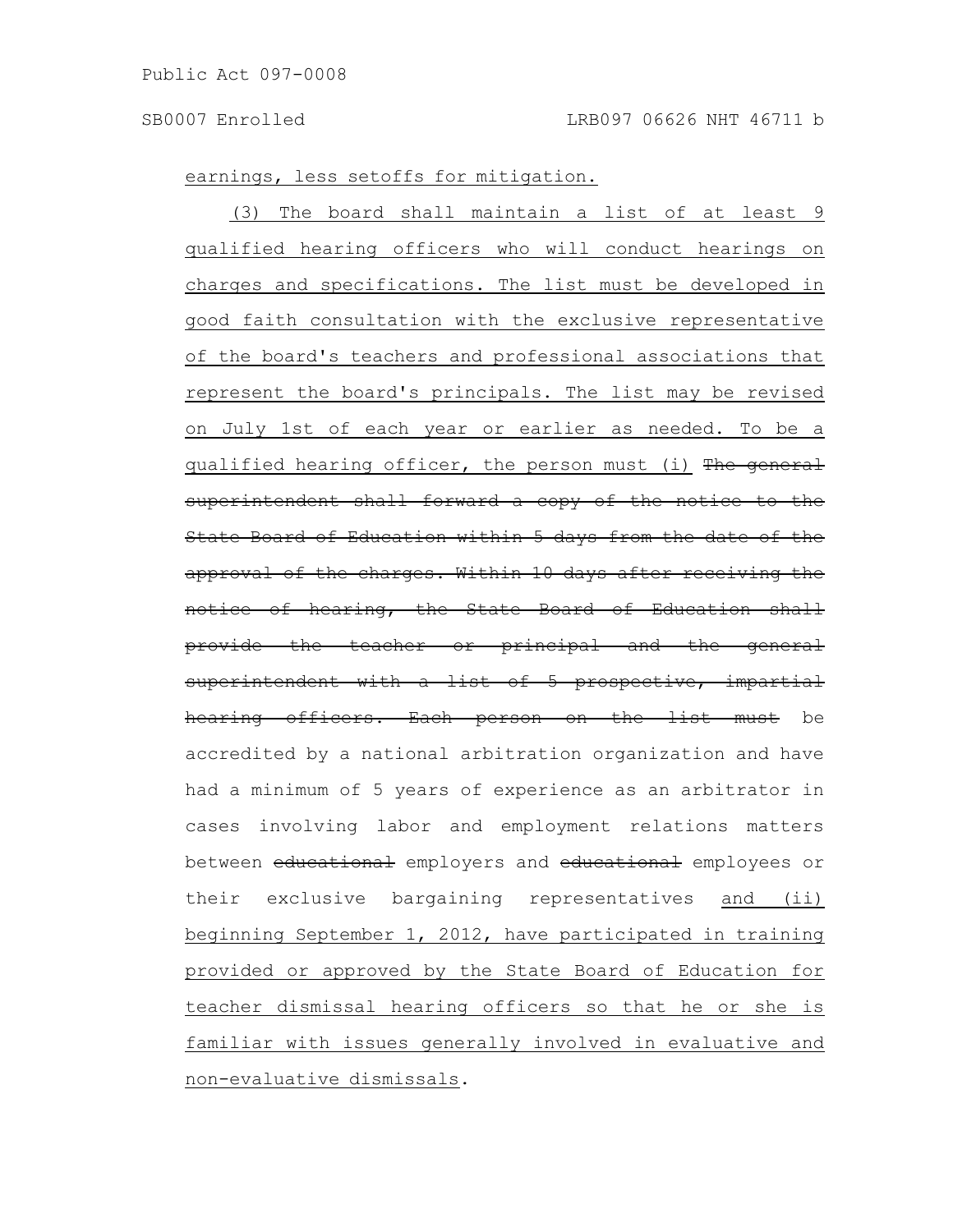earnings, less setoffs for mitigation.

(3) The board shall maintain a list of at least 9 qualified hearing officers who will conduct hearings on charges and specifications. The list must be developed in good faith consultation with the exclusive representative of the board's teachers and professional associations that represent the board's principals. The list may be revised on July 1st of each year or earlier as needed. To be a qualified hearing officer, the person must (i) ~~The general superintendent shall forward a copy of the notice to the State Board of Education within 5 days from the date of the approval of the charges. Within 10 days after receiving the notice of hearing, the State Board of Education shall provide the teacher or principal and the general superintendent with a list of 5 prospective, impartial hearing officers. Each person on the list must~~ be accredited by a national arbitration organization and have had a minimum of 5 years of experience as an arbitrator in cases involving labor and employment relations matters between ~~educational~~ employers and ~~educational~~ employees or their exclusive bargaining representatives and (ii) beginning September 1, 2012, have participated in training provided or approved by the State Board of Education for teacher dismissal hearing officers so that he or she is familiar with issues generally involved in evaluative and non-evaluative dismissals.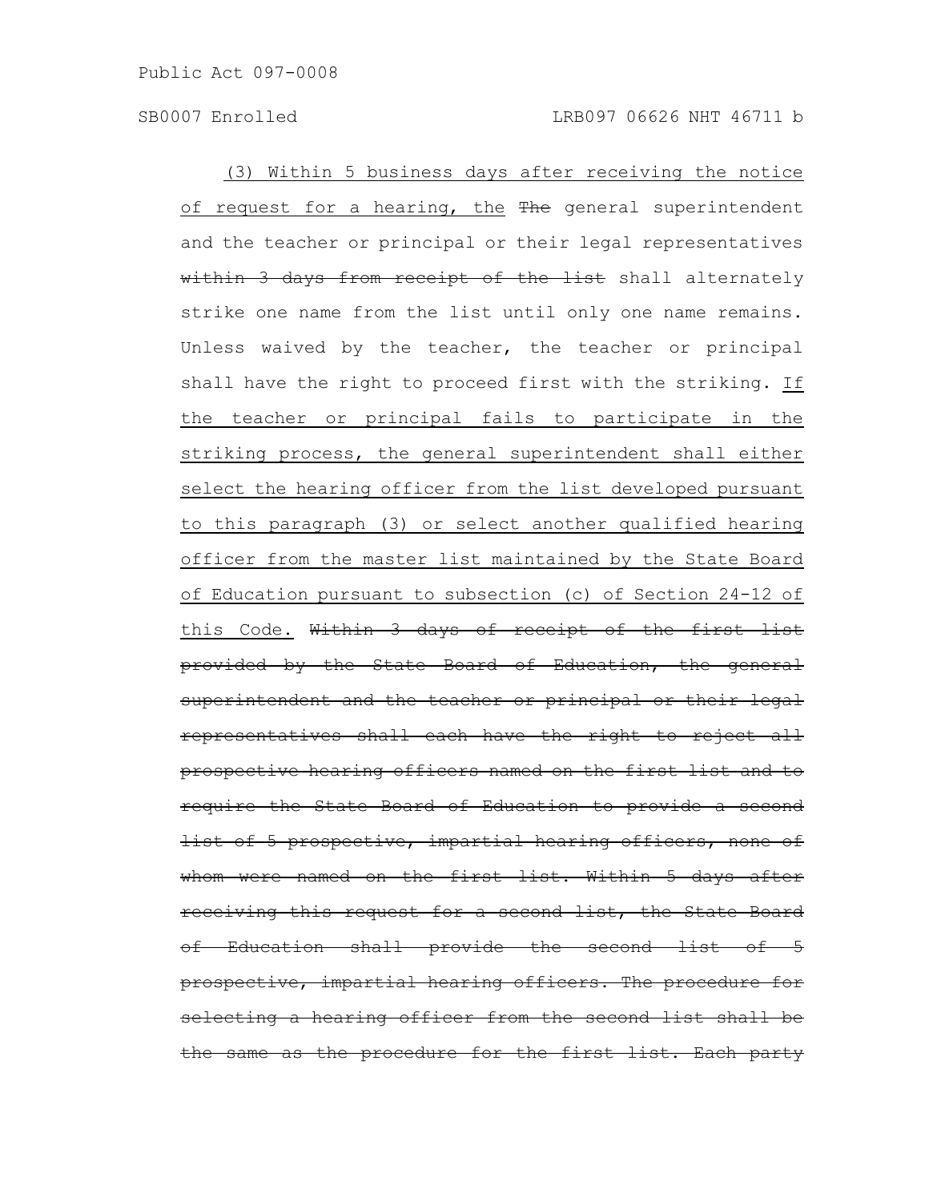(3) Within 5 business days after receiving the notice of request for a hearing, the ~~The~~ general superintendent and the teacher or principal or their legal representatives ~~within 3 days from receipt of the list~~ shall alternately strike one name from the list until only one name remains. Unless waived by the teacher, the teacher or principal shall have the right to proceed first with the striking. If the teacher or principal fails to participate in the striking process, the general superintendent shall either select the hearing officer from the list developed pursuant to this paragraph (3) or select another qualified hearing officer from the master list maintained by the State Board of Education pursuant to subsection (c) of Section 24-12 of this Code. ~~Within 3 days of receipt of the first list provided by the State Board of Education, the general superintendent and the teacher or principal or their legal representatives shall each have the right to reject all prospective hearing officers named on the first list and to require the State Board of Education to provide a second list of 5 prospective, impartial hearing officers, none of whom were named on the first list. Within 5 days after receiving this request for a second list, the State Board of Education shall provide the second list of 5 prospective, impartial hearing officers. The procedure for selecting a hearing officer from the second list shall be the same as the procedure for the first list. Each party~~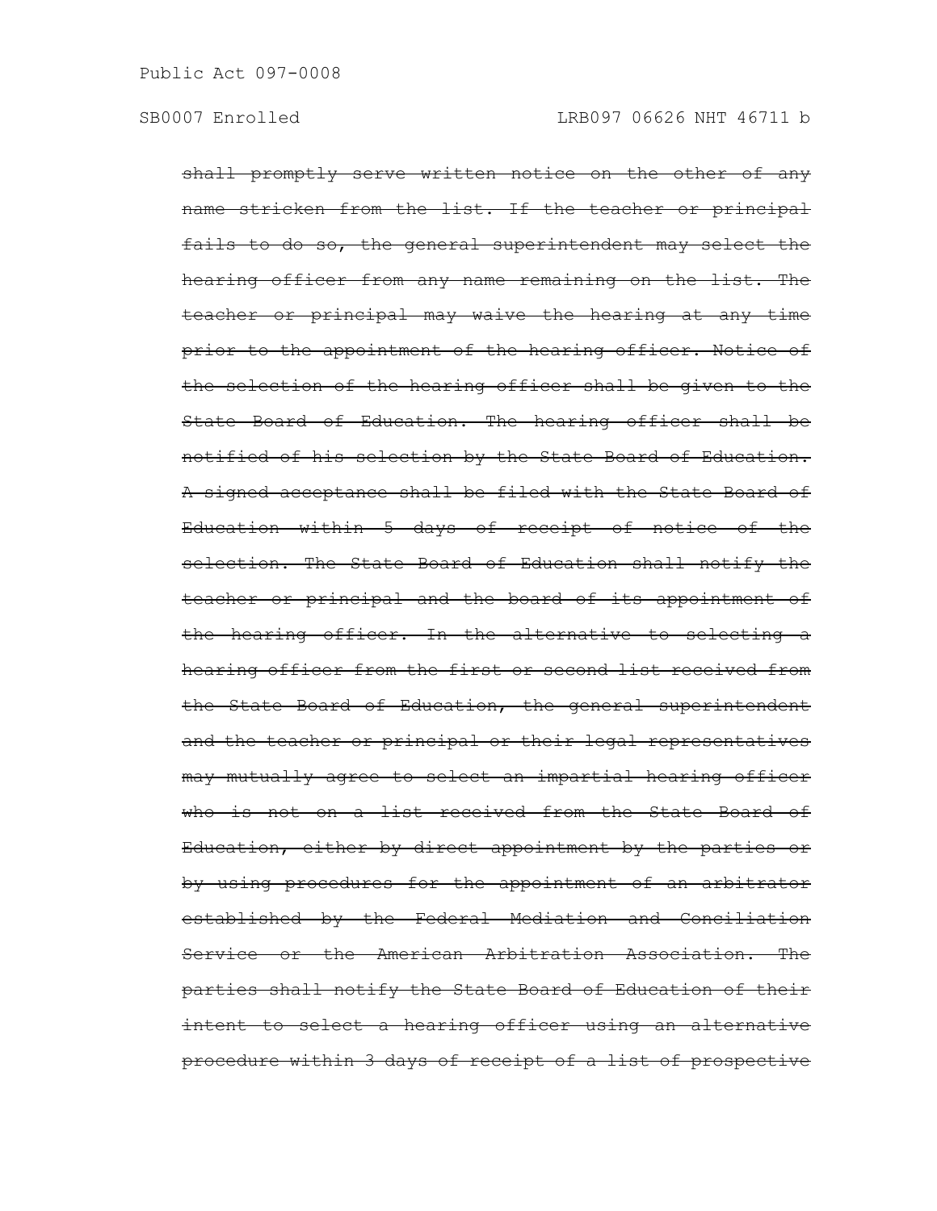~~shall promptly serve written notice on the other of any name stricken from the list. If the teacher or principal fails to do so, the general superintendent may select the hearing officer from any name remaining on the list. The teacher or principal may waive the hearing at any time prior to the appointment of the hearing officer. Notice of the selection of the hearing officer shall be given to the State Board of Education. The hearing officer shall be notified of his selection by the State Board of Education. A signed acceptance shall be filed with the State Board of Education within 5 days of receipt of notice of the selection. The State Board of Education shall notify the teacher or principal and the board of its appointment of the hearing officer. In the alternative to selecting a hearing officer from the first or second list received from the State Board of Education, the general superintendent and the teacher or principal or their legal representatives may mutually agree to select an impartial hearing officer who is not on a list received from the State Board of Education, either by direct appointment by the parties or by using procedures for the appointment of an arbitrator established by the Federal Mediation and Conciliation Service or the American Arbitration Association. The parties shall notify the State Board of Education of their intent to select a hearing officer using an alternative procedure within 3 days of receipt of a list of prospective~~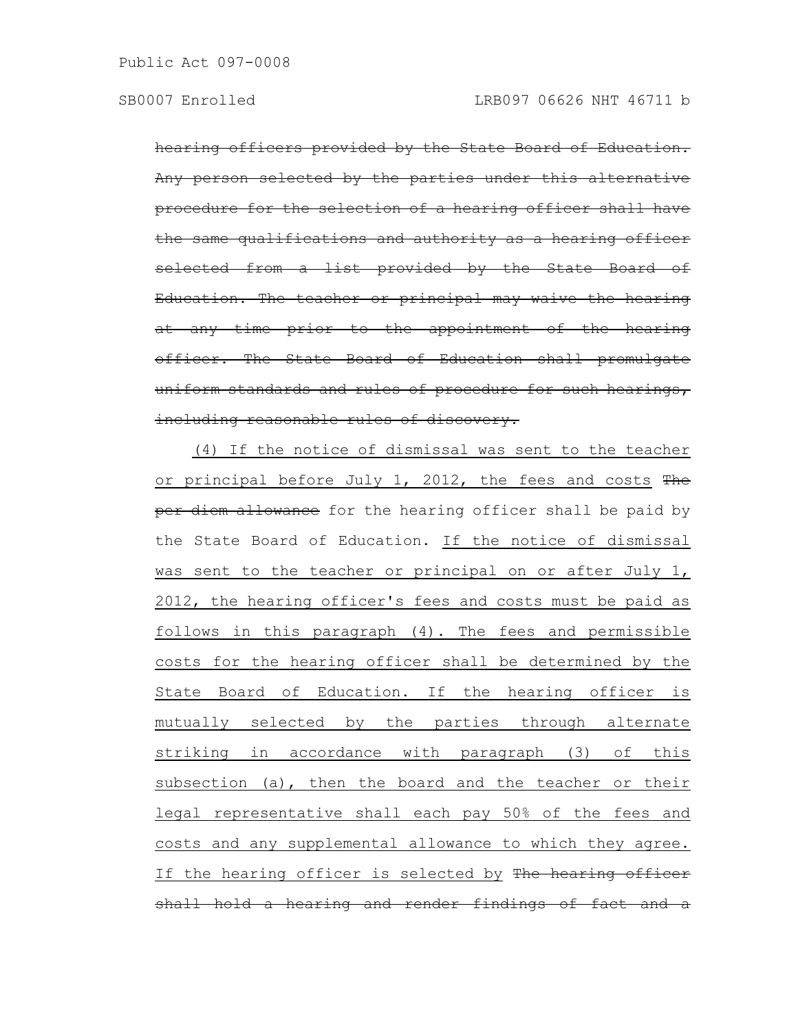~~hearing officers provided by the State Board of Education. Any person selected by the parties under this alternative procedure for the selection of a hearing officer shall have the same qualifications and authority as a hearing officer selected from a list provided by the State Board of Education. The teacher or principal may waive the hearing at any time prior to the appointment of the hearing officer. The State Board of Education shall promulgate uniform standards and rules of procedure for such hearings, including reasonable rules of discovery.~~

(4) If the notice of dismissal was sent to the teacher or principal before July 1, 2012, the fees and costs ~~The per diem allowance~~ for the hearing officer shall be paid by the State Board of Education. If the notice of dismissal was sent to the teacher or principal on or after July 1, 2012, the hearing officer's fees and costs must be paid as follows in this paragraph (4). The fees and permissible costs for the hearing officer shall be determined by the State Board of Education. If the hearing officer is mutually selected by the parties through alternate striking in accordance with paragraph (3) of this subsection (a), then the board and the teacher or their legal representative shall each pay 50% of the fees and costs and any supplemental allowance to which they agree. If the hearing officer is selected by ~~The hearing officer shall hold a hearing and render findings of fact and a~~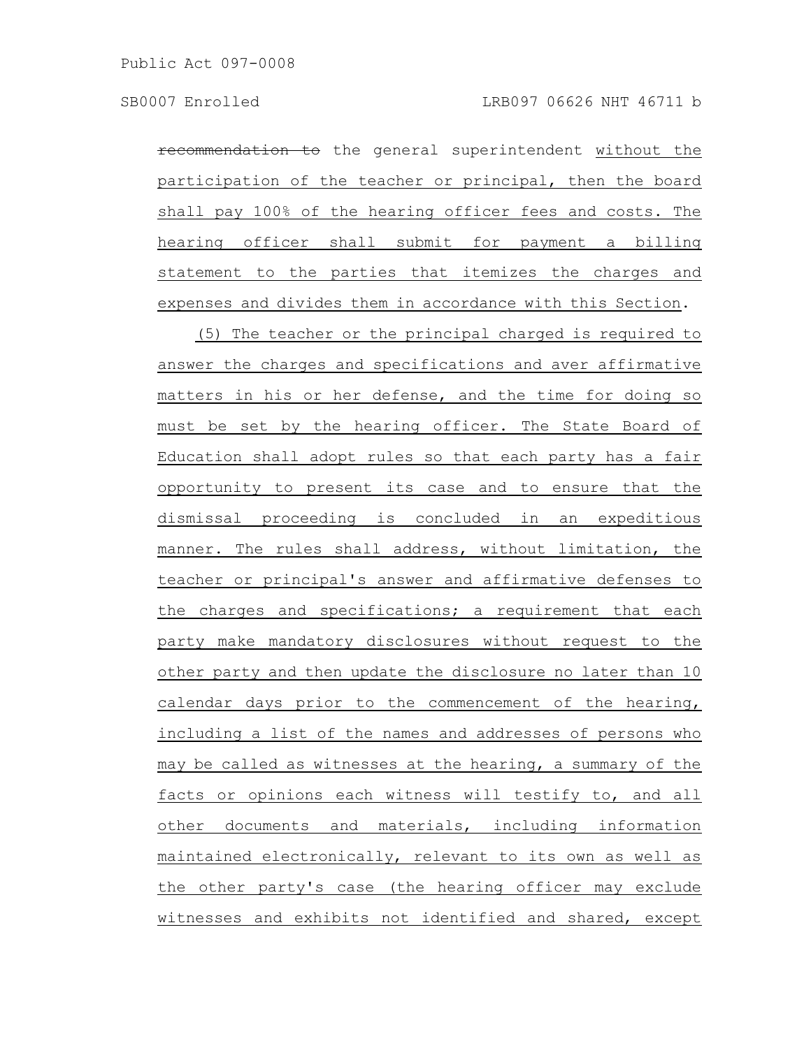~~recommendation to~~ the general superintendent <u>without the participation of the teacher or principal, then the board shall pay 100% of the hearing officer fees and costs. The hearing officer shall submit for payment a billing statement to the parties that itemizes the charges and expenses and divides them in accordance with this Section</u>.

<u>(5) The teacher or the principal charged is required to answer the charges and specifications and aver affirmative matters in his or her defense, and the time for doing so must be set by the hearing officer. The State Board of Education shall adopt rules so that each party has a fair opportunity to present its case and to ensure that the dismissal proceeding is concluded in an expeditious manner. The rules shall address, without limitation, the teacher or principal's answer and affirmative defenses to the charges and specifications; a requirement that each party make mandatory disclosures without request to the other party and then update the disclosure no later than 10 calendar days prior to the commencement of the hearing, including a list of the names and addresses of persons who may be called as witnesses at the hearing, a summary of the facts or opinions each witness will testify to, and all other documents and materials, including information maintained electronically, relevant to its own as well as the other party's case (the hearing officer may exclude witnesses and exhibits not identified and shared, except</u>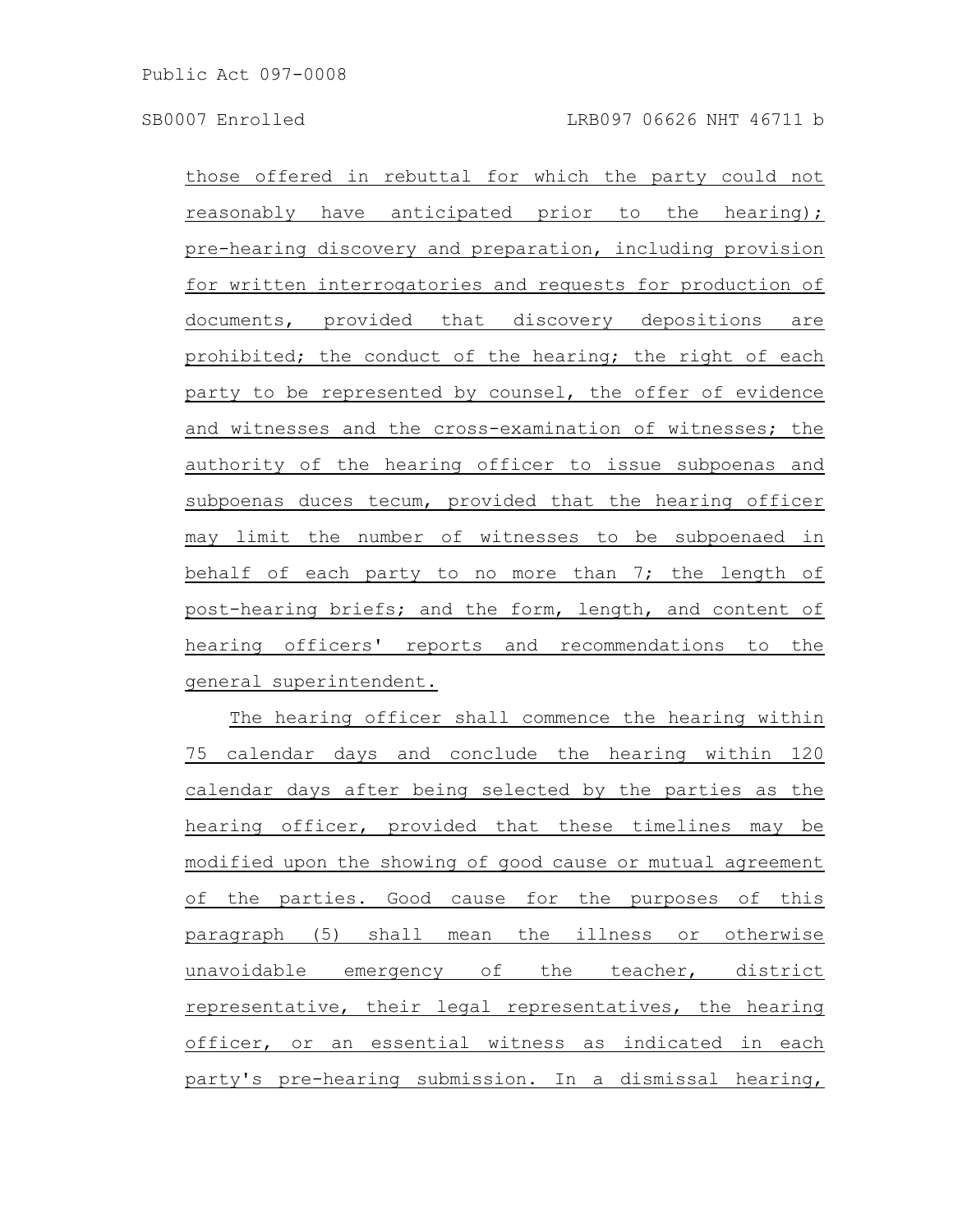those offered in rebuttal for which the party could not reasonably have anticipated prior to the hearing); pre-hearing discovery and preparation, including provision for written interrogatories and requests for production of documents, provided that discovery depositions are prohibited; the conduct of the hearing; the right of each party to be represented by counsel, the offer of evidence and witnesses and the cross-examination of witnesses; the authority of the hearing officer to issue subpoenas and subpoenas duces tecum, provided that the hearing officer may limit the number of witnesses to be subpoenaed in behalf of each party to no more than 7; the length of post-hearing briefs; and the form, length, and content of hearing officers' reports and recommendations to the general superintendent.

The hearing officer shall commence the hearing within 75 calendar days and conclude the hearing within 120 calendar days after being selected by the parties as the hearing officer, provided that these timelines may be modified upon the showing of good cause or mutual agreement of the parties. Good cause for the purposes of this paragraph (5) shall mean the illness or otherwise unavoidable emergency of the teacher, district representative, their legal representatives, the hearing officer, or an essential witness as indicated in each party's pre-hearing submission. In a dismissal hearing,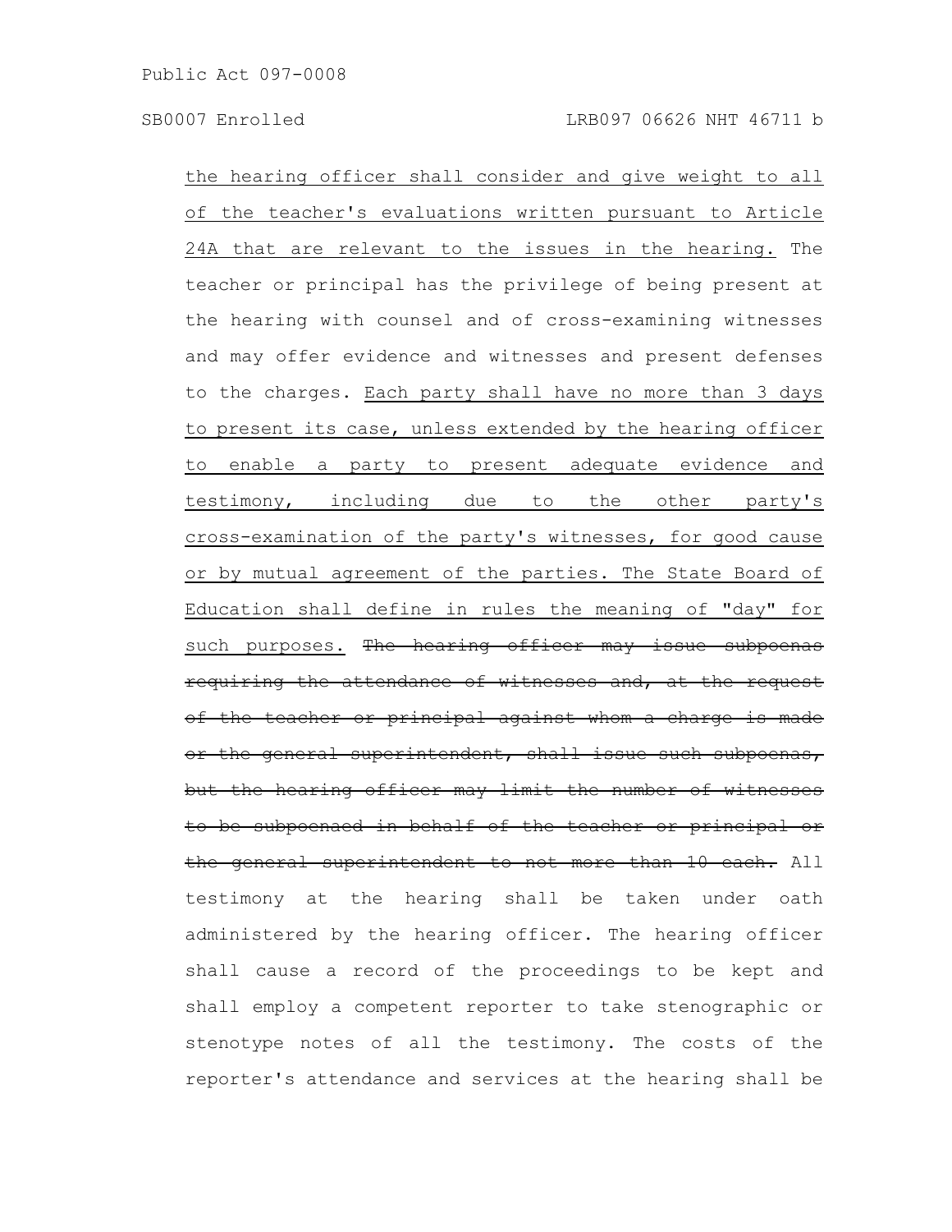the hearing officer shall consider and give weight to all of the teacher's evaluations written pursuant to Article 24A that are relevant to the issues in the hearing. The teacher or principal has the privilege of being present at the hearing with counsel and of cross-examining witnesses and may offer evidence and witnesses and present defenses to the charges. Each party shall have no more than 3 days to present its case, unless extended by the hearing officer to enable a party to present adequate evidence and testimony, including due to the other party's cross-examination of the party's witnesses, for good cause or by mutual agreement of the parties. The State Board of Education shall define in rules the meaning of "day" for such purposes. ~~The hearing officer may issue subpoenas requiring the attendance of witnesses and, at the request of the teacher or principal against whom a charge is made or the general superintendent, shall issue such subpoenas, but the hearing officer may limit the number of witnesses to be subpoenaed in behalf of the teacher or principal or the general superintendent to not more than 10 each.~~ All testimony at the hearing shall be taken under oath administered by the hearing officer. The hearing officer shall cause a record of the proceedings to be kept and shall employ a competent reporter to take stenographic or stenotype notes of all the testimony. The costs of the reporter's attendance and services at the hearing shall be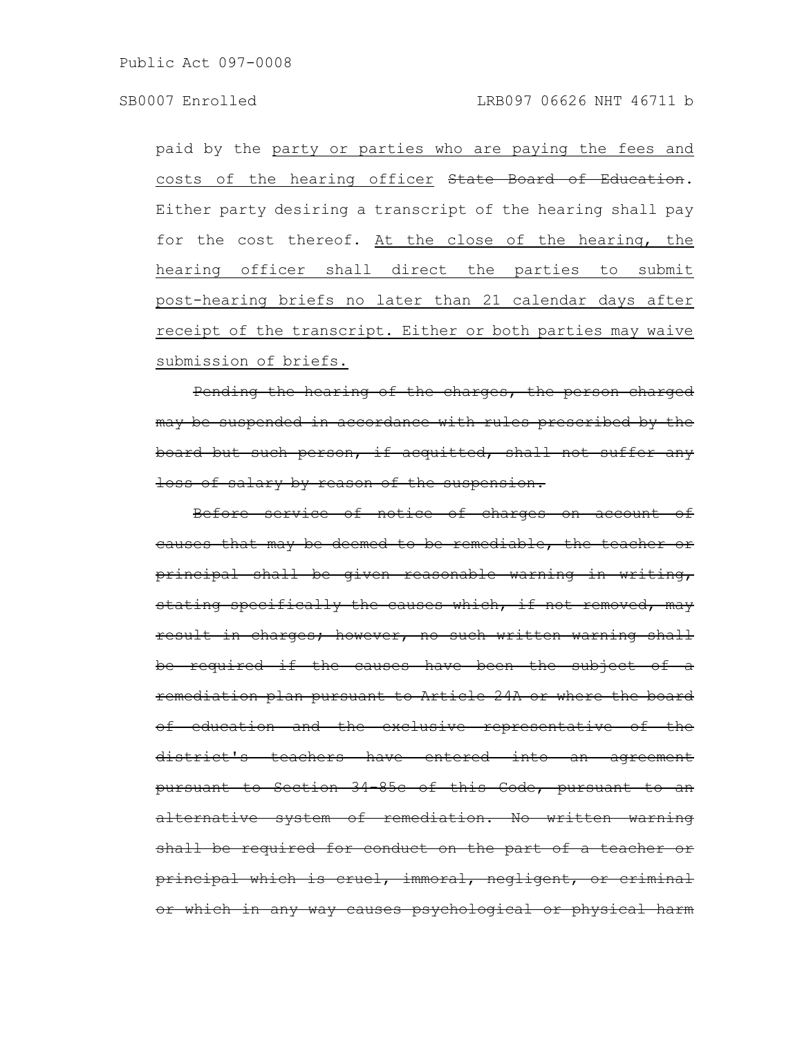paid by the party or parties who are paying the fees and costs of the hearing officer ~~State Board of Education~~. Either party desiring a transcript of the hearing shall pay for the cost thereof. At the close of the hearing, the hearing officer shall direct the parties to submit post-hearing briefs no later than 21 calendar days after receipt of the transcript. Either or both parties may waive submission of briefs.

~~Pending the hearing of the charges, the person charged may be suspended in accordance with rules prescribed by the board but such person, if acquitted, shall not suffer any loss of salary by reason of the suspension.~~

~~Before service of notice of charges on account of causes that may be deemed to be remediable, the teacher or principal shall be given reasonable warning in writing, stating specifically the causes which, if not removed, may result in charges; however, no such written warning shall be required if the causes have been the subject of a remediation plan pursuant to Article 24A or where the board of education and the exclusive representative of the district's teachers have entered into an agreement pursuant to Section 34-85c of this Code, pursuant to an alternative system of remediation. No written warning shall be required for conduct on the part of a teacher or principal which is cruel, immoral, negligent, or criminal or which in any way causes psychological or physical harm~~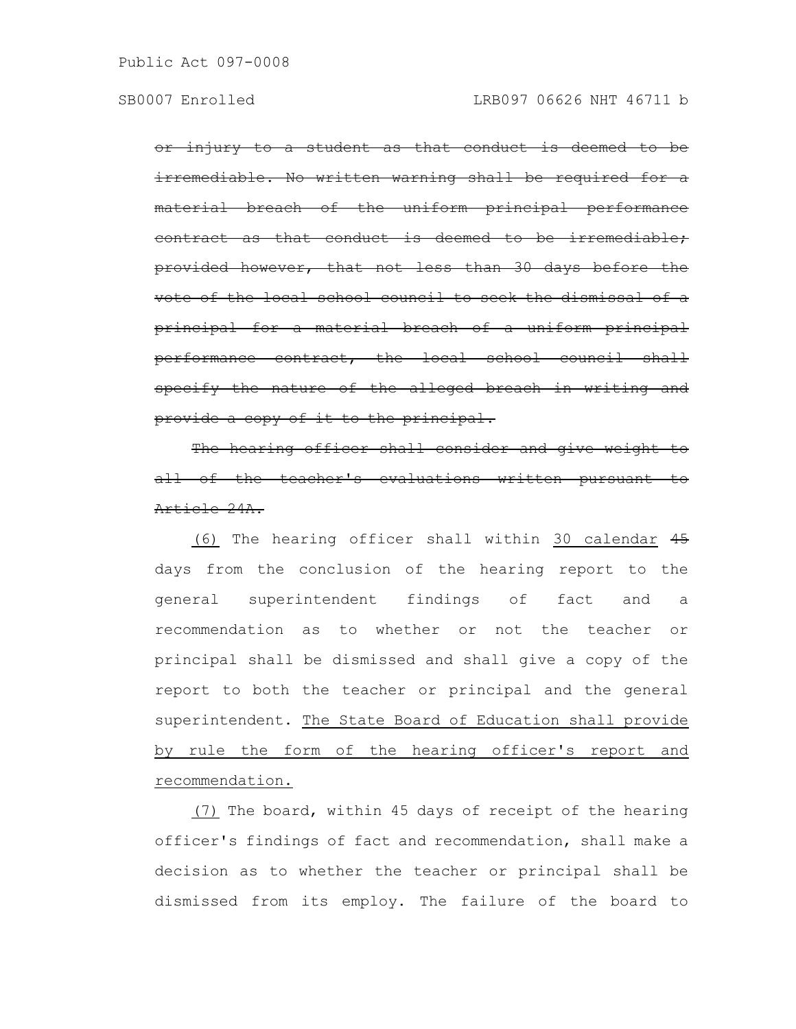~~or injury to a student as that conduct is deemed to be irremediable. No written warning shall be required for a material breach of the uniform principal performance contract as that conduct is deemed to be irremediable; provided however, that not less than 30 days before the vote of the local school council to seek the dismissal of a principal for a material breach of a uniform principal performance contract, the local school council shall specify the nature of the alleged breach in writing and provide a copy of it to the principal.~~

~~The hearing officer shall consider and give weight to all of the teacher's evaluations written pursuant to Article 24A.~~

<u>(6)</u> The hearing officer shall within <u>30 calendar</u> ~~45~~ days from the conclusion of the hearing report to the general superintendent findings of fact and a recommendation as to whether or not the teacher or principal shall be dismissed and shall give a copy of the report to both the teacher or principal and the general superintendent. <u>The State Board of Education shall provide by rule the form of the hearing officer's report and recommendation.</u>

<u>(7)</u> The board, within 45 days of receipt of the hearing officer's findings of fact and recommendation, shall make a decision as to whether the teacher or principal shall be dismissed from its employ. The failure of the board to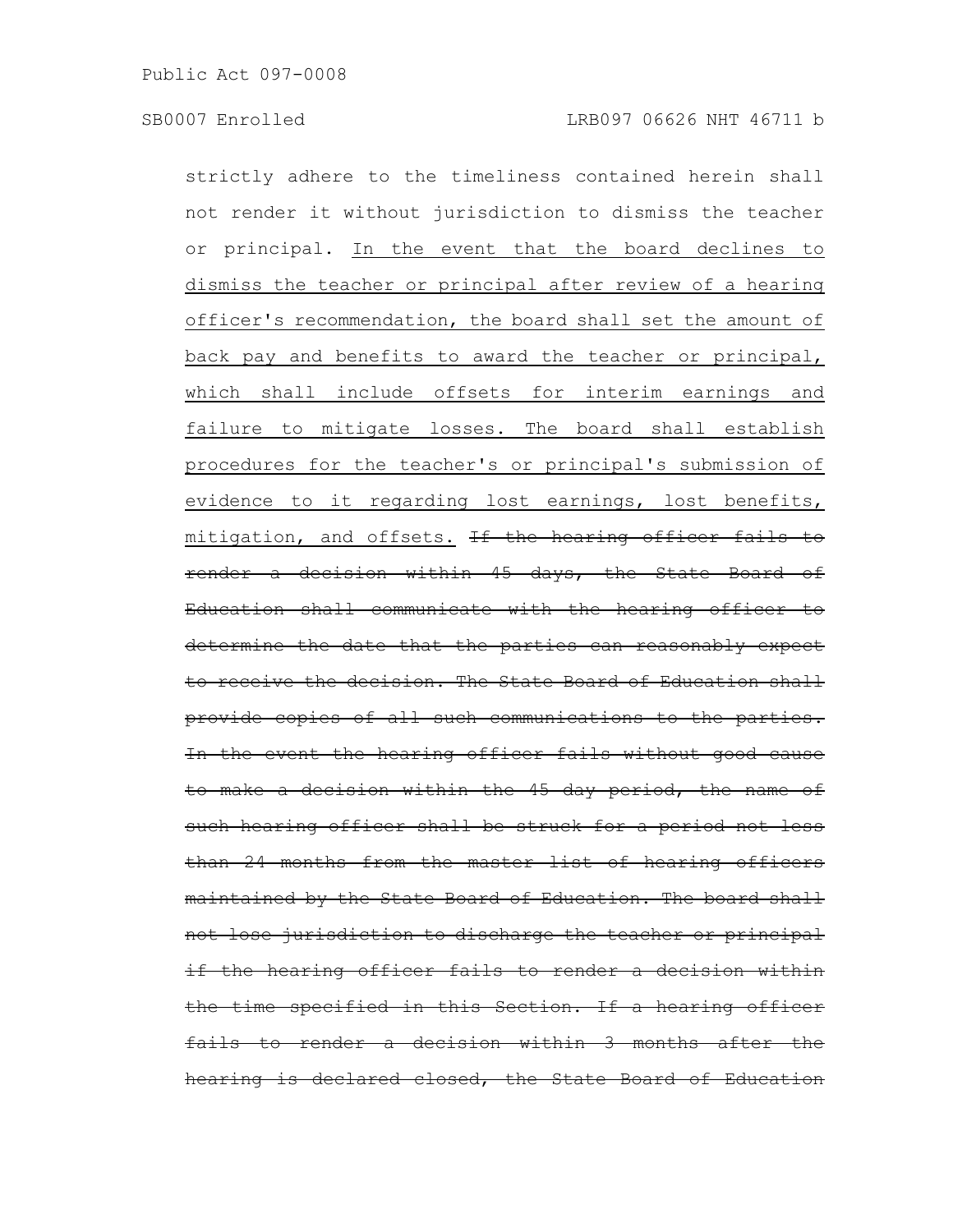strictly adhere to the timeliness contained herein shall not render it without jurisdiction to dismiss the teacher or principal. <u>In the event that the board declines to dismiss the teacher or principal after review of a hearing officer's recommendation, the board shall set the amount of back pay and benefits to award the teacher or principal, which shall include offsets for interim earnings and failure to mitigate losses. The board shall establish procedures for the teacher's or principal's submission of evidence to it regarding lost earnings, lost benefits, mitigation, and offsets.</u> ~~If the hearing officer fails to render a decision within 45 days, the State Board of Education shall communicate with the hearing officer to determine the date that the parties can reasonably expect to receive the decision. The State Board of Education shall provide copies of all such communications to the parties. In the event the hearing officer fails without good cause to make a decision within the 45 day period, the name of such hearing officer shall be struck for a period not less than 24 months from the master list of hearing officers maintained by the State Board of Education. The board shall not lose jurisdiction to discharge the teacher or principal if the hearing officer fails to render a decision within the time specified in this Section. If a hearing officer fails to render a decision within 3 months after the hearing is declared closed, the State Board of Education~~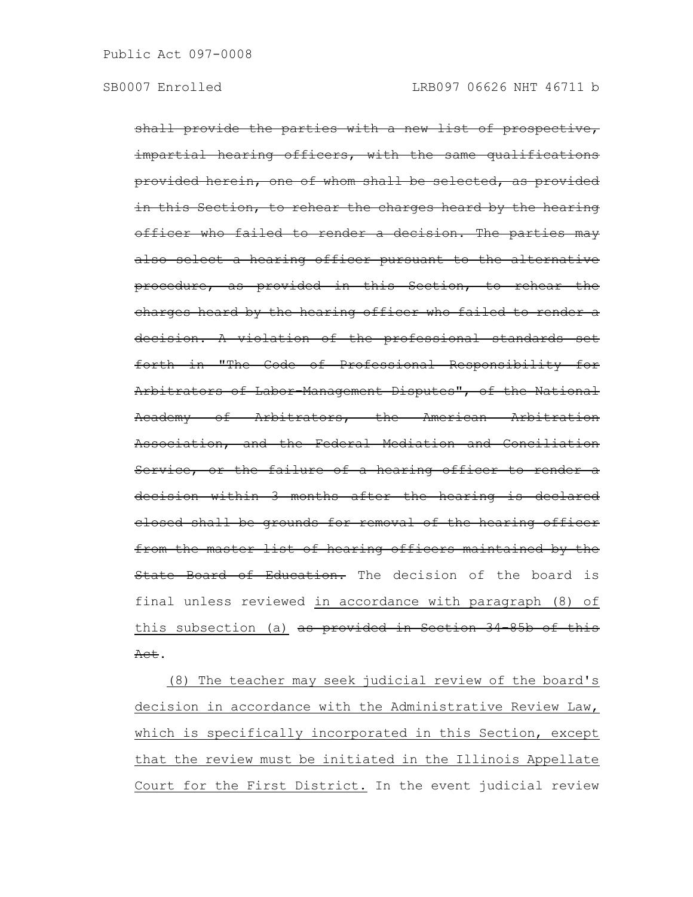~~shall provide the parties with a new list of prospective, impartial hearing officers, with the same qualifications provided herein, one of whom shall be selected, as provided in this Section, to rehear the charges heard by the hearing officer who failed to render a decision. The parties may also select a hearing officer pursuant to the alternative procedure, as provided in this Section, to rehear the charges heard by the hearing officer who failed to render a decision. A violation of the professional standards set forth in "The Code of Professional Responsibility for Arbitrators of Labor-Management Disputes", of the National Academy of Arbitrators, the American Arbitration Association, and the Federal Mediation and Conciliation Service, or the failure of a hearing officer to render a decision within 3 months after the hearing is declared closed shall be grounds for removal of the hearing officer from the master list of hearing officers maintained by the State Board of Education.~~ The decision of the board is final unless reviewed <u>in accordance with paragraph (8) of this subsection (a)</u> ~~as provided in Section 34-85b of this Act~~.

<u>(8) The teacher may seek judicial review of the board's decision in accordance with the Administrative Review Law, which is specifically incorporated in this Section, except that the review must be initiated in the Illinois Appellate Court for the First District.</u> In the event judicial review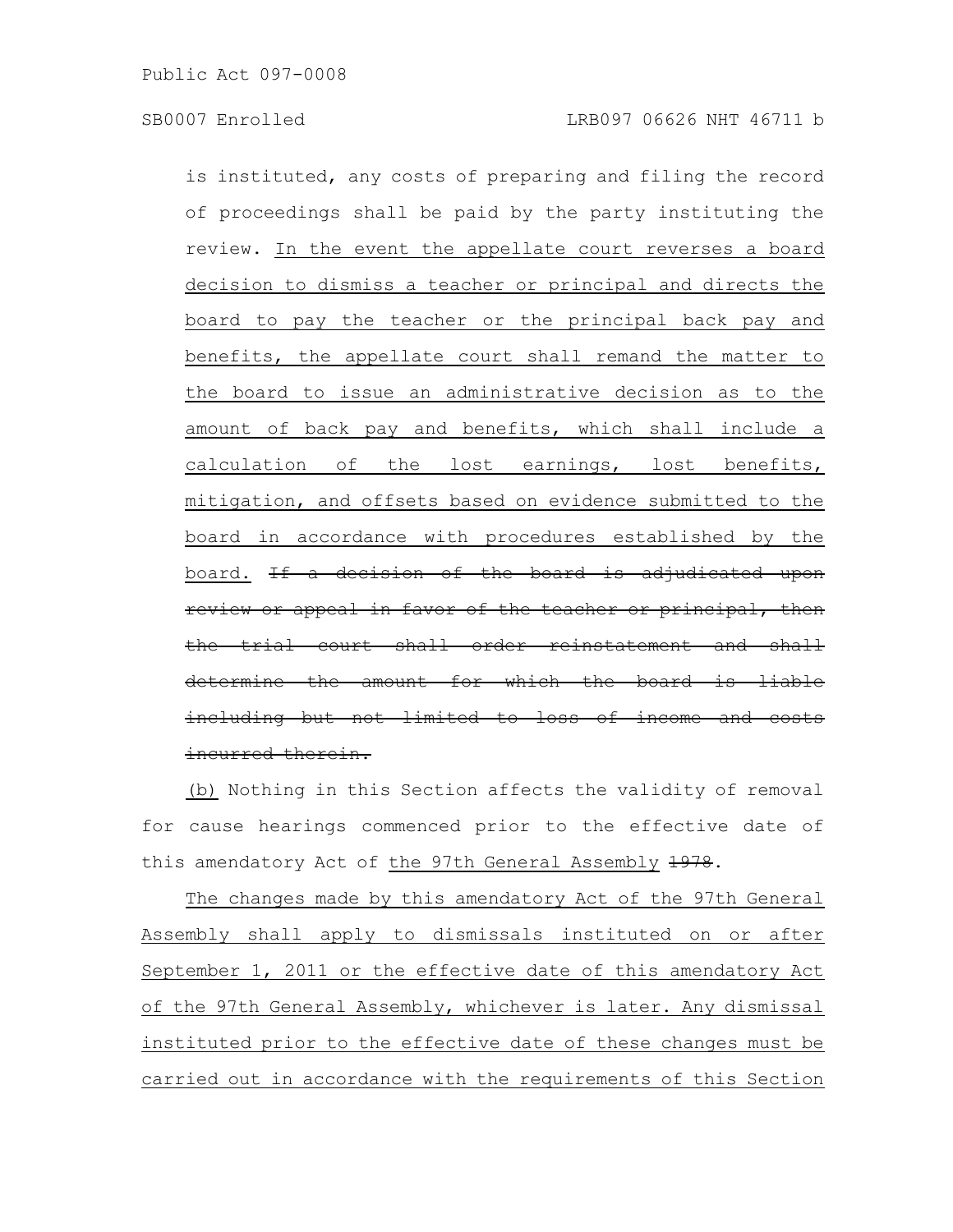is instituted, any costs of preparing and filing the record of proceedings shall be paid by the party instituting the review. <u>In the event the appellate court reverses a board decision to dismiss a teacher or principal and directs the board to pay the teacher or the principal back pay and benefits, the appellate court shall remand the matter to the board to issue an administrative decision as to the amount of back pay and benefits, which shall include a calculation of the lost earnings, lost benefits, mitigation, and offsets based on evidence submitted to the board in accordance with procedures established by the board.</u> ~~If a decision of the board is adjudicated upon review or appeal in favor of the teacher or principal, then the trial court shall order reinstatement and shall determine the amount for which the board is liable including but not limited to loss of income and costs incurred therein.~~

<u>(b)</u> Nothing in this Section affects the validity of removal for cause hearings commenced prior to the effective date of this amendatory Act of <u>the 97th General Assembly</u> ~~1978~~.

<u>The changes made by this amendatory Act of the 97th General Assembly shall apply to dismissals instituted on or after September 1, 2011 or the effective date of this amendatory Act of the 97th General Assembly, whichever is later. Any dismissal instituted prior to the effective date of these changes must be carried out in accordance with the requirements of this Section</u>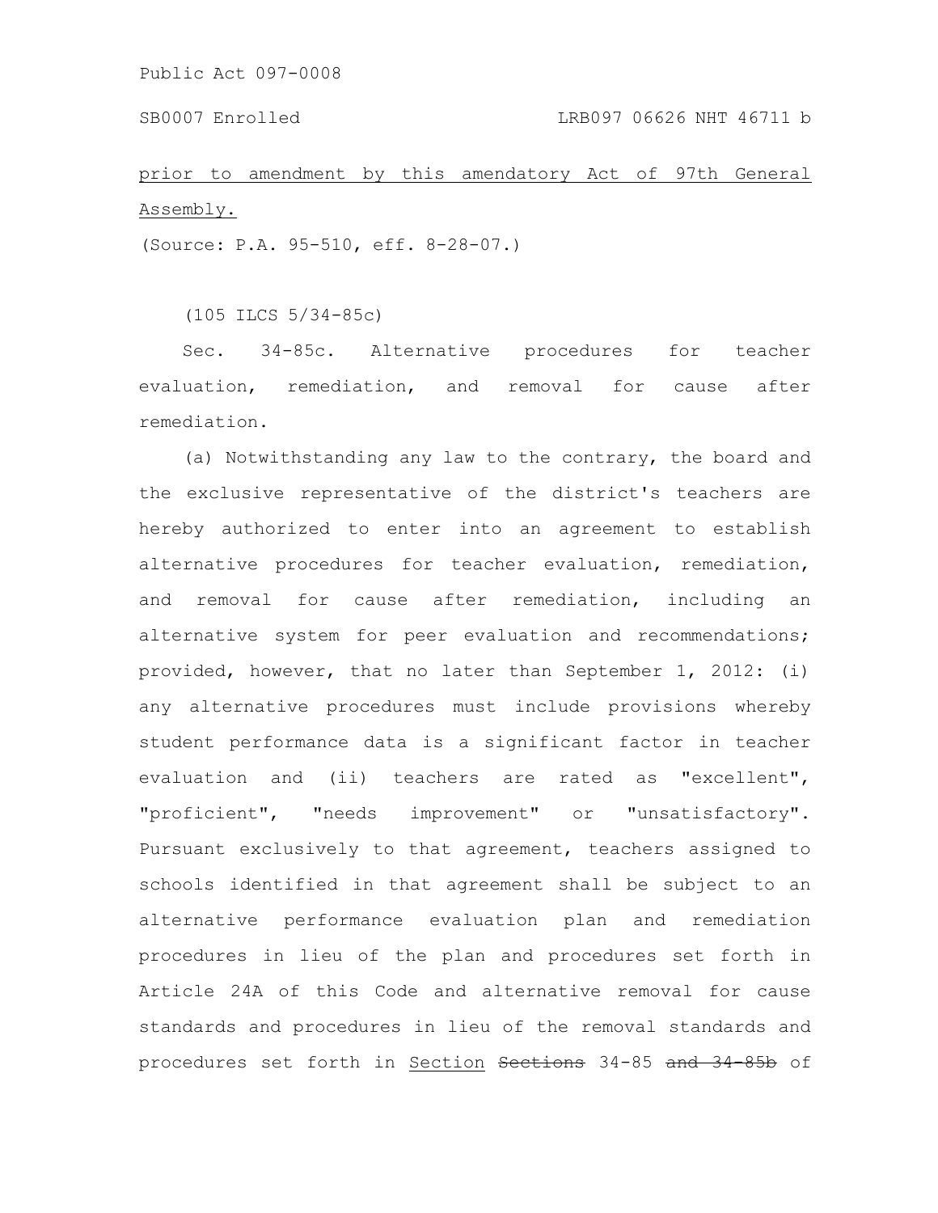prior to amendment by this amendatory Act of 97th General Assembly.

(Source: P.A. 95-510, eff. 8-28-07.)

(105 ILCS 5/34-85c)

Sec. 34-85c. Alternative procedures for teacher evaluation, remediation, and removal for cause after remediation.

(a) Notwithstanding any law to the contrary, the board and the exclusive representative of the district's teachers are hereby authorized to enter into an agreement to establish alternative procedures for teacher evaluation, remediation, and removal for cause after remediation, including an alternative system for peer evaluation and recommendations; provided, however, that no later than September 1, 2012: (i) any alternative procedures must include provisions whereby student performance data is a significant factor in teacher evaluation and (ii) teachers are rated as "excellent", "proficient", "needs improvement" or "unsatisfactory". Pursuant exclusively to that agreement, teachers assigned to schools identified in that agreement shall be subject to an alternative performance evaluation plan and remediation procedures in lieu of the plan and procedures set forth in Article 24A of this Code and alternative removal for cause standards and procedures in lieu of the removal standards and procedures set forth in Section ~~Sections~~ 34-85 ~~and 34-85b~~ of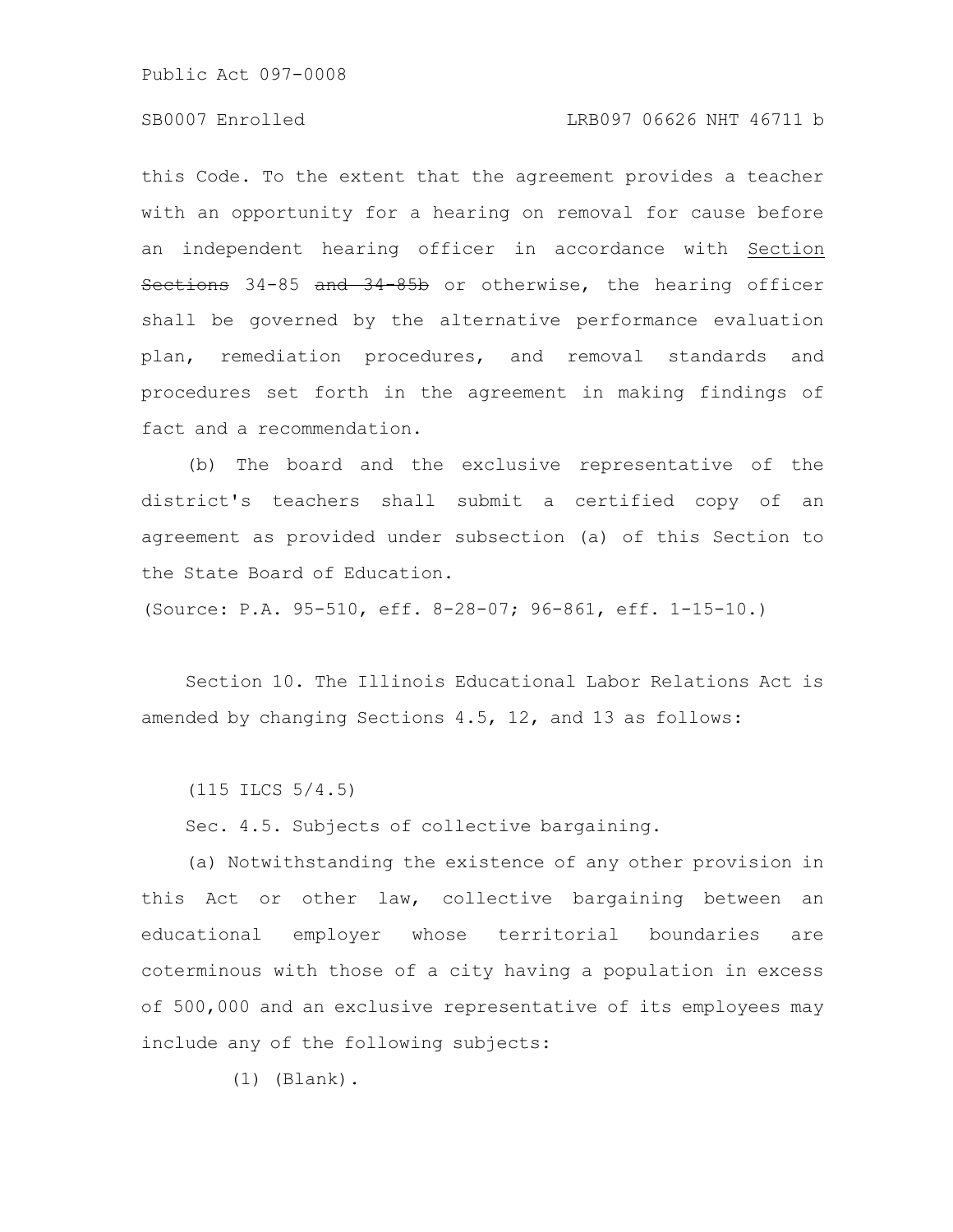this Code. To the extent that the agreement provides a teacher with an opportunity for a hearing on removal for cause before an independent hearing officer in accordance with <u>Section</u> ~~Sections~~ 34-85 ~~and 34-85b~~ or otherwise, the hearing officer shall be governed by the alternative performance evaluation plan, remediation procedures, and removal standards and procedures set forth in the agreement in making findings of fact and a recommendation.

(b) The board and the exclusive representative of the district's teachers shall submit a certified copy of an agreement as provided under subsection (a) of this Section to the State Board of Education.

(Source: P.A. 95-510, eff. 8-28-07; 96-861, eff. 1-15-10.)

Section 10. The Illinois Educational Labor Relations Act is amended by changing Sections 4.5, 12, and 13 as follows:

(115 ILCS 5/4.5)

Sec. 4.5. Subjects of collective bargaining.

(a) Notwithstanding the existence of any other provision in this Act or other law, collective bargaining between an educational employer whose territorial boundaries are coterminous with those of a city having a population in excess of 500,000 and an exclusive representative of its employees may include any of the following subjects:

(1) (Blank).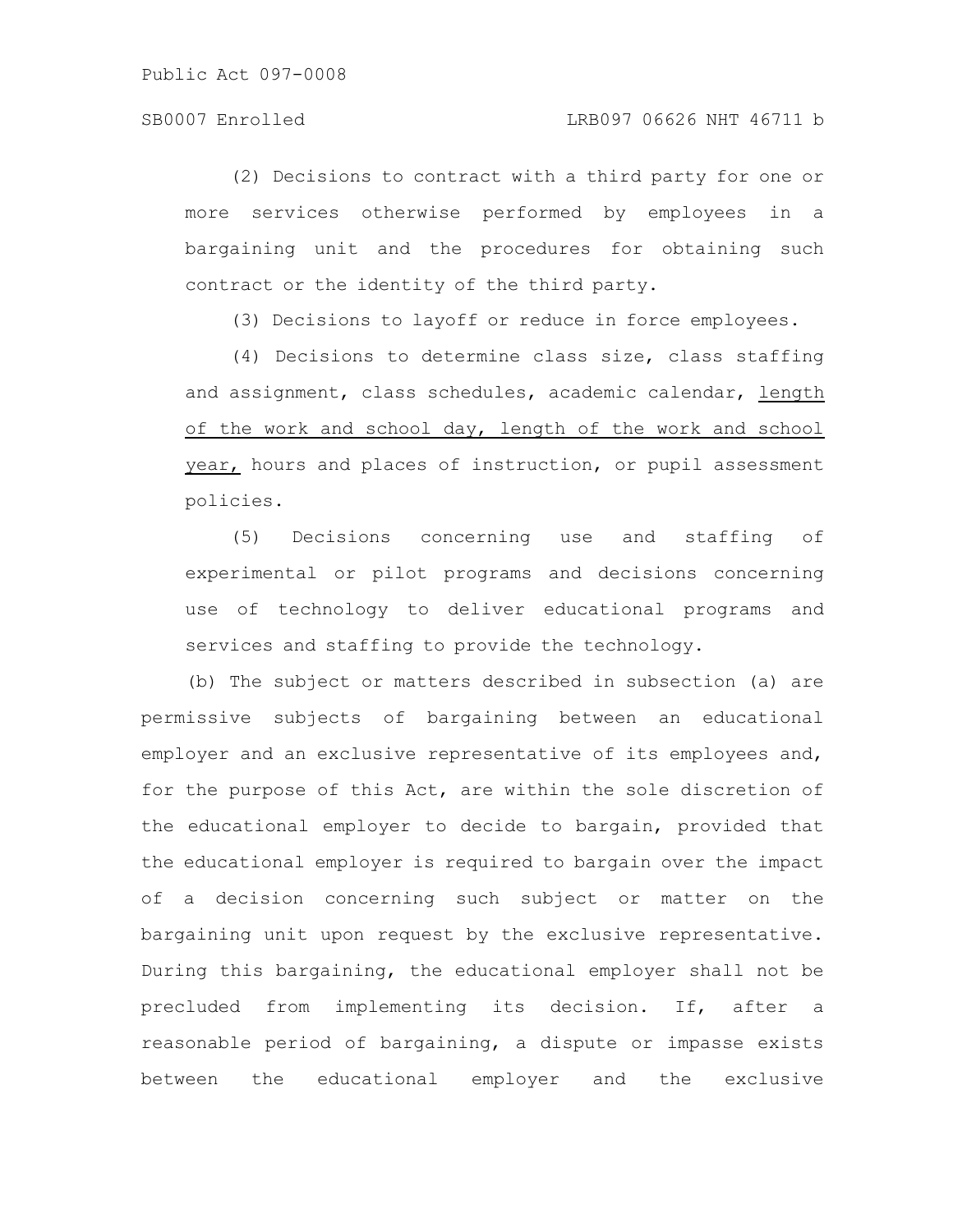(2) Decisions to contract with a third party for one or more services otherwise performed by employees in a bargaining unit and the procedures for obtaining such contract or the identity of the third party.

(3) Decisions to layoff or reduce in force employees.

(4) Decisions to determine class size, class staffing and assignment, class schedules, academic calendar, length of the work and school day, length of the work and school year, hours and places of instruction, or pupil assessment policies.

(5) Decisions concerning use and staffing of experimental or pilot programs and decisions concerning use of technology to deliver educational programs and services and staffing to provide the technology.

(b) The subject or matters described in subsection (a) are permissive subjects of bargaining between an educational employer and an exclusive representative of its employees and, for the purpose of this Act, are within the sole discretion of the educational employer to decide to bargain, provided that the educational employer is required to bargain over the impact of a decision concerning such subject or matter on the bargaining unit upon request by the exclusive representative. During this bargaining, the educational employer shall not be precluded from implementing its decision. If, after a reasonable period of bargaining, a dispute or impasse exists between the educational employer and the exclusive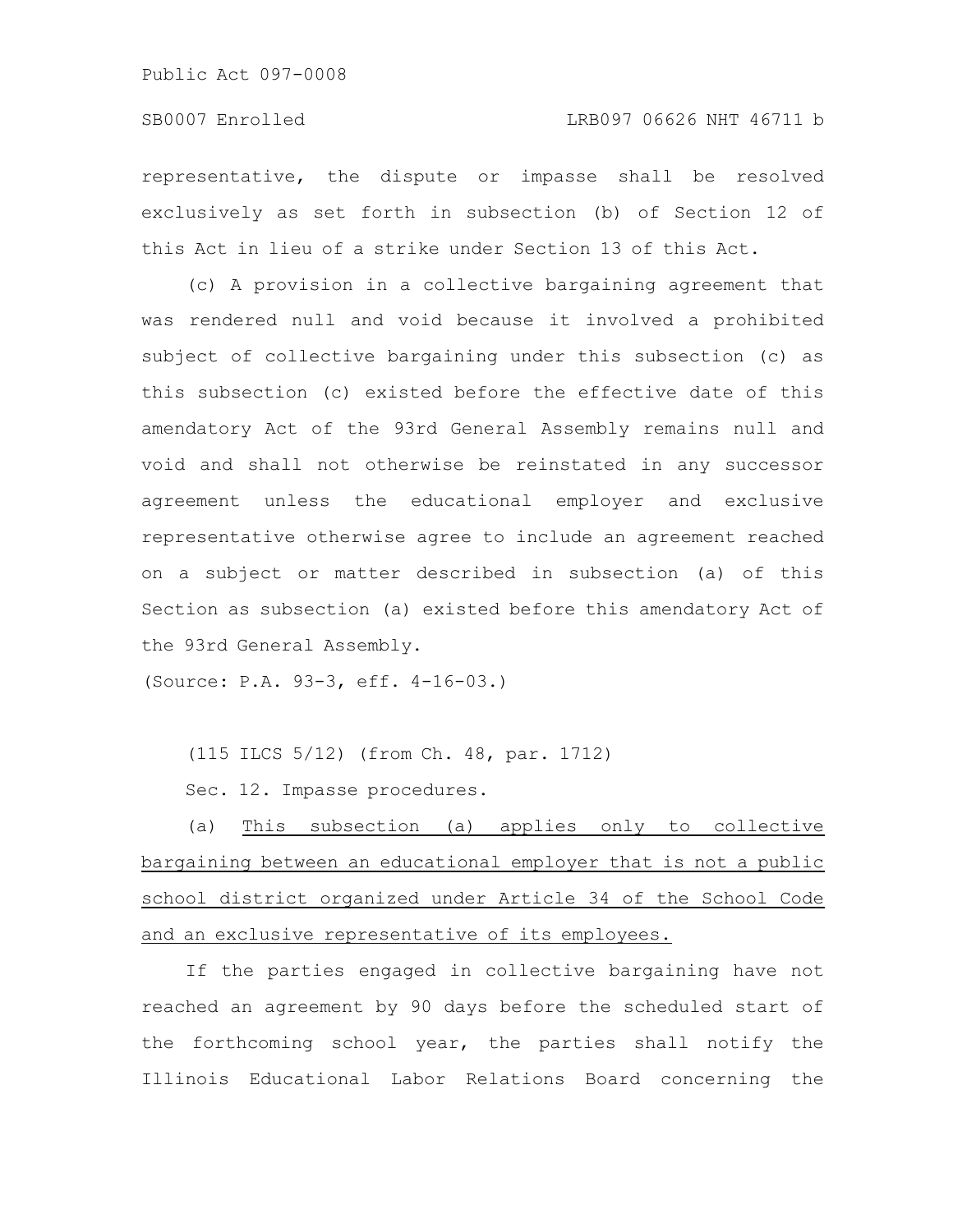representative, the dispute or impasse shall be resolved exclusively as set forth in subsection (b) of Section 12 of this Act in lieu of a strike under Section 13 of this Act.

(c) A provision in a collective bargaining agreement that was rendered null and void because it involved a prohibited subject of collective bargaining under this subsection (c) as this subsection (c) existed before the effective date of this amendatory Act of the 93rd General Assembly remains null and void and shall not otherwise be reinstated in any successor agreement unless the educational employer and exclusive representative otherwise agree to include an agreement reached on a subject or matter described in subsection (a) of this Section as subsection (a) existed before this amendatory Act of the 93rd General Assembly.

(Source: P.A. 93-3, eff. 4-16-03.)

(115 ILCS 5/12) (from Ch. 48, par. 1712)

Sec. 12. Impasse procedures.

(a) <u>This subsection (a) applies only to collective bargaining between an educational employer that is not a public school district organized under Article 34 of the School Code and an exclusive representative of its employees.</u>

If the parties engaged in collective bargaining have not reached an agreement by 90 days before the scheduled start of the forthcoming school year, the parties shall notify the Illinois Educational Labor Relations Board concerning the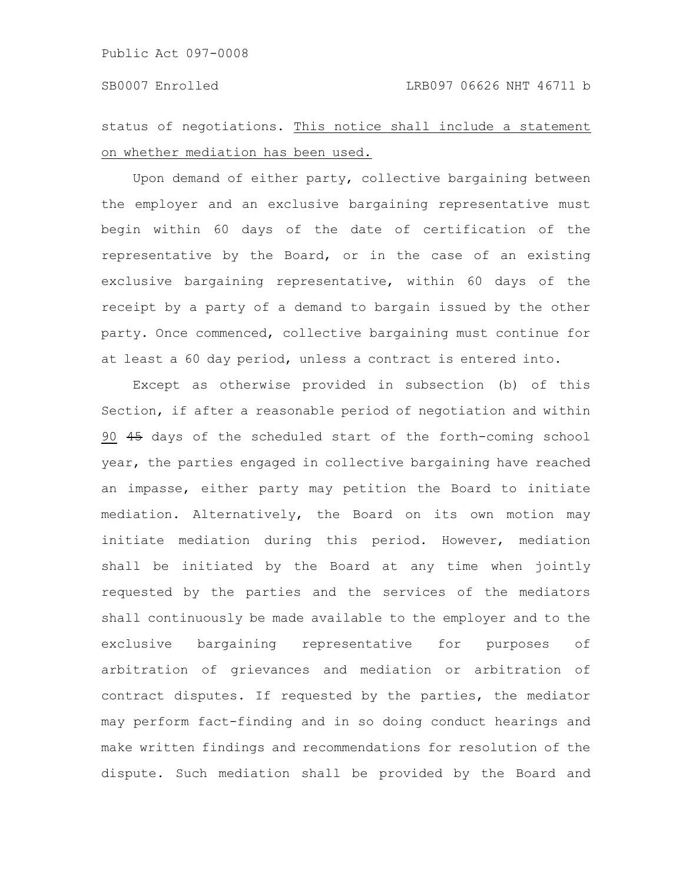status of negotiations. <u>This notice shall include a statement on whether mediation has been used.</u>

Upon demand of either party, collective bargaining between the employer and an exclusive bargaining representative must begin within 60 days of the date of certification of the representative by the Board, or in the case of an existing exclusive bargaining representative, within 60 days of the receipt by a party of a demand to bargain issued by the other party. Once commenced, collective bargaining must continue for at least a 60 day period, unless a contract is entered into.

Except as otherwise provided in subsection (b) of this Section, if after a reasonable period of negotiation and within <u>90</u> ~~45~~ days of the scheduled start of the forth-coming school year, the parties engaged in collective bargaining have reached an impasse, either party may petition the Board to initiate mediation. Alternatively, the Board on its own motion may initiate mediation during this period. However, mediation shall be initiated by the Board at any time when jointly requested by the parties and the services of the mediators shall continuously be made available to the employer and to the exclusive bargaining representative for purposes of arbitration of grievances and mediation or arbitration of contract disputes. If requested by the parties, the mediator may perform fact-finding and in so doing conduct hearings and make written findings and recommendations for resolution of the dispute. Such mediation shall be provided by the Board and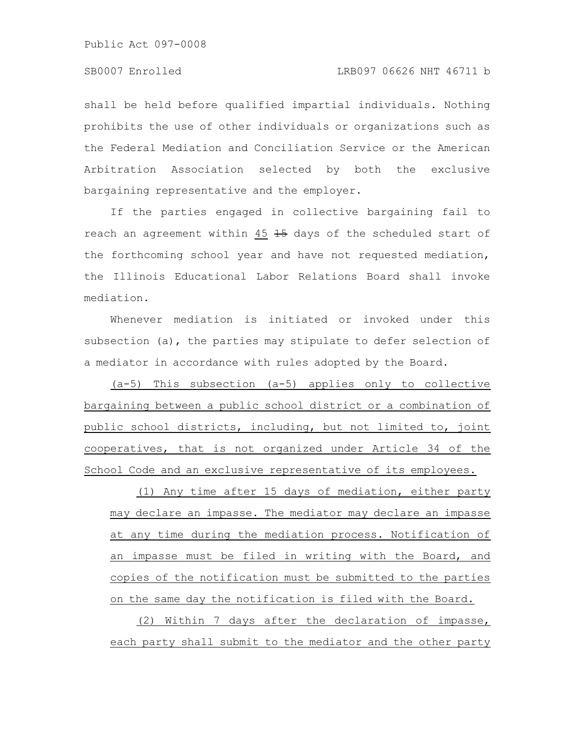shall be held before qualified impartial individuals. Nothing prohibits the use of other individuals or organizations such as the Federal Mediation and Conciliation Service or the American Arbitration Association selected by both the exclusive bargaining representative and the employer.

If the parties engaged in collective bargaining fail to reach an agreement within 45 ~~15~~ days of the scheduled start of the forthcoming school year and have not requested mediation, the Illinois Educational Labor Relations Board shall invoke mediation.

Whenever mediation is initiated or invoked under this subsection (a), the parties may stipulate to defer selection of a mediator in accordance with rules adopted by the Board.

(a-5) This subsection (a-5) applies only to collective bargaining between a public school district or a combination of public school districts, including, but not limited to, joint cooperatives, that is not organized under Article 34 of the School Code and an exclusive representative of its employees.

(1) Any time after 15 days of mediation, either party may declare an impasse. The mediator may declare an impasse at any time during the mediation process. Notification of an impasse must be filed in writing with the Board, and copies of the notification must be submitted to the parties on the same day the notification is filed with the Board.

(2) Within 7 days after the declaration of impasse, each party shall submit to the mediator and the other party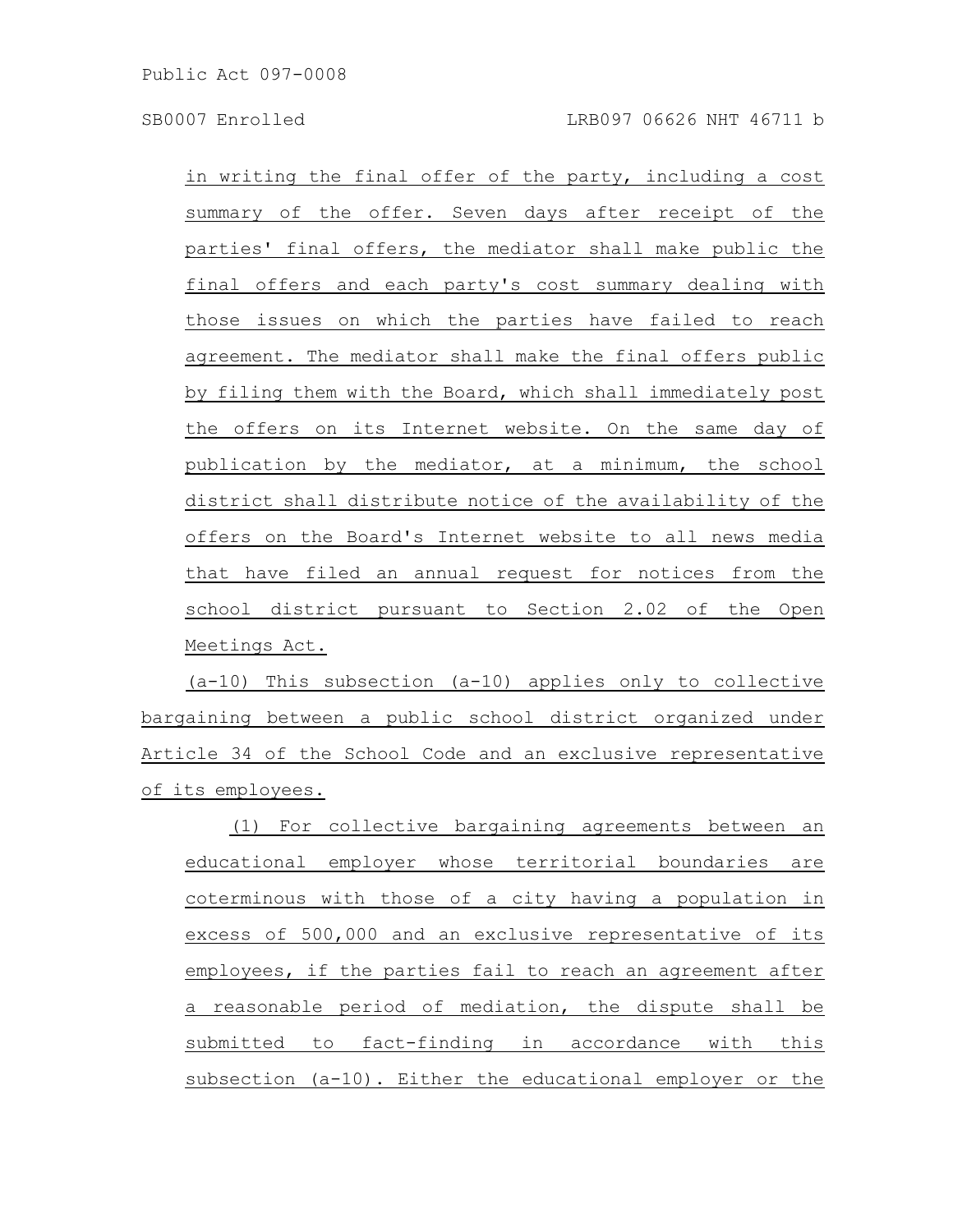in writing the final offer of the party, including a cost summary of the offer. Seven days after receipt of the parties' final offers, the mediator shall make public the final offers and each party's cost summary dealing with those issues on which the parties have failed to reach agreement. The mediator shall make the final offers public by filing them with the Board, which shall immediately post the offers on its Internet website. On the same day of publication by the mediator, at a minimum, the school district shall distribute notice of the availability of the offers on the Board's Internet website to all news media that have filed an annual request for notices from the school district pursuant to Section 2.02 of the Open Meetings Act.

(a-10) This subsection (a-10) applies only to collective bargaining between a public school district organized under Article 34 of the School Code and an exclusive representative of its employees.

(1) For collective bargaining agreements between an educational employer whose territorial boundaries are coterminous with those of a city having a population in excess of 500,000 and an exclusive representative of its employees, if the parties fail to reach an agreement after a reasonable period of mediation, the dispute shall be submitted to fact-finding in accordance with this subsection (a-10). Either the educational employer or the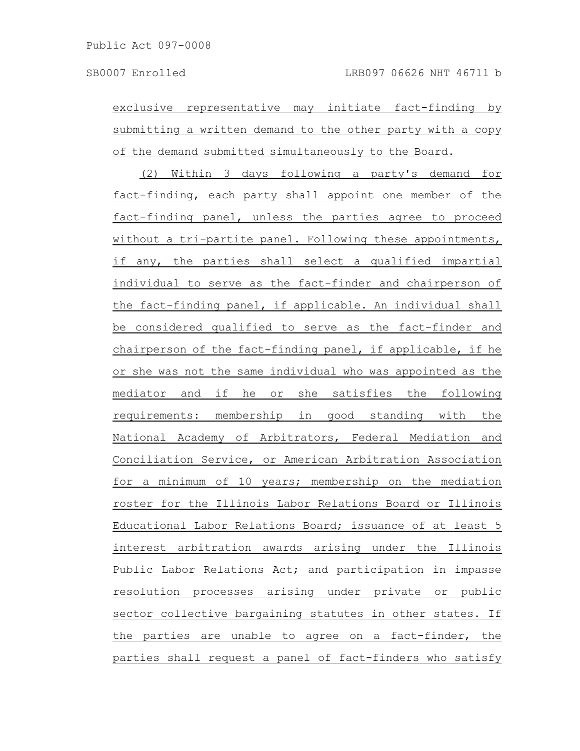exclusive representative may initiate fact-finding by submitting a written demand to the other party with a copy of the demand submitted simultaneously to the Board.

(2) Within 3 days following a party's demand for fact-finding, each party shall appoint one member of the fact-finding panel, unless the parties agree to proceed without a tri-partite panel. Following these appointments, if any, the parties shall select a qualified impartial individual to serve as the fact-finder and chairperson of the fact-finding panel, if applicable. An individual shall be considered qualified to serve as the fact-finder and chairperson of the fact-finding panel, if applicable, if he or she was not the same individual who was appointed as the mediator and if he or she satisfies the following requirements: membership in good standing with the National Academy of Arbitrators, Federal Mediation and Conciliation Service, or American Arbitration Association for a minimum of 10 years; membership on the mediation roster for the Illinois Labor Relations Board or Illinois Educational Labor Relations Board; issuance of at least 5 interest arbitration awards arising under the Illinois Public Labor Relations Act; and participation in impasse resolution processes arising under private or public sector collective bargaining statutes in other states. If the parties are unable to agree on a fact-finder, the parties shall request a panel of fact-finders who satisfy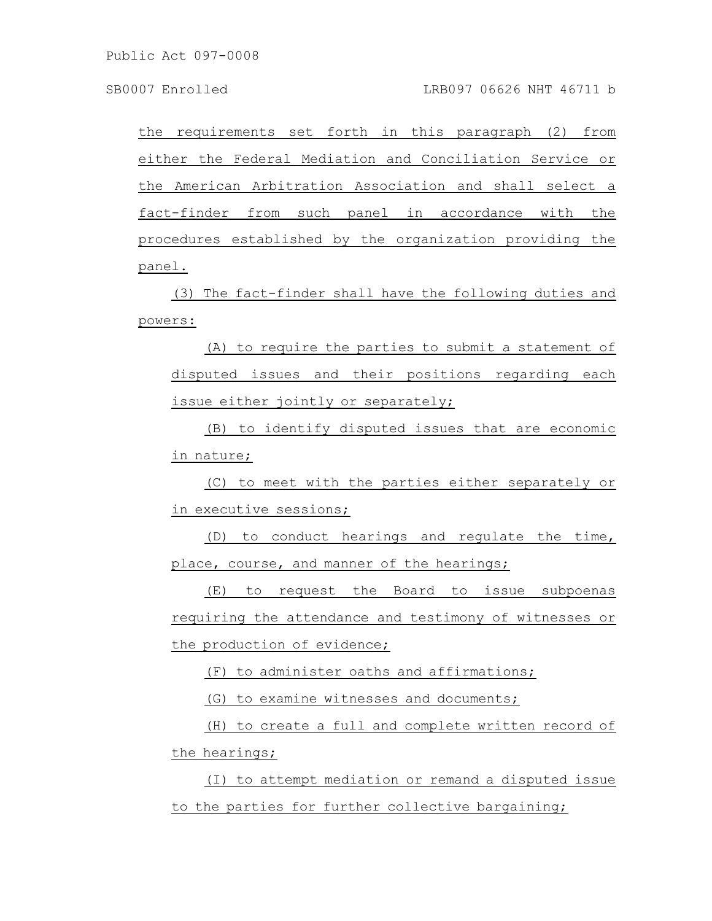the requirements set forth in this paragraph (2) from either the Federal Mediation and Conciliation Service or the American Arbitration Association and shall select a fact-finder from such panel in accordance with the procedures established by the organization providing the panel.

(3) The fact-finder shall have the following duties and powers:

(A) to require the parties to submit a statement of disputed issues and their positions regarding each issue either jointly or separately;

(B) to identify disputed issues that are economic in nature;

(C) to meet with the parties either separately or in executive sessions;

(D) to conduct hearings and regulate the time, place, course, and manner of the hearings;

(E) to request the Board to issue subpoenas requiring the attendance and testimony of witnesses or the production of evidence;

(F) to administer oaths and affirmations;

(G) to examine witnesses and documents;

(H) to create a full and complete written record of the hearings;

(I) to attempt mediation or remand a disputed issue to the parties for further collective bargaining;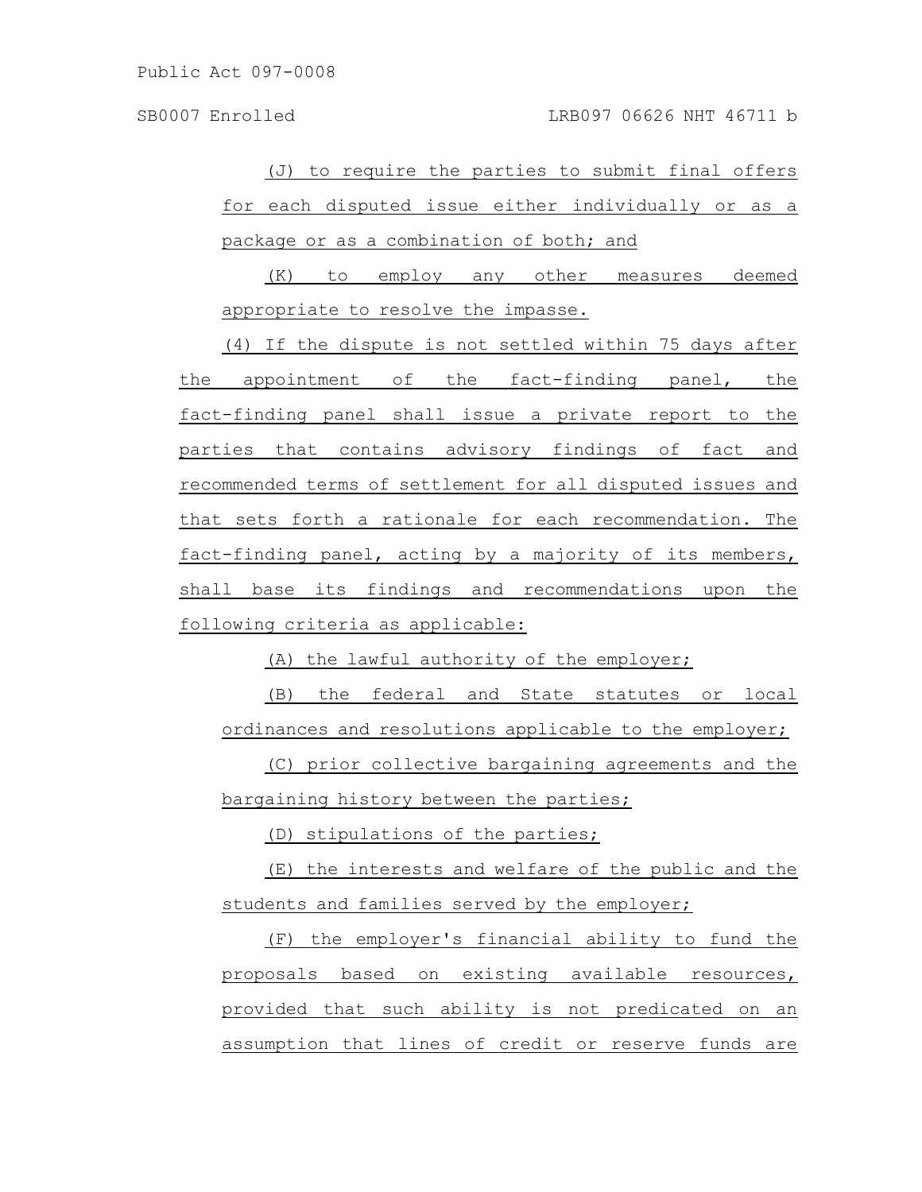(J) to require the parties to submit final offers for each disputed issue either individually or as a package or as a combination of both; and

(K) to employ any other measures deemed appropriate to resolve the impasse.

(4) If the dispute is not settled within 75 days after the appointment of the fact-finding panel, the fact-finding panel shall issue a private report to the parties that contains advisory findings of fact and recommended terms of settlement for all disputed issues and that sets forth a rationale for each recommendation. The fact-finding panel, acting by a majority of its members, shall base its findings and recommendations upon the following criteria as applicable:

(A) the lawful authority of the employer;

(B) the federal and State statutes or local ordinances and resolutions applicable to the employer;

(C) prior collective bargaining agreements and the bargaining history between the parties;

(D) stipulations of the parties;

(E) the interests and welfare of the public and the students and families served by the employer;

(F) the employer's financial ability to fund the proposals based on existing available resources, provided that such ability is not predicated on an assumption that lines of credit or reserve funds are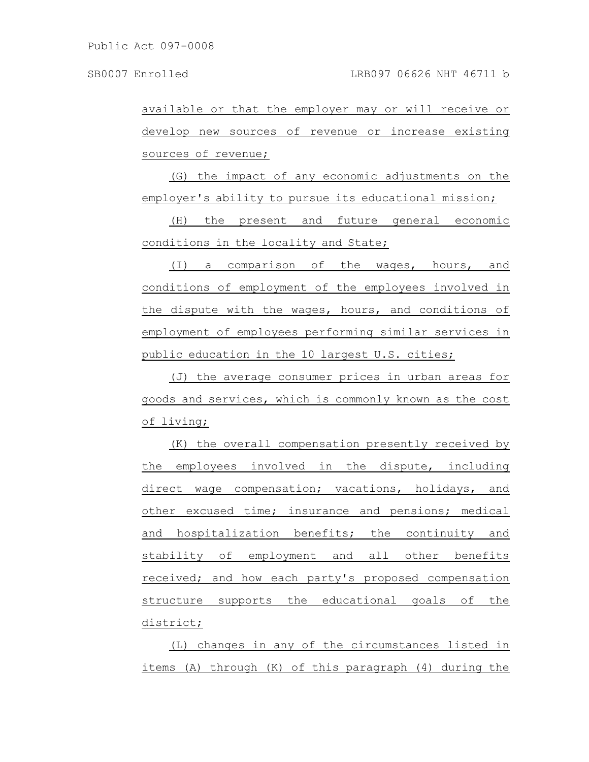available or that the employer may or will receive or develop new sources of revenue or increase existing sources of revenue;

(G) the impact of any economic adjustments on the employer's ability to pursue its educational mission;

(H) the present and future general economic conditions in the locality and State;

(I) a comparison of the wages, hours, and conditions of employment of the employees involved in the dispute with the wages, hours, and conditions of employment of employees performing similar services in public education in the 10 largest U.S. cities;

(J) the average consumer prices in urban areas for goods and services, which is commonly known as the cost of living;

(K) the overall compensation presently received by the employees involved in the dispute, including direct wage compensation; vacations, holidays, and other excused time; insurance and pensions; medical and hospitalization benefits; the continuity and stability of employment and all other benefits received; and how each party's proposed compensation structure supports the educational goals of the district;

(L) changes in any of the circumstances listed in items (A) through (K) of this paragraph (4) during the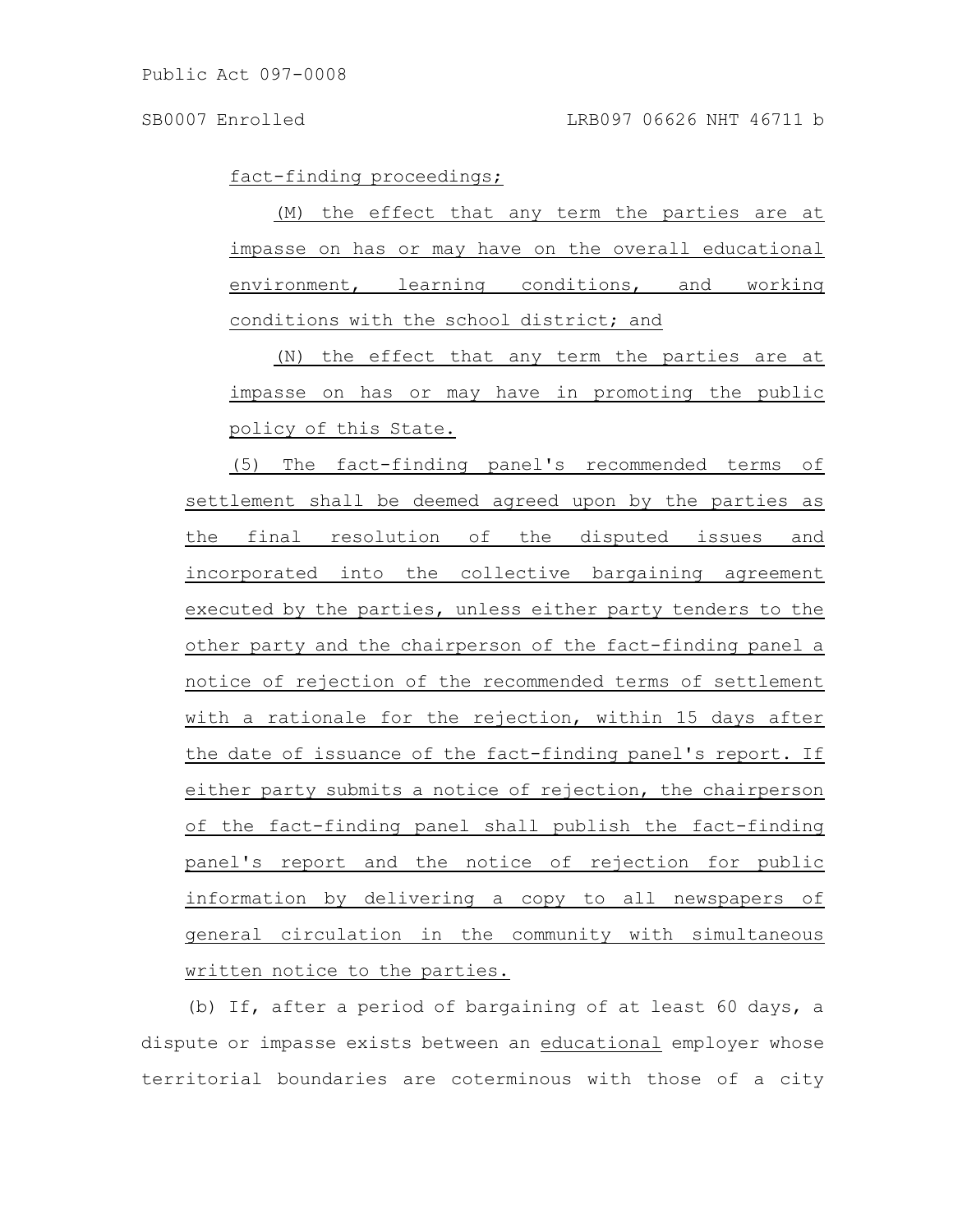fact-finding proceedings;

(M) the effect that any term the parties are at impasse on has or may have on the overall educational environment, learning conditions, and working conditions with the school district; and

(N) the effect that any term the parties are at impasse on has or may have in promoting the public policy of this State.

(5) The fact-finding panel's recommended terms of settlement shall be deemed agreed upon by the parties as the final resolution of the disputed issues and incorporated into the collective bargaining agreement executed by the parties, unless either party tenders to the other party and the chairperson of the fact-finding panel a notice of rejection of the recommended terms of settlement with a rationale for the rejection, within 15 days after the date of issuance of the fact-finding panel's report. If either party submits a notice of rejection, the chairperson of the fact-finding panel shall publish the fact-finding panel's report and the notice of rejection for public information by delivering a copy to all newspapers of general circulation in the community with simultaneous written notice to the parties.

(b) If, after a period of bargaining of at least 60 days, a dispute or impasse exists between an educational employer whose territorial boundaries are coterminous with those of a city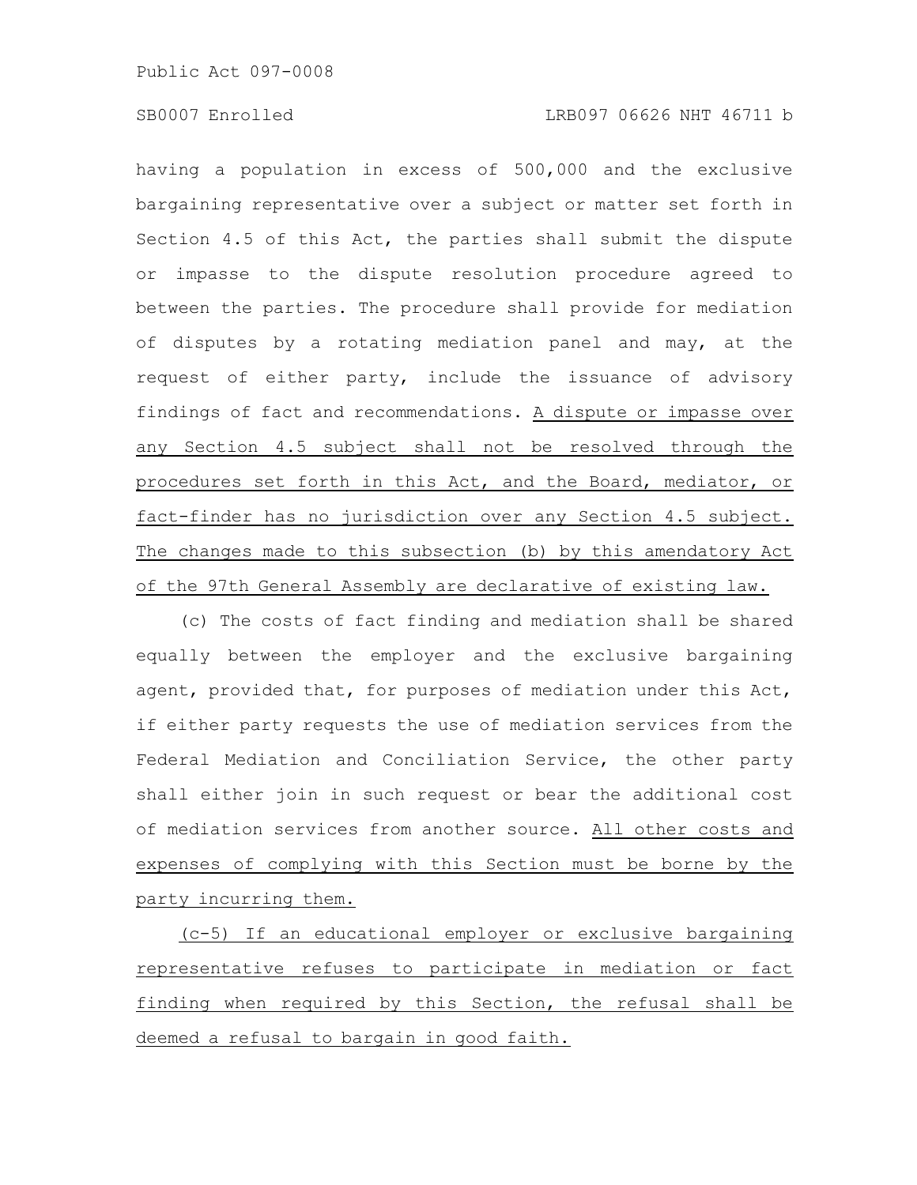having a population in excess of 500,000 and the exclusive bargaining representative over a subject or matter set forth in Section 4.5 of this Act, the parties shall submit the dispute or impasse to the dispute resolution procedure agreed to between the parties. The procedure shall provide for mediation of disputes by a rotating mediation panel and may, at the request of either party, include the issuance of advisory findings of fact and recommendations. A dispute or impasse over any Section 4.5 subject shall not be resolved through the procedures set forth in this Act, and the Board, mediator, or fact-finder has no jurisdiction over any Section 4.5 subject. The changes made to this subsection (b) by this amendatory Act of the 97th General Assembly are declarative of existing law.

(c) The costs of fact finding and mediation shall be shared equally between the employer and the exclusive bargaining agent, provided that, for purposes of mediation under this Act, if either party requests the use of mediation services from the Federal Mediation and Conciliation Service, the other party shall either join in such request or bear the additional cost of mediation services from another source. All other costs and expenses of complying with this Section must be borne by the party incurring them.

(c-5) If an educational employer or exclusive bargaining representative refuses to participate in mediation or fact finding when required by this Section, the refusal shall be deemed a refusal to bargain in good faith.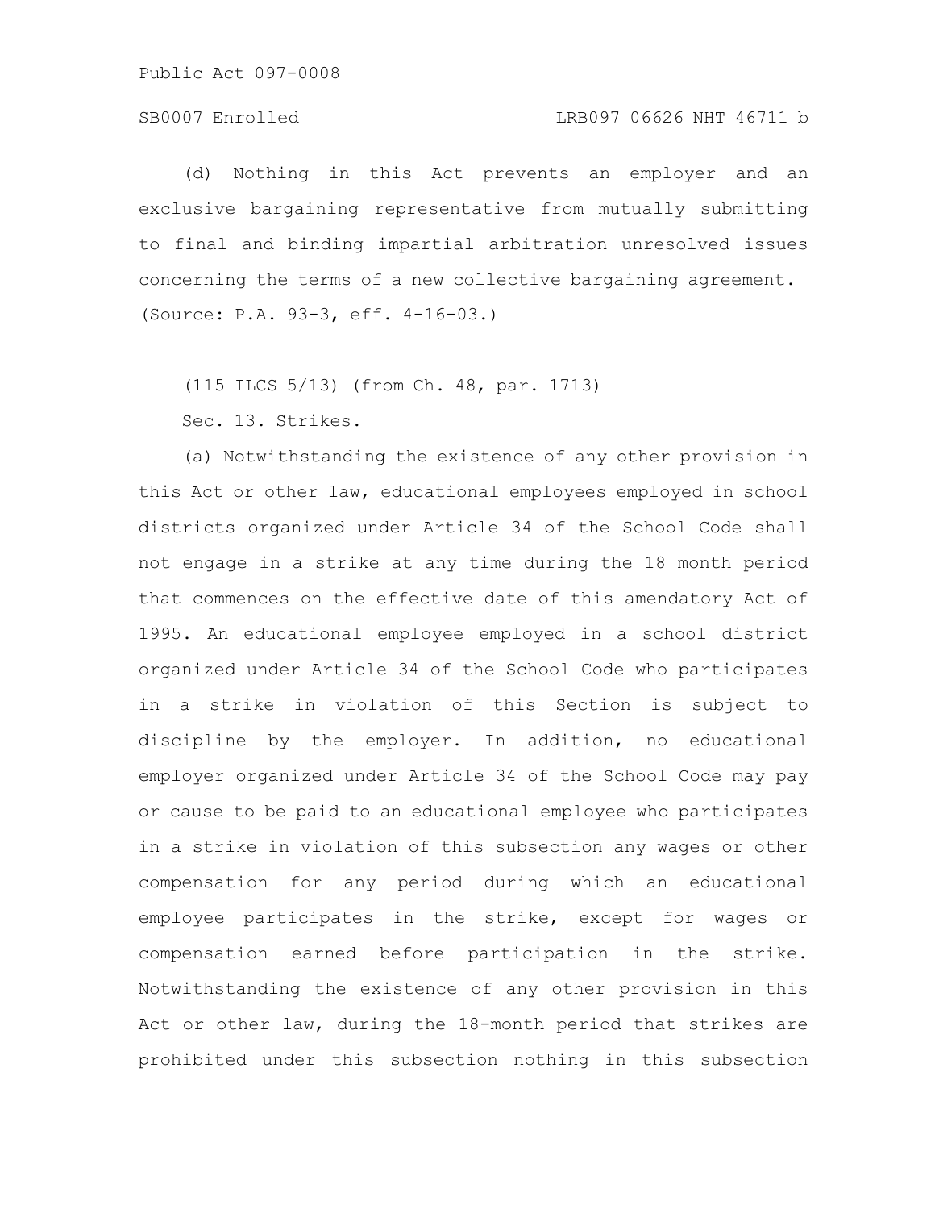(d) Nothing in this Act prevents an employer and an exclusive bargaining representative from mutually submitting to final and binding impartial arbitration unresolved issues concerning the terms of a new collective bargaining agreement.
(Source: P.A. 93-3, eff. 4-16-03.)

(115 ILCS 5/13) (from Ch. 48, par. 1713)

Sec. 13. Strikes.

(a) Notwithstanding the existence of any other provision in this Act or other law, educational employees employed in school districts organized under Article 34 of the School Code shall not engage in a strike at any time during the 18 month period that commences on the effective date of this amendatory Act of 1995. An educational employee employed in a school district organized under Article 34 of the School Code who participates in a strike in violation of this Section is subject to discipline by the employer. In addition, no educational employer organized under Article 34 of the School Code may pay or cause to be paid to an educational employee who participates in a strike in violation of this subsection any wages or other compensation for any period during which an educational employee participates in the strike, except for wages or compensation earned before participation in the strike. Notwithstanding the existence of any other provision in this Act or other law, during the 18-month period that strikes are prohibited under this subsection nothing in this subsection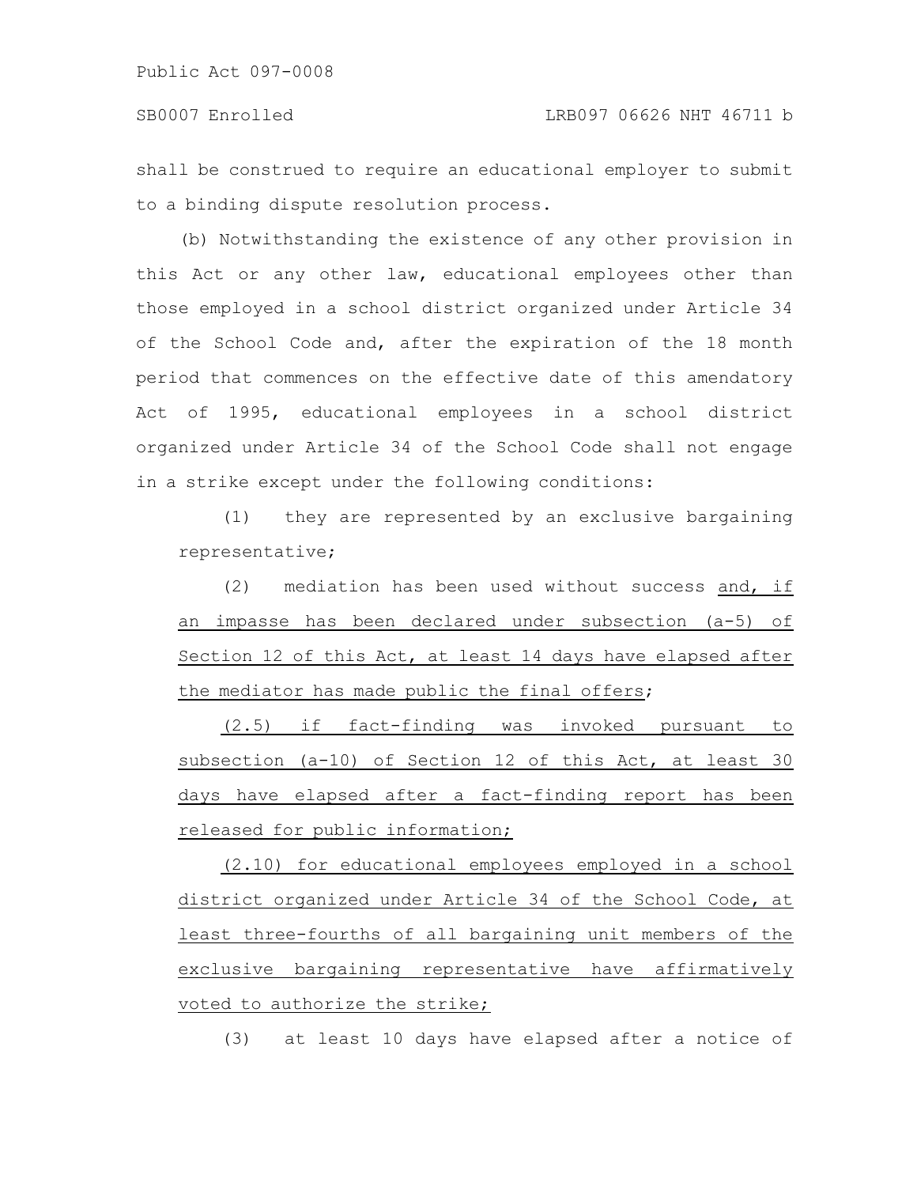shall be construed to require an educational employer to submit to a binding dispute resolution process.

(b) Notwithstanding the existence of any other provision in this Act or any other law, educational employees other than those employed in a school district organized under Article 34 of the School Code and, after the expiration of the 18 month period that commences on the effective date of this amendatory Act of 1995, educational employees in a school district organized under Article 34 of the School Code shall not engage in a strike except under the following conditions:

(1) they are represented by an exclusive bargaining representative;

(2) mediation has been used without success and, if an impasse has been declared under subsection (a-5) of Section 12 of this Act, at least 14 days have elapsed after the mediator has made public the final offers;

(2.5) if fact-finding was invoked pursuant to subsection (a-10) of Section 12 of this Act, at least 30 days have elapsed after a fact-finding report has been released for public information;

(2.10) for educational employees employed in a school district organized under Article 34 of the School Code, at least three-fourths of all bargaining unit members of the exclusive bargaining representative have affirmatively voted to authorize the strike;

(3) at least 10 days have elapsed after a notice of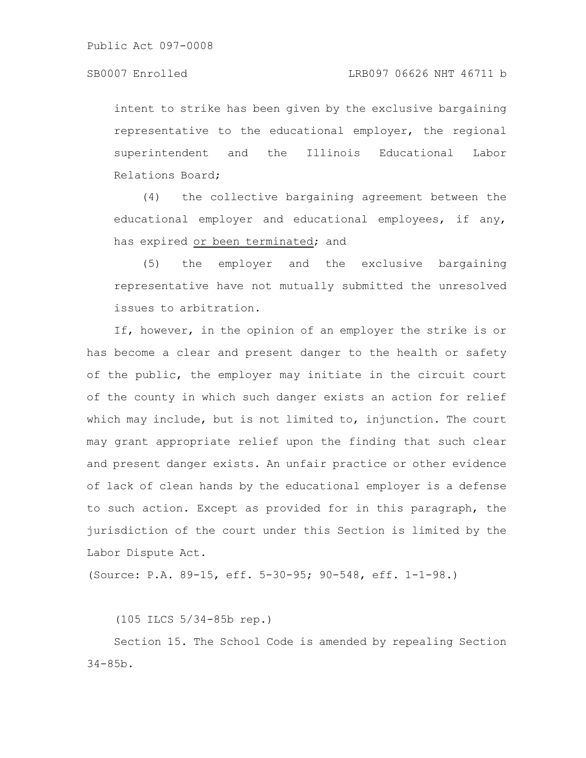intent to strike has been given by the exclusive bargaining representative to the educational employer, the regional superintendent and the Illinois Educational Labor Relations Board;

(4) the collective bargaining agreement between the educational employer and educational employees, if any, has expired <u>or been terminated</u>; and

(5) the employer and the exclusive bargaining representative have not mutually submitted the unresolved issues to arbitration.

If, however, in the opinion of an employer the strike is or has become a clear and present danger to the health or safety of the public, the employer may initiate in the circuit court of the county in which such danger exists an action for relief which may include, but is not limited to, injunction. The court may grant appropriate relief upon the finding that such clear and present danger exists. An unfair practice or other evidence of lack of clean hands by the educational employer is a defense to such action. Except as provided for in this paragraph, the jurisdiction of the court under this Section is limited by the Labor Dispute Act.

(Source: P.A. 89-15, eff. 5-30-95; 90-548, eff. 1-1-98.)

(105 ILCS 5/34-85b rep.)

Section 15. The School Code is amended by repealing Section 34-85b.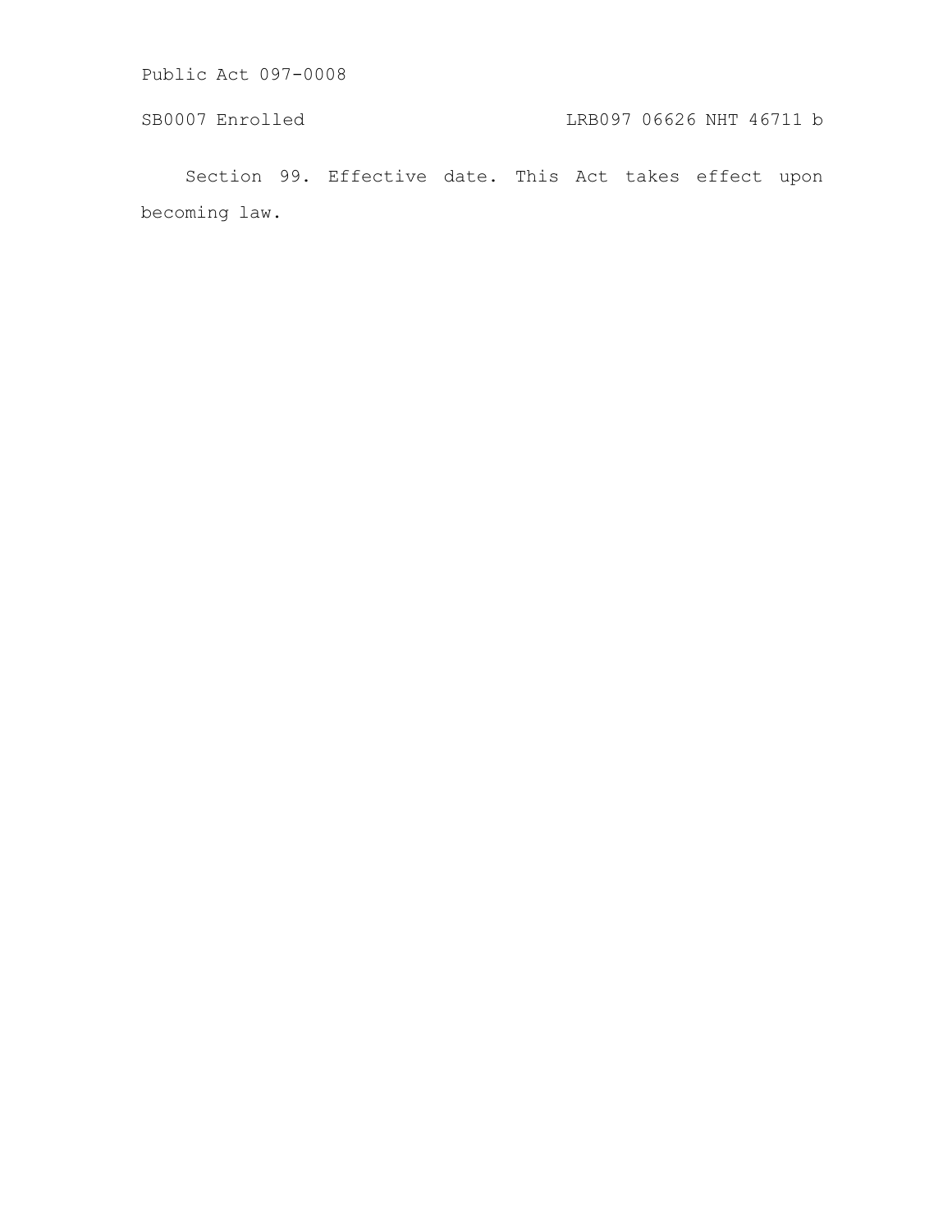Section 99. Effective date. This Act takes effect upon becoming law.